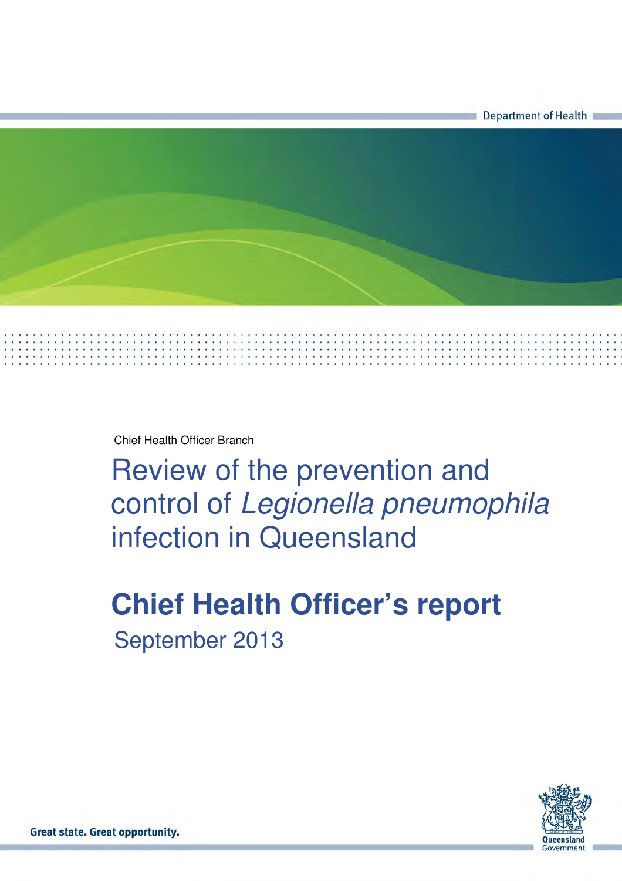Department of Health

Chief Health Officer Branch

# Review of the prevention and control of *Legionella pneumophila* infection in Queensland

## Chief Health Officer's report

September 2013

Great state. Great opportunity.

Queensland Government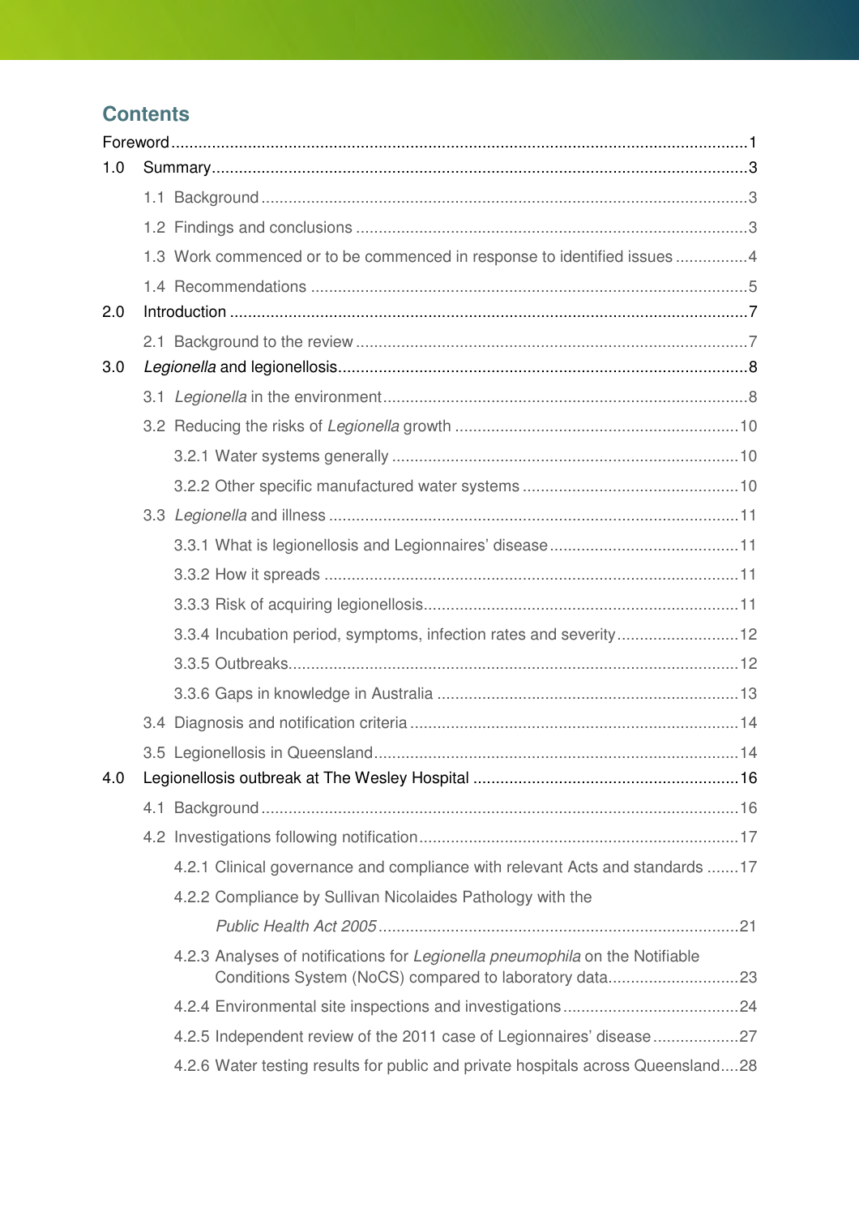## Contents

Foreword ........................................................................................................................ 1

1.0 Summary ...................................................................................................................... 3

1.1 Background ............................................................................................................ 3

1.2 Findings and conclusions ....................................................................................... 3

1.3 Work commenced or to be commenced in response to identified issues ................ 4

1.4 Recommendations .................................................................................................. 5

2.0 Introduction .................................................................................................................. 7

2.1 Background to the review ....................................................................................... 7

3.0 *Legionella* and legionellosis ......................................................................................... 8

3.1 *Legionella* in the environment ................................................................................. 8

3.2 Reducing the risks of *Legionella* growth ............................................................... 10

3.2.1 Water systems generally ............................................................................. 10

3.2.2 Other specific manufactured water systems ................................................ 10

3.3 *Legionella* and illness ........................................................................................... 11

3.3.1 What is legionellosis and Legionnaires' disease .......................................... 11

3.3.2 How it spreads ............................................................................................ 11

3.3.3 Risk of acquiring legionellosis ...................................................................... 11

3.3.4 Incubation period, symptoms, infection rates and severity ........................... 12

3.3.5 Outbreaks .................................................................................................... 12

3.3.6 Gaps in knowledge in Australia ................................................................... 13

3.4 Diagnosis and notification criteria ......................................................................... 14

3.5 Legionellosis in Queensland ................................................................................. 14

4.0 Legionellosis outbreak at The Wesley Hospital ........................................................... 16

4.1 Background .......................................................................................................... 16

4.2 Investigations following notification ....................................................................... 17

4.2.1 Clinical governance and compliance with relevant Acts and standards ....... 17

4.2.2 Compliance by Sullivan Nicolaides Pathology with the *Public Health Act 2005* ................................................................................ 21

4.2.3 Analyses of notifications for *Legionella pneumophila* on the Notifiable Conditions System (NoCS) compared to laboratory data ............................. 23

4.2.4 Environmental site inspections and investigations ....................................... 24

4.2.5 Independent review of the 2011 case of Legionnaires' disease ................... 27

4.2.6 Water testing results for public and private hospitals across Queensland .... 28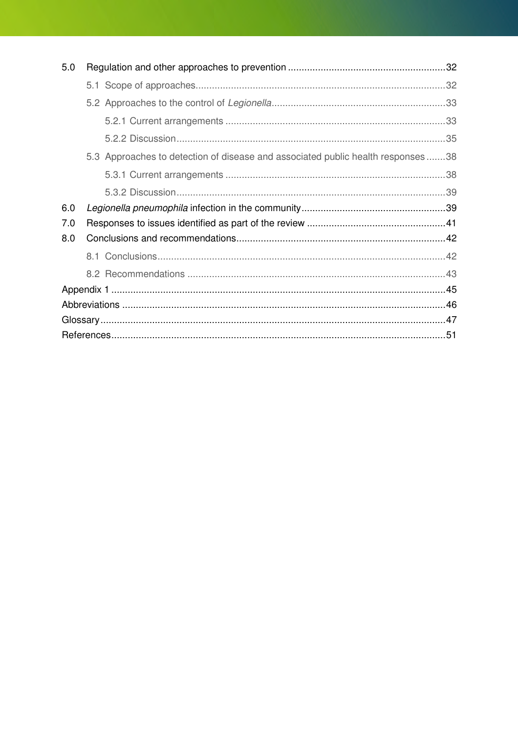5.0 Regulation and other approaches to prevention .......................................................... 32

5.1 Scope of approaches ........................................................................................... 32

5.2 Approaches to the control of *Legionella* ............................................................... 33

5.2.1 Current arrangements ................................................................................ 33

5.2.2 Discussion .................................................................................................. 35

5.3 Approaches to detection of disease and associated public health responses ....... 38

5.3.1 Current arrangements ................................................................................ 38

5.3.2 Discussion .................................................................................................. 39

6.0 *Legionella pneumophila* infection in the community ..................................................... 39

7.0 Responses to issues identified as part of the review ................................................... 41

8.0 Conclusions and recommendations ............................................................................ 42

8.1 Conclusions ......................................................................................................... 42

8.2 Recommendations ............................................................................................... 43

Appendix 1 ......................................................................................................................... 45

Abbreviations ...................................................................................................................... 46

Glossary ............................................................................................................................. 47

References ......................................................................................................................... 51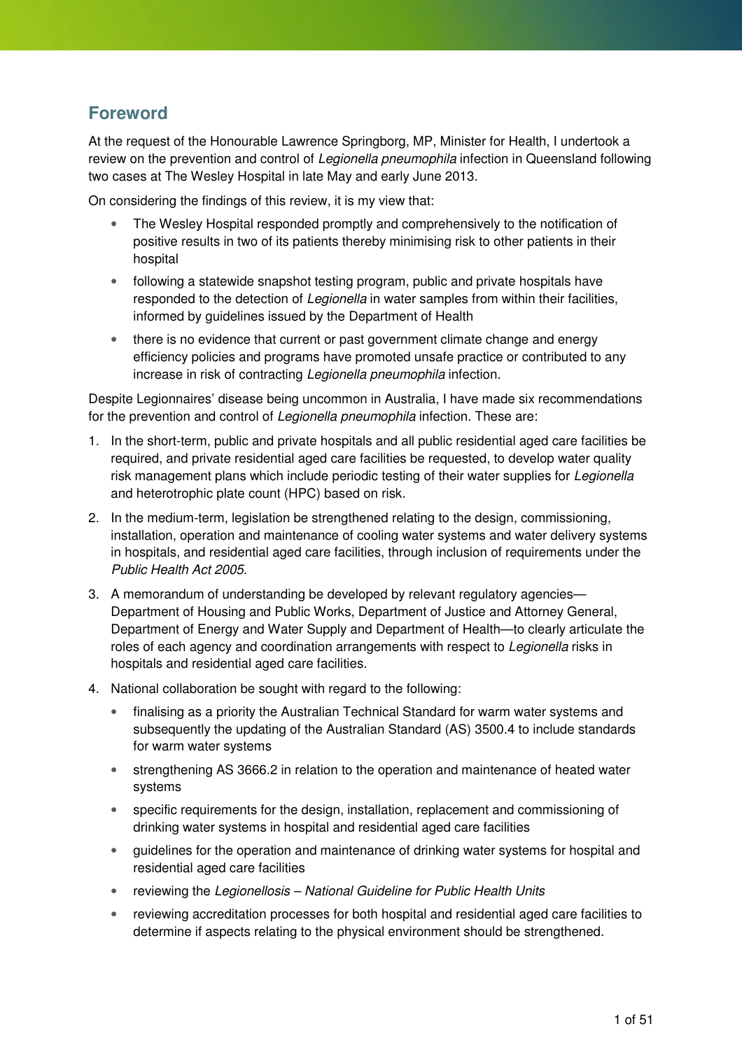## Foreword

At the request of the Honourable Lawrence Springborg, MP, Minister for Health, I undertook a review on the prevention and control of *Legionella pneumophila* infection in Queensland following two cases at The Wesley Hospital in late May and early June 2013.

On considering the findings of this review, it is my view that:

- The Wesley Hospital responded promptly and comprehensively to the notification of positive results in two of its patients thereby minimising risk to other patients in their hospital
- following a statewide snapshot testing program, public and private hospitals have responded to the detection of *Legionella* in water samples from within their facilities, informed by guidelines issued by the Department of Health
- there is no evidence that current or past government climate change and energy efficiency policies and programs have promoted unsafe practice or contributed to any increase in risk of contracting *Legionella pneumophila* infection.

Despite Legionnaires' disease being uncommon in Australia, I have made six recommendations for the prevention and control of *Legionella pneumophila* infection. These are:

1. In the short-term, public and private hospitals and all public residential aged care facilities be required, and private residential aged care facilities be requested, to develop water quality risk management plans which include periodic testing of their water supplies for *Legionella* and heterotrophic plate count (HPC) based on risk.
2. In the medium-term, legislation be strengthened relating to the design, commissioning, installation, operation and maintenance of cooling water systems and water delivery systems in hospitals, and residential aged care facilities, through inclusion of requirements under the *Public Health Act 2005*.
3. A memorandum of understanding be developed by relevant regulatory agencies—Department of Housing and Public Works, Department of Justice and Attorney General, Department of Energy and Water Supply and Department of Health—to clearly articulate the roles of each agency and coordination arrangements with respect to *Legionella* risks in hospitals and residential aged care facilities.
4. National collaboration be sought with regard to the following:
   - finalising as a priority the Australian Technical Standard for warm water systems and subsequently the updating of the Australian Standard (AS) 3500.4 to include standards for warm water systems
   - strengthening AS 3666.2 in relation to the operation and maintenance of heated water systems
   - specific requirements for the design, installation, replacement and commissioning of drinking water systems in hospital and residential aged care facilities
   - guidelines for the operation and maintenance of drinking water systems for hospital and residential aged care facilities
   - reviewing the *Legionellosis – National Guideline for Public Health Units*
   - reviewing accreditation processes for both hospital and residential aged care facilities to determine if aspects relating to the physical environment should be strengthened.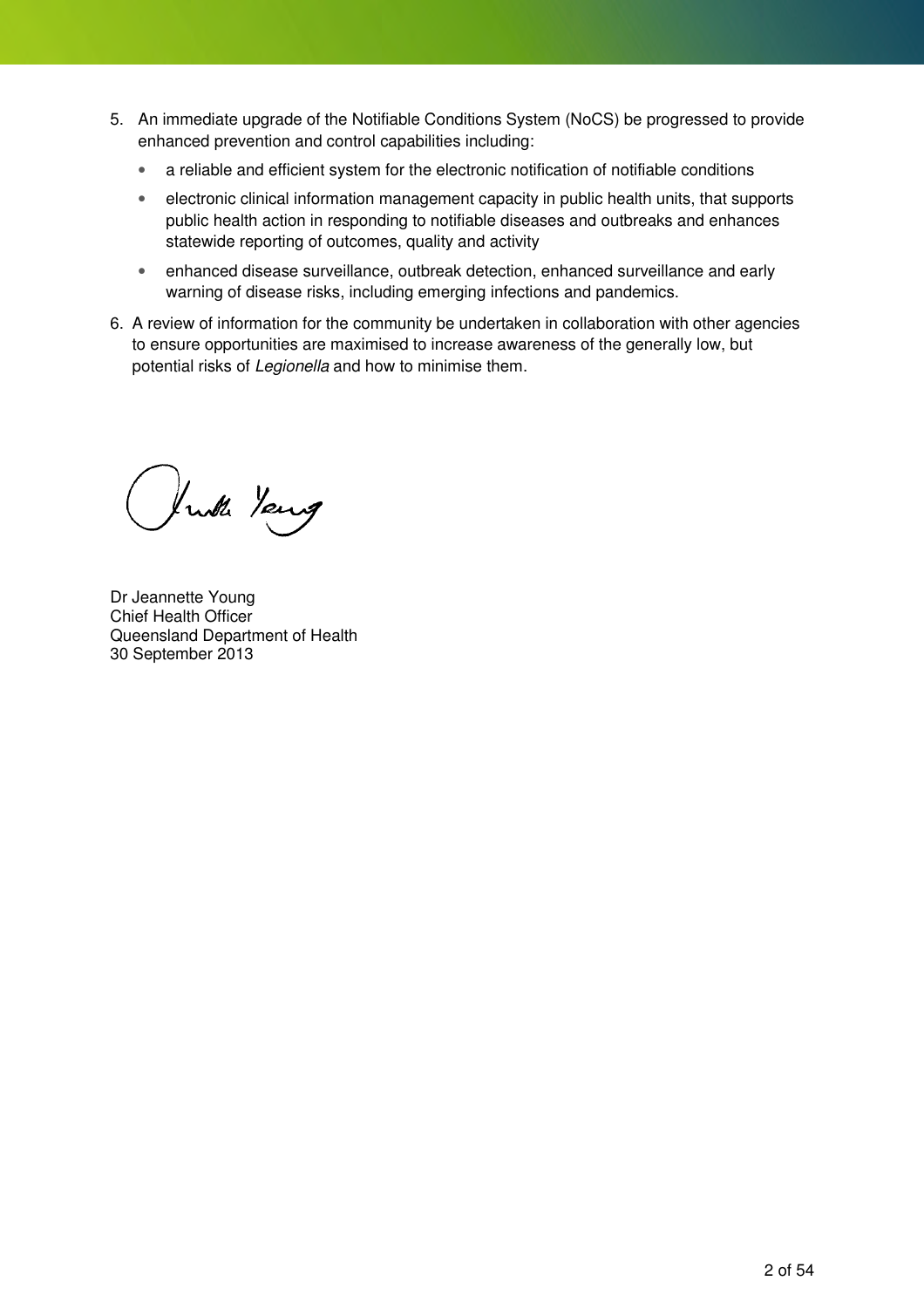5. An immediate upgrade of the Notifiable Conditions System (NoCS) be progressed to provide enhanced prevention and control capabilities including:
   - a reliable and efficient system for the electronic notification of notifiable conditions
   - electronic clinical information management capacity in public health units, that supports public health action in responding to notifiable diseases and outbreaks and enhances statewide reporting of outcomes, quality and activity
   - enhanced disease surveillance, outbreak detection, enhanced surveillance and early warning of disease risks, including emerging infections and pandemics.
6. A review of information for the community be undertaken in collaboration with other agencies to ensure opportunities are maximised to increase awareness of the generally low, but potential risks of *Legionella* and how to minimise them.

Dr Jeannette Young
Chief Health Officer
Queensland Department of Health
30 September 2013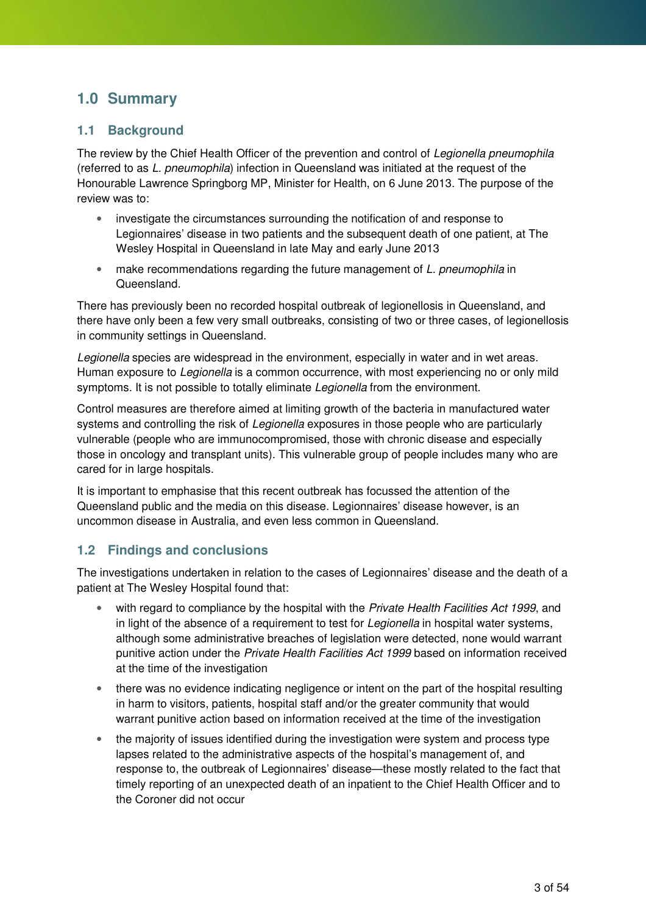# 1.0 Summary

## 1.1 Background

The review by the Chief Health Officer of the prevention and control of *Legionella pneumophila* (referred to as *L. pneumophila*) infection in Queensland was initiated at the request of the Honourable Lawrence Springborg MP, Minister for Health, on 6 June 2013. The purpose of the review was to:

- investigate the circumstances surrounding the notification of and response to Legionnaires' disease in two patients and the subsequent death of one patient, at The Wesley Hospital in Queensland in late May and early June 2013
- make recommendations regarding the future management of *L. pneumophila* in Queensland.

There has previously been no recorded hospital outbreak of legionellosis in Queensland, and there have only been a few very small outbreaks, consisting of two or three cases, of legionellosis in community settings in Queensland.

*Legionella* species are widespread in the environment, especially in water and in wet areas. Human exposure to *Legionella* is a common occurrence, with most experiencing no or only mild symptoms. It is not possible to totally eliminate *Legionella* from the environment.

Control measures are therefore aimed at limiting growth of the bacteria in manufactured water systems and controlling the risk of *Legionella* exposures in those people who are particularly vulnerable (people who are immunocompromised, those with chronic disease and especially those in oncology and transplant units). This vulnerable group of people includes many who are cared for in large hospitals.

It is important to emphasise that this recent outbreak has focussed the attention of the Queensland public and the media on this disease. Legionnaires' disease however, is an uncommon disease in Australia, and even less common in Queensland.

## 1.2 Findings and conclusions

The investigations undertaken in relation to the cases of Legionnaires' disease and the death of a patient at The Wesley Hospital found that:

- with regard to compliance by the hospital with the *Private Health Facilities Act 1999*, and in light of the absence of a requirement to test for *Legionella* in hospital water systems, although some administrative breaches of legislation were detected, none would warrant punitive action under the *Private Health Facilities Act 1999* based on information received at the time of the investigation
- there was no evidence indicating negligence or intent on the part of the hospital resulting in harm to visitors, patients, hospital staff and/or the greater community that would warrant punitive action based on information received at the time of the investigation
- the majority of issues identified during the investigation were system and process type lapses related to the administrative aspects of the hospital's management of, and response to, the outbreak of Legionnaires' disease—these mostly related to the fact that timely reporting of an unexpected death of an inpatient to the Chief Health Officer and to the Coroner did not occur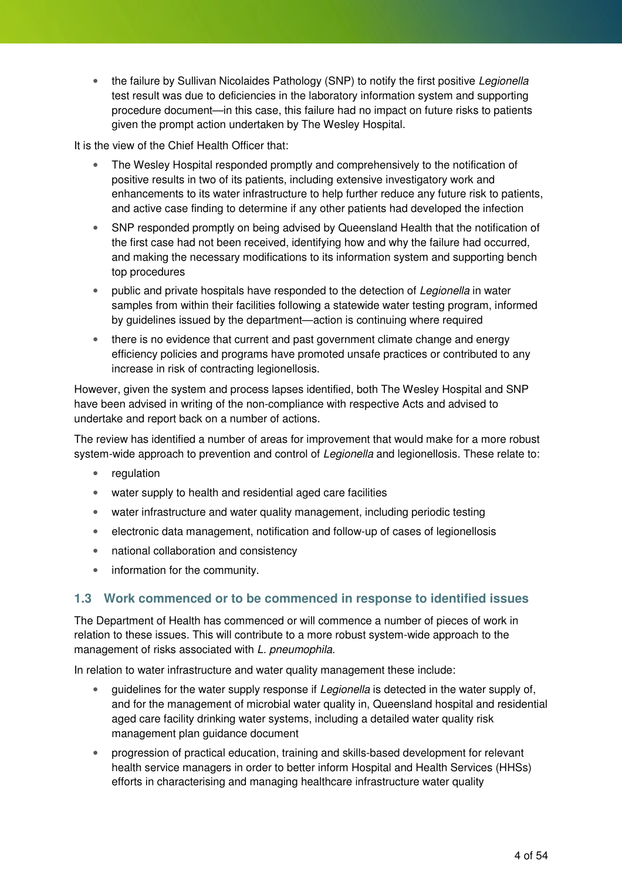- the failure by Sullivan Nicolaides Pathology (SNP) to notify the first positive *Legionella* test result was due to deficiencies in the laboratory information system and supporting procedure document—in this case, this failure had no impact on future risks to patients given the prompt action undertaken by The Wesley Hospital.

It is the view of the Chief Health Officer that:

- The Wesley Hospital responded promptly and comprehensively to the notification of positive results in two of its patients, including extensive investigatory work and enhancements to its water infrastructure to help further reduce any future risk to patients, and active case finding to determine if any other patients had developed the infection
- SNP responded promptly on being advised by Queensland Health that the notification of the first case had not been received, identifying how and why the failure had occurred, and making the necessary modifications to its information system and supporting bench top procedures
- public and private hospitals have responded to the detection of *Legionella* in water samples from within their facilities following a statewide water testing program, informed by guidelines issued by the department—action is continuing where required
- there is no evidence that current and past government climate change and energy efficiency policies and programs have promoted unsafe practices or contributed to any increase in risk of contracting legionellosis.

However, given the system and process lapses identified, both The Wesley Hospital and SNP have been advised in writing of the non-compliance with respective Acts and advised to undertake and report back on a number of actions.

The review has identified a number of areas for improvement that would make for a more robust system-wide approach to prevention and control of *Legionella* and legionellosis. These relate to:

- regulation
- water supply to health and residential aged care facilities
- water infrastructure and water quality management, including periodic testing
- electronic data management, notification and follow-up of cases of legionellosis
- national collaboration and consistency
- information for the community.

## 1.3 Work commenced or to be commenced in response to identified issues

The Department of Health has commenced or will commence a number of pieces of work in relation to these issues. This will contribute to a more robust system-wide approach to the management of risks associated with *L. pneumophila*.

In relation to water infrastructure and water quality management these include:

- guidelines for the water supply response if *Legionella* is detected in the water supply of, and for the management of microbial water quality in, Queensland hospital and residential aged care facility drinking water systems, including a detailed water quality risk management plan guidance document
- progression of practical education, training and skills-based development for relevant health service managers in order to better inform Hospital and Health Services (HHSs) efforts in characterising and managing healthcare infrastructure water quality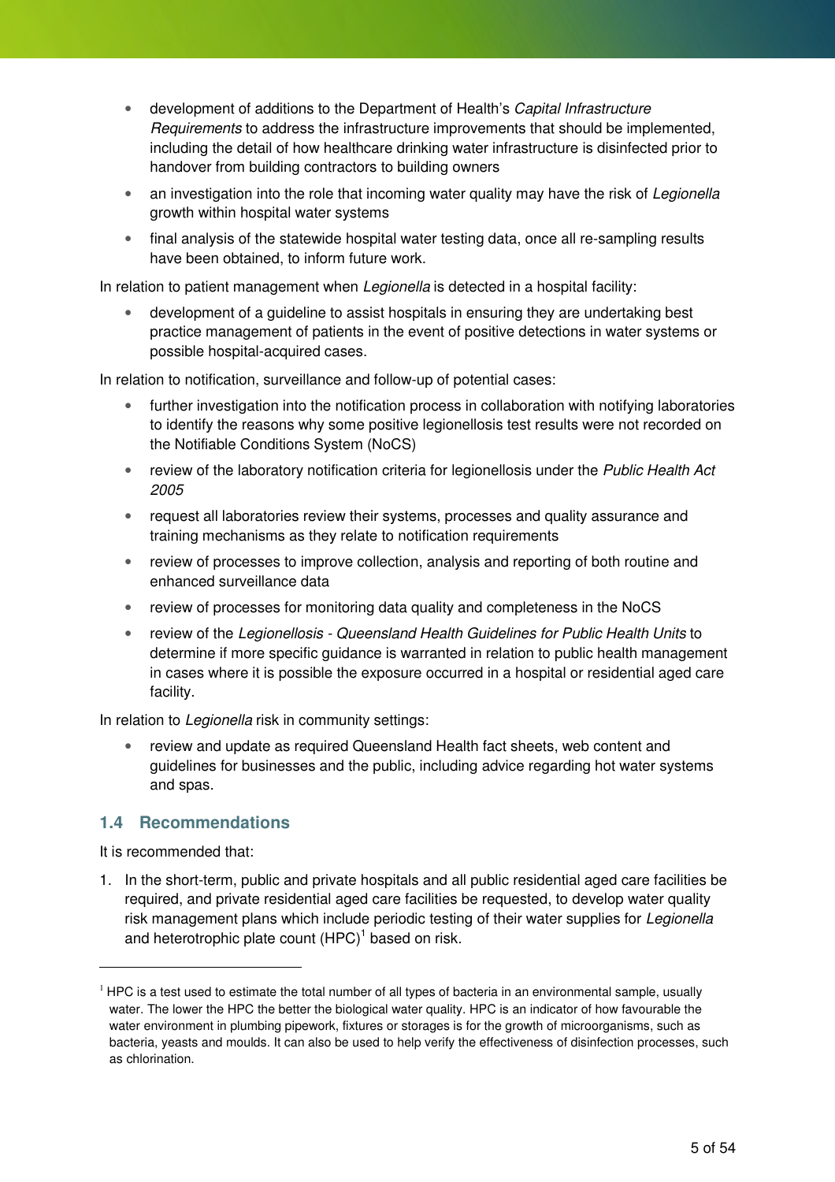- development of additions to the Department of Health's *Capital Infrastructure Requirements* to address the infrastructure improvements that should be implemented, including the detail of how healthcare drinking water infrastructure is disinfected prior to handover from building contractors to building owners
- an investigation into the role that incoming water quality may have the risk of *Legionella* growth within hospital water systems
- final analysis of the statewide hospital water testing data, once all re-sampling results have been obtained, to inform future work.

In relation to patient management when *Legionella* is detected in a hospital facility:

- development of a guideline to assist hospitals in ensuring they are undertaking best practice management of patients in the event of positive detections in water systems or possible hospital-acquired cases.

In relation to notification, surveillance and follow-up of potential cases:

- further investigation into the notification process in collaboration with notifying laboratories to identify the reasons why some positive legionellosis test results were not recorded on the Notifiable Conditions System (NoCS)
- review of the laboratory notification criteria for legionellosis under the *Public Health Act 2005*
- request all laboratories review their systems, processes and quality assurance and training mechanisms as they relate to notification requirements
- review of processes to improve collection, analysis and reporting of both routine and enhanced surveillance data
- review of processes for monitoring data quality and completeness in the NoCS
- review of the *Legionellosis - Queensland Health Guidelines for Public Health Units* to determine if more specific guidance is warranted in relation to public health management in cases where it is possible the exposure occurred in a hospital or residential aged care facility.

In relation to *Legionella* risk in community settings:

- review and update as required Queensland Health fact sheets, web content and guidelines for businesses and the public, including advice regarding hot water systems and spas.

## 1.4 Recommendations

It is recommended that:

1. In the short-term, public and private hospitals and all public residential aged care facilities be required, and private residential aged care facilities be requested, to develop water quality risk management plans which include periodic testing of their water supplies for *Legionella* and heterotrophic plate count (HPC)[1] based on risk.

---

[1] HPC is a test used to estimate the total number of all types of bacteria in an environmental sample, usually water. The lower the HPC the better the biological water quality. HPC is an indicator of how favourable the water environment in plumbing pipework, fixtures or storages is for the growth of microorganisms, such as bacteria, yeasts and moulds. It can also be used to help verify the effectiveness of disinfection processes, such as chlorination.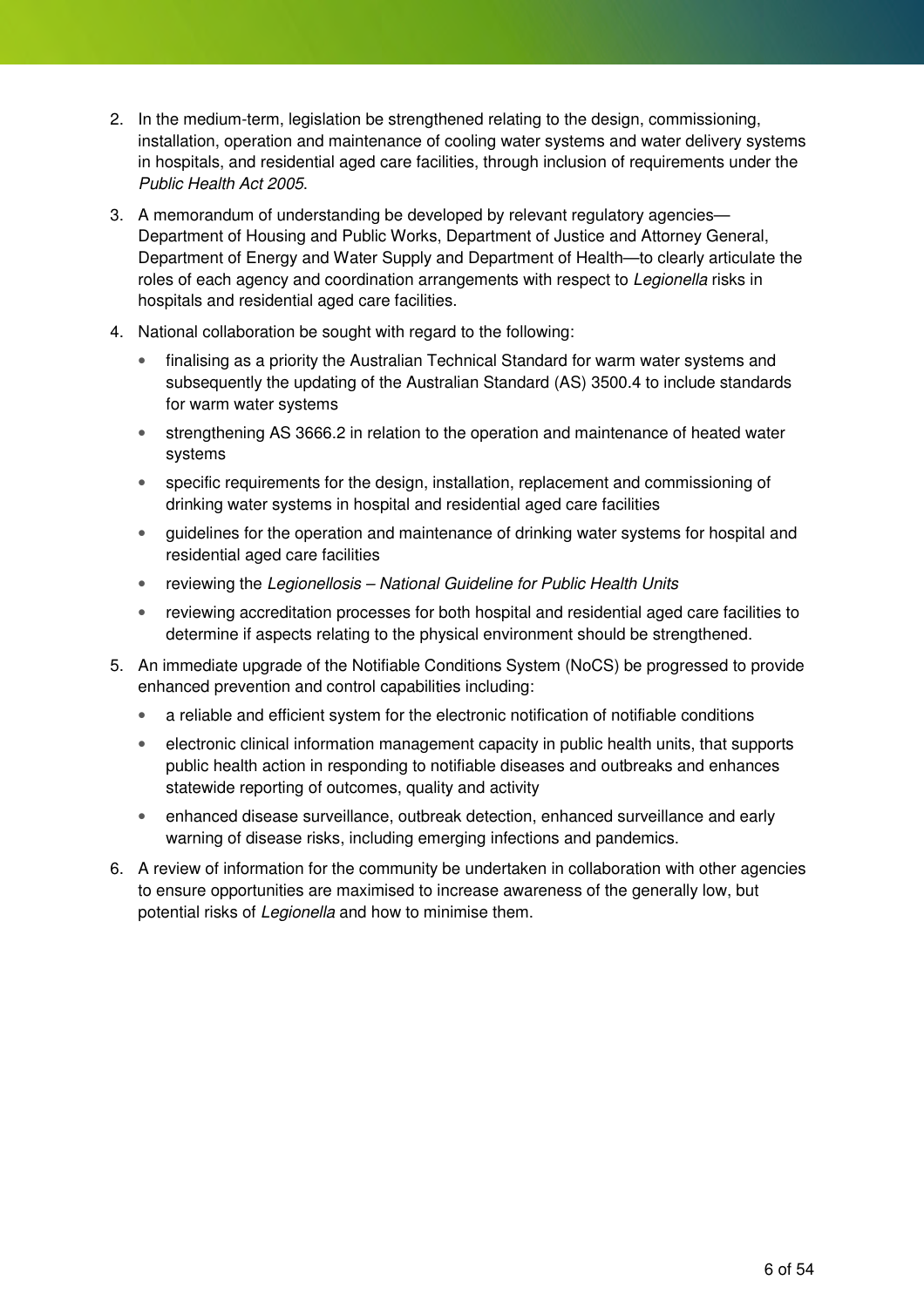2. In the medium-term, legislation be strengthened relating to the design, commissioning, installation, operation and maintenance of cooling water systems and water delivery systems in hospitals, and residential aged care facilities, through inclusion of requirements under the *Public Health Act 2005*.

3. A memorandum of understanding be developed by relevant regulatory agencies—Department of Housing and Public Works, Department of Justice and Attorney General, Department of Energy and Water Supply and Department of Health—to clearly articulate the roles of each agency and coordination arrangements with respect to *Legionella* risks in hospitals and residential aged care facilities.

4. National collaboration be sought with regard to the following:
   - finalising as a priority the Australian Technical Standard for warm water systems and subsequently the updating of the Australian Standard (AS) 3500.4 to include standards for warm water systems
   - strengthening AS 3666.2 in relation to the operation and maintenance of heated water systems
   - specific requirements for the design, installation, replacement and commissioning of drinking water systems in hospital and residential aged care facilities
   - guidelines for the operation and maintenance of drinking water systems for hospital and residential aged care facilities
   - reviewing the *Legionellosis – National Guideline for Public Health Units*
   - reviewing accreditation processes for both hospital and residential aged care facilities to determine if aspects relating to the physical environment should be strengthened.

5. An immediate upgrade of the Notifiable Conditions System (NoCS) be progressed to provide enhanced prevention and control capabilities including:
   - a reliable and efficient system for the electronic notification of notifiable conditions
   - electronic clinical information management capacity in public health units, that supports public health action in responding to notifiable diseases and outbreaks and enhances statewide reporting of outcomes, quality and activity
   - enhanced disease surveillance, outbreak detection, enhanced surveillance and early warning of disease risks, including emerging infections and pandemics.

6. A review of information for the community be undertaken in collaboration with other agencies to ensure opportunities are maximised to increase awareness of the generally low, but potential risks of *Legionella* and how to minimise them.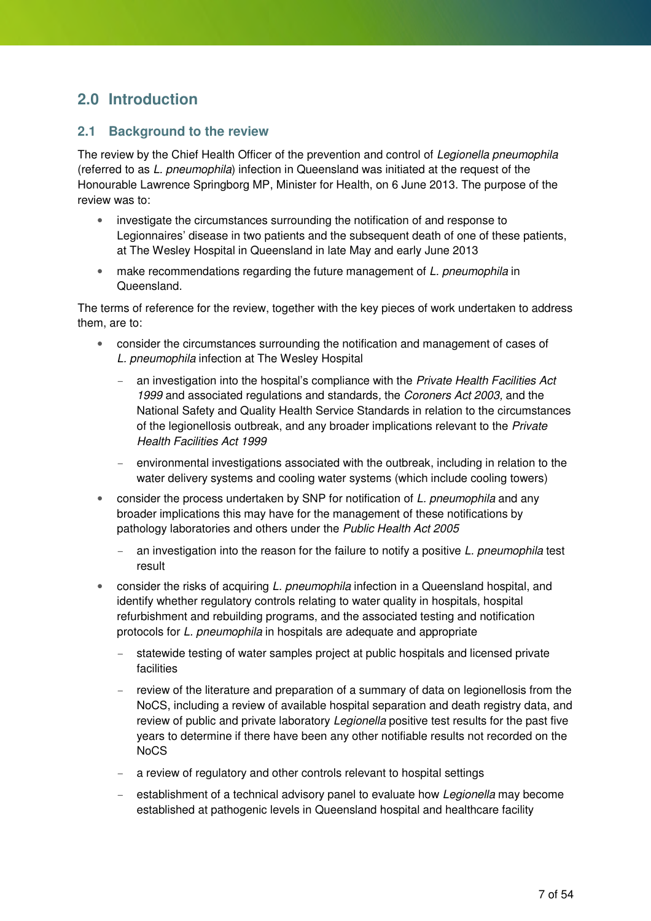## 2.0 Introduction

### 2.1 Background to the review

The review by the Chief Health Officer of the prevention and control of *Legionella pneumophila* (referred to as *L. pneumophila*) infection in Queensland was initiated at the request of the Honourable Lawrence Springborg MP, Minister for Health, on 6 June 2013. The purpose of the review was to:

- investigate the circumstances surrounding the notification of and response to Legionnaires' disease in two patients and the subsequent death of one of these patients, at The Wesley Hospital in Queensland in late May and early June 2013
- make recommendations regarding the future management of *L. pneumophila* in Queensland.

The terms of reference for the review, together with the key pieces of work undertaken to address them, are to:

- consider the circumstances surrounding the notification and management of cases of *L. pneumophila* infection at The Wesley Hospital
  - an investigation into the hospital's compliance with the *Private Health Facilities Act 1999* and associated regulations and standards, the *Coroners Act 2003,* and the National Safety and Quality Health Service Standards in relation to the circumstances of the legionellosis outbreak, and any broader implications relevant to the *Private Health Facilities Act 1999*
  - environmental investigations associated with the outbreak, including in relation to the water delivery systems and cooling water systems (which include cooling towers)
- consider the process undertaken by SNP for notification of *L. pneumophila* and any broader implications this may have for the management of these notifications by pathology laboratories and others under the *Public Health Act 2005*
  - an investigation into the reason for the failure to notify a positive *L. pneumophila* test result
- consider the risks of acquiring *L. pneumophila* infection in a Queensland hospital, and identify whether regulatory controls relating to water quality in hospitals, hospital refurbishment and rebuilding programs, and the associated testing and notification protocols for *L. pneumophila* in hospitals are adequate and appropriate
  - statewide testing of water samples project at public hospitals and licensed private facilities
  - review of the literature and preparation of a summary of data on legionellosis from the NoCS, including a review of available hospital separation and death registry data, and review of public and private laboratory *Legionella* positive test results for the past five years to determine if there have been any other notifiable results not recorded on the NoCS
  - a review of regulatory and other controls relevant to hospital settings
  - establishment of a technical advisory panel to evaluate how *Legionella* may become established at pathogenic levels in Queensland hospital and healthcare facility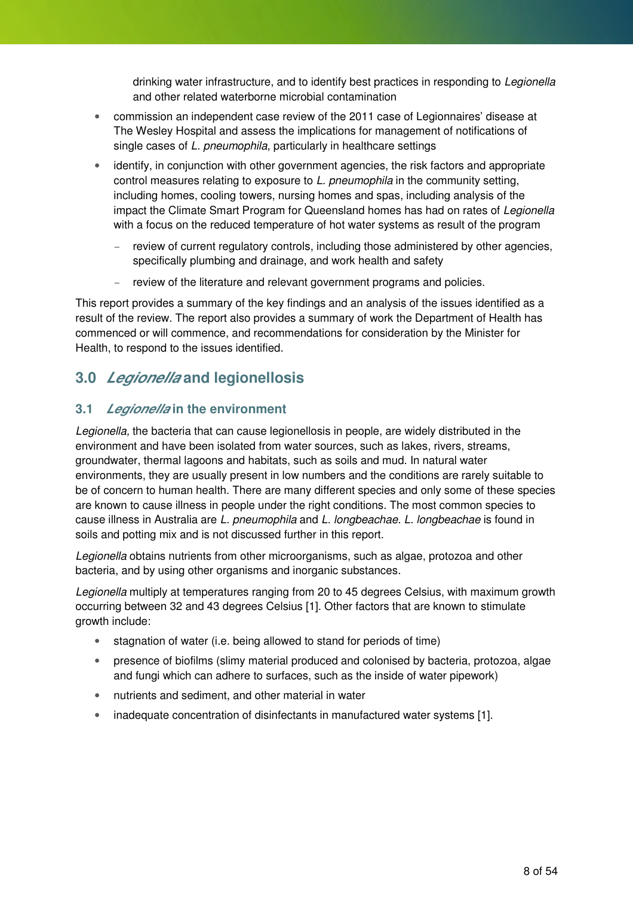drinking water infrastructure, and to identify best practices in responding to *Legionella* and other related waterborne microbial contamination

- commission an independent case review of the 2011 case of Legionnaires' disease at The Wesley Hospital and assess the implications for management of notifications of single cases of *L. pneumophila*, particularly in healthcare settings
- identify, in conjunction with other government agencies, the risk factors and appropriate control measures relating to exposure to *L. pneumophila* in the community setting, including homes, cooling towers, nursing homes and spas, including analysis of the impact the Climate Smart Program for Queensland homes has had on rates of *Legionella* with a focus on the reduced temperature of hot water systems as result of the program
  - review of current regulatory controls, including those administered by other agencies, specifically plumbing and drainage, and work health and safety
  - review of the literature and relevant government programs and policies.

This report provides a summary of the key findings and an analysis of the issues identified as a result of the review. The report also provides a summary of work the Department of Health has commenced or will commence, and recommendations for consideration by the Minister for Health, to respond to the issues identified.

## 3.0 *Legionella* and legionellosis

### 3.1 *Legionella* in the environment

*Legionella,* the bacteria that can cause legionellosis in people, are widely distributed in the environment and have been isolated from water sources, such as lakes, rivers, streams, groundwater, thermal lagoons and habitats, such as soils and mud. In natural water environments, they are usually present in low numbers and the conditions are rarely suitable to be of concern to human health. There are many different species and only some of these species are known to cause illness in people under the right conditions. The most common species to cause illness in Australia are *L. pneumophila* and *L. longbeachae*. *L. longbeachae* is found in soils and potting mix and is not discussed further in this report.

*Legionella* obtains nutrients from other microorganisms, such as algae, protozoa and other bacteria, and by using other organisms and inorganic substances.

*Legionella* multiply at temperatures ranging from 20 to 45 degrees Celsius, with maximum growth occurring between 32 and 43 degrees Celsius [1]. Other factors that are known to stimulate growth include:

- stagnation of water (i.e. being allowed to stand for periods of time)
- presence of biofilms (slimy material produced and colonised by bacteria, protozoa, algae and fungi which can adhere to surfaces, such as the inside of water pipework)
- nutrients and sediment, and other material in water
- inadequate concentration of disinfectants in manufactured water systems [1].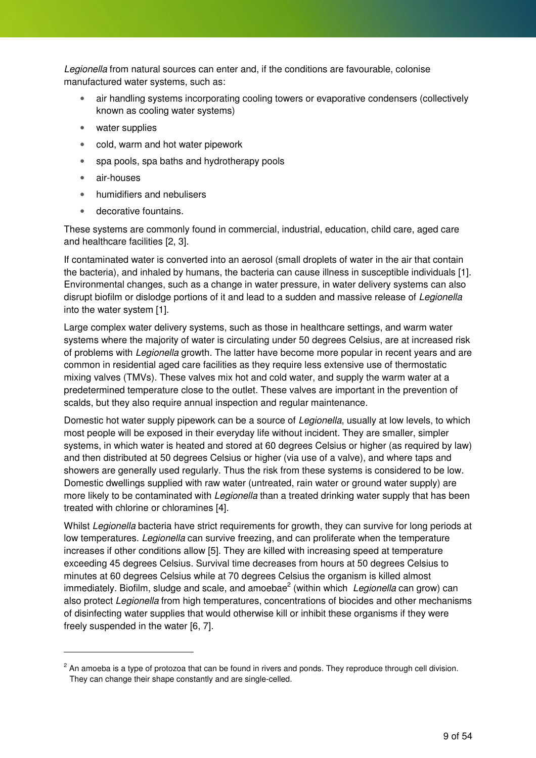*Legionella* from natural sources can enter and, if the conditions are favourable, colonise manufactured water systems, such as:

- air handling systems incorporating cooling towers or evaporative condensers (collectively known as cooling water systems)
- water supplies
- cold, warm and hot water pipework
- spa pools, spa baths and hydrotherapy pools
- air-houses
- humidifiers and nebulisers
- decorative fountains.

These systems are commonly found in commercial, industrial, education, child care, aged care and healthcare facilities [2, 3].

If contaminated water is converted into an aerosol (small droplets of water in the air that contain the bacteria), and inhaled by humans, the bacteria can cause illness in susceptible individuals [1]. Environmental changes, such as a change in water pressure, in water delivery systems can also disrupt biofilm or dislodge portions of it and lead to a sudden and massive release of *Legionella* into the water system [1].

Large complex water delivery systems, such as those in healthcare settings, and warm water systems where the majority of water is circulating under 50 degrees Celsius, are at increased risk of problems with *Legionella* growth. The latter have become more popular in recent years and are common in residential aged care facilities as they require less extensive use of thermostatic mixing valves (TMVs). These valves mix hot and cold water, and supply the warm water at a predetermined temperature close to the outlet. These valves are important in the prevention of scalds, but they also require annual inspection and regular maintenance.

Domestic hot water supply pipework can be a source of *Legionella*, usually at low levels, to which most people will be exposed in their everyday life without incident. They are smaller, simpler systems, in which water is heated and stored at 60 degrees Celsius or higher (as required by law) and then distributed at 50 degrees Celsius or higher (via use of a valve), and where taps and showers are generally used regularly. Thus the risk from these systems is considered to be low. Domestic dwellings supplied with raw water (untreated, rain water or ground water supply) are more likely to be contaminated with *Legionella* than a treated drinking water supply that has been treated with chlorine or chloramines [4].

Whilst *Legionella* bacteria have strict requirements for growth, they can survive for long periods at low temperatures. *Legionella* can survive freezing, and can proliferate when the temperature increases if other conditions allow [5]. They are killed with increasing speed at temperature exceeding 45 degrees Celsius. Survival time decreases from hours at 50 degrees Celsius to minutes at 60 degrees Celsius while at 70 degrees Celsius the organism is killed almost immediately. Biofilm, sludge and scale, and amoebae[2] (within which *Legionella* can grow) can also protect *Legionella* from high temperatures, concentrations of biocides and other mechanisms of disinfecting water supplies that would otherwise kill or inhibit these organisms if they were freely suspended in the water [6, 7].

---

[2] An amoeba is a type of protozoa that can be found in rivers and ponds. They reproduce through cell division. They can change their shape constantly and are single-celled.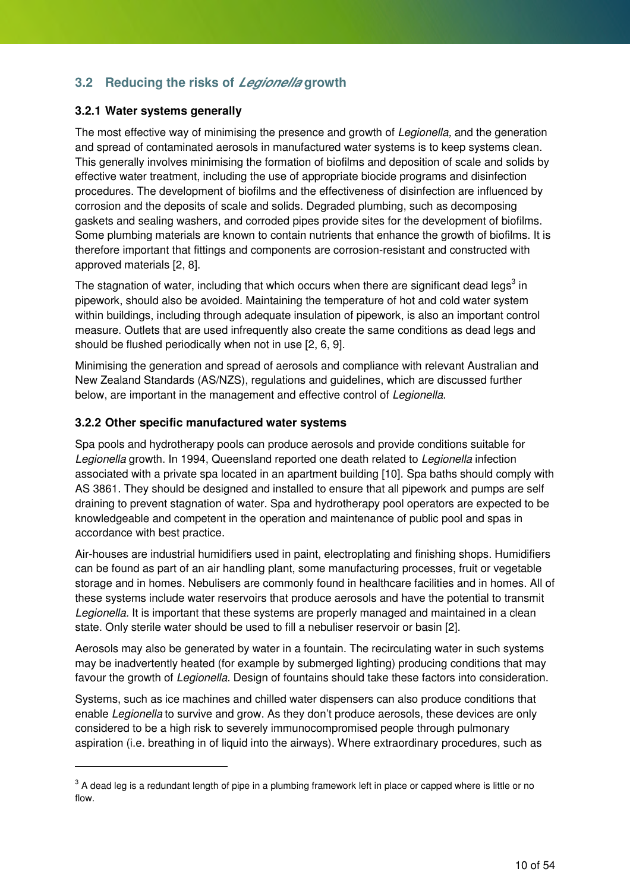## 3.2 Reducing the risks of *Legionella* growth

### 3.2.1 Water systems generally

The most effective way of minimising the presence and growth of *Legionella,* and the generation and spread of contaminated aerosols in manufactured water systems is to keep systems clean. This generally involves minimising the formation of biofilms and deposition of scale and solids by effective water treatment, including the use of appropriate biocide programs and disinfection procedures. The development of biofilms and the effectiveness of disinfection are influenced by corrosion and the deposits of scale and solids. Degraded plumbing, such as decomposing gaskets and sealing washers, and corroded pipes provide sites for the development of biofilms. Some plumbing materials are known to contain nutrients that enhance the growth of biofilms. It is therefore important that fittings and components are corrosion-resistant and constructed with approved materials [2, 8].

The stagnation of water, including that which occurs when there are significant dead legs[3] in pipework, should also be avoided. Maintaining the temperature of hot and cold water system within buildings, including through adequate insulation of pipework, is also an important control measure. Outlets that are used infrequently also create the same conditions as dead legs and should be flushed periodically when not in use [2, 6, 9].

Minimising the generation and spread of aerosols and compliance with relevant Australian and New Zealand Standards (AS/NZS), regulations and guidelines, which are discussed further below, are important in the management and effective control of *Legionella*.

### 3.2.2 Other specific manufactured water systems

Spa pools and hydrotherapy pools can produce aerosols and provide conditions suitable for *Legionella* growth. In 1994, Queensland reported one death related to *Legionella* infection associated with a private spa located in an apartment building [10]. Spa baths should comply with AS 3861. They should be designed and installed to ensure that all pipework and pumps are self draining to prevent stagnation of water. Spa and hydrotherapy pool operators are expected to be knowledgeable and competent in the operation and maintenance of public pool and spas in accordance with best practice.

Air-houses are industrial humidifiers used in paint, electroplating and finishing shops. Humidifiers can be found as part of an air handling plant, some manufacturing processes, fruit or vegetable storage and in homes. Nebulisers are commonly found in healthcare facilities and in homes. All of these systems include water reservoirs that produce aerosols and have the potential to transmit *Legionella.* It is important that these systems are properly managed and maintained in a clean state. Only sterile water should be used to fill a nebuliser reservoir or basin [2].

Aerosols may also be generated by water in a fountain. The recirculating water in such systems may be inadvertently heated (for example by submerged lighting) producing conditions that may favour the growth of *Legionella*. Design of fountains should take these factors into consideration.

Systems, such as ice machines and chilled water dispensers can also produce conditions that enable *Legionella* to survive and grow. As they don't produce aerosols, these devices are only considered to be a high risk to severely immunocompromised people through pulmonary aspiration (i.e. breathing in of liquid into the airways). Where extraordinary procedures, such as

---

[3] A dead leg is a redundant length of pipe in a plumbing framework left in place or capped where is little or no flow.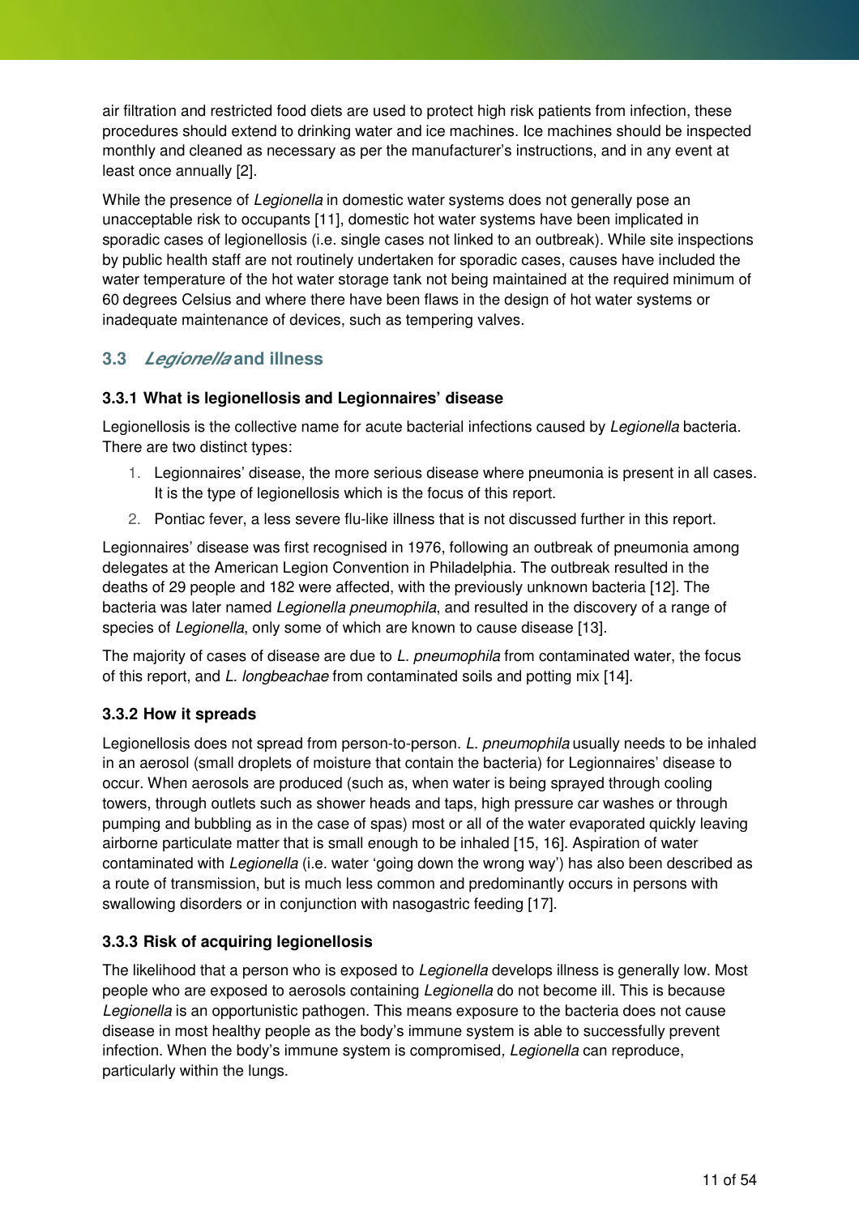air filtration and restricted food diets are used to protect high risk patients from infection, these procedures should extend to drinking water and ice machines. Ice machines should be inspected monthly and cleaned as necessary as per the manufacturer's instructions, and in any event at least once annually [2].

While the presence of *Legionella* in domestic water systems does not generally pose an unacceptable risk to occupants [11], domestic hot water systems have been implicated in sporadic cases of legionellosis (i.e. single cases not linked to an outbreak). While site inspections by public health staff are not routinely undertaken for sporadic cases, causes have included the water temperature of the hot water storage tank not being maintained at the required minimum of 60 degrees Celsius and where there have been flaws in the design of hot water systems or inadequate maintenance of devices, such as tempering valves.

## 3.3 *Legionella* and illness

### 3.3.1 What is legionellosis and Legionnaires' disease

Legionellosis is the collective name for acute bacterial infections caused by *Legionella* bacteria. There are two distinct types:

1. Legionnaires' disease, the more serious disease where pneumonia is present in all cases. It is the type of legionellosis which is the focus of this report.
2. Pontiac fever, a less severe flu-like illness that is not discussed further in this report.

Legionnaires' disease was first recognised in 1976, following an outbreak of pneumonia among delegates at the American Legion Convention in Philadelphia. The outbreak resulted in the deaths of 29 people and 182 were affected, with the previously unknown bacteria [12]. The bacteria was later named *Legionella pneumophila*, and resulted in the discovery of a range of species of *Legionella*, only some of which are known to cause disease [13].

The majority of cases of disease are due to *L. pneumophila* from contaminated water, the focus of this report, and *L. longbeachae* from contaminated soils and potting mix [14].

### 3.3.2 How it spreads

Legionellosis does not spread from person-to-person. *L. pneumophila* usually needs to be inhaled in an aerosol (small droplets of moisture that contain the bacteria) for Legionnaires' disease to occur. When aerosols are produced (such as, when water is being sprayed through cooling towers, through outlets such as shower heads and taps, high pressure car washes or through pumping and bubbling as in the case of spas) most or all of the water evaporated quickly leaving airborne particulate matter that is small enough to be inhaled [15, 16]. Aspiration of water contaminated with *Legionella* (i.e. water 'going down the wrong way') has also been described as a route of transmission, but is much less common and predominantly occurs in persons with swallowing disorders or in conjunction with nasogastric feeding [17].

### 3.3.3 Risk of acquiring legionellosis

The likelihood that a person who is exposed to *Legionella* develops illness is generally low. Most people who are exposed to aerosols containing *Legionella* do not become ill. This is because *Legionella* is an opportunistic pathogen. This means exposure to the bacteria does not cause disease in most healthy people as the body's immune system is able to successfully prevent infection. When the body's immune system is compromised, *Legionella* can reproduce, particularly within the lungs.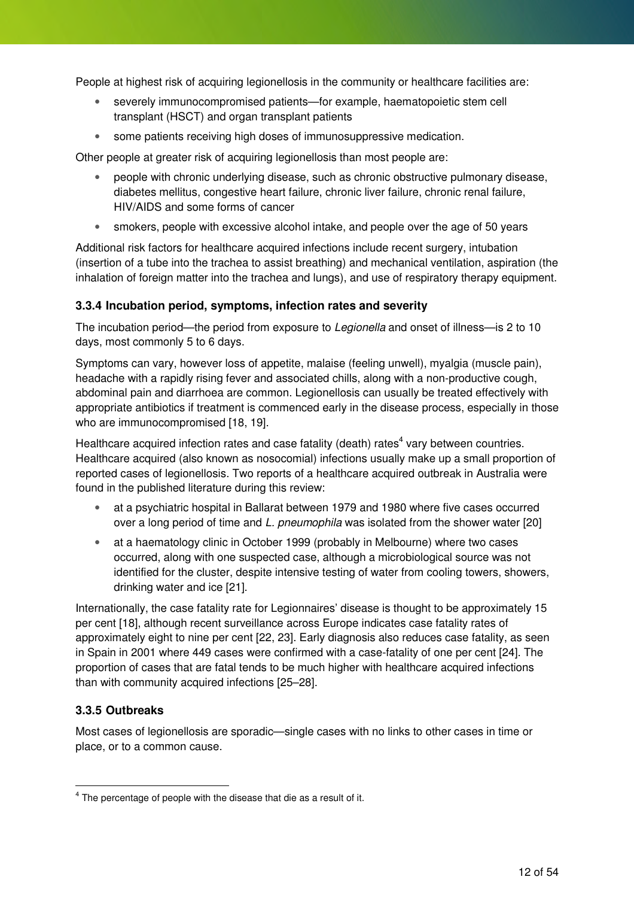People at highest risk of acquiring legionellosis in the community or healthcare facilities are:

- severely immunocompromised patients—for example, haematopoietic stem cell transplant (HSCT) and organ transplant patients
- some patients receiving high doses of immunosuppressive medication.

Other people at greater risk of acquiring legionellosis than most people are:

- people with chronic underlying disease, such as chronic obstructive pulmonary disease, diabetes mellitus, congestive heart failure, chronic liver failure, chronic renal failure, HIV/AIDS and some forms of cancer
- smokers, people with excessive alcohol intake, and people over the age of 50 years

Additional risk factors for healthcare acquired infections include recent surgery, intubation (insertion of a tube into the trachea to assist breathing) and mechanical ventilation, aspiration (the inhalation of foreign matter into the trachea and lungs), and use of respiratory therapy equipment.

### 3.3.4 Incubation period, symptoms, infection rates and severity

The incubation period—the period from exposure to *Legionella* and onset of illness—is 2 to 10 days, most commonly 5 to 6 days.

Symptoms can vary, however loss of appetite, malaise (feeling unwell), myalgia (muscle pain), headache with a rapidly rising fever and associated chills, along with a non-productive cough, abdominal pain and diarrhoea are common. Legionellosis can usually be treated effectively with appropriate antibiotics if treatment is commenced early in the disease process, especially in those who are immunocompromised [18, 19].

Healthcare acquired infection rates and case fatality (death) rates[4] vary between countries. Healthcare acquired (also known as nosocomial) infections usually make up a small proportion of reported cases of legionellosis. Two reports of a healthcare acquired outbreak in Australia were found in the published literature during this review:

- at a psychiatric hospital in Ballarat between 1979 and 1980 where five cases occurred over a long period of time and *L. pneumophila* was isolated from the shower water [20]
- at a haematology clinic in October 1999 (probably in Melbourne) where two cases occurred, along with one suspected case, although a microbiological source was not identified for the cluster, despite intensive testing of water from cooling towers, showers, drinking water and ice [21].

Internationally, the case fatality rate for Legionnaires' disease is thought to be approximately 15 per cent [18], although recent surveillance across Europe indicates case fatality rates of approximately eight to nine per cent [22, 23]. Early diagnosis also reduces case fatality, as seen in Spain in 2001 where 449 cases were confirmed with a case-fatality of one per cent [24]. The proportion of cases that are fatal tends to be much higher with healthcare acquired infections than with community acquired infections [25–28].

### 3.3.5 Outbreaks

Most cases of legionellosis are sporadic—single cases with no links to other cases in time or place, or to a common cause.

[4] The percentage of people with the disease that die as a result of it.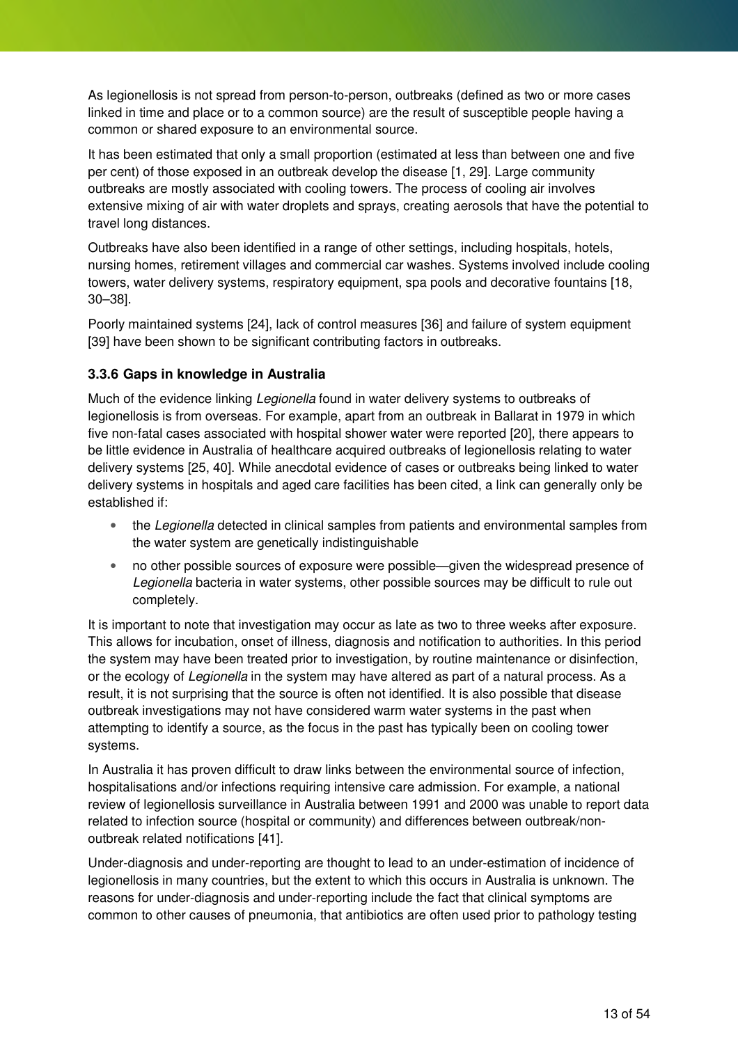As legionellosis is not spread from person-to-person, outbreaks (defined as two or more cases linked in time and place or to a common source) are the result of susceptible people having a common or shared exposure to an environmental source.

It has been estimated that only a small proportion (estimated at less than between one and five per cent) of those exposed in an outbreak develop the disease [1, 29]. Large community outbreaks are mostly associated with cooling towers. The process of cooling air involves extensive mixing of air with water droplets and sprays, creating aerosols that have the potential to travel long distances.

Outbreaks have also been identified in a range of other settings, including hospitals, hotels, nursing homes, retirement villages and commercial car washes. Systems involved include cooling towers, water delivery systems, respiratory equipment, spa pools and decorative fountains [18, 30–38].

Poorly maintained systems [24], lack of control measures [36] and failure of system equipment [39] have been shown to be significant contributing factors in outbreaks.

### 3.3.6 Gaps in knowledge in Australia

Much of the evidence linking *Legionella* found in water delivery systems to outbreaks of legionellosis is from overseas. For example, apart from an outbreak in Ballarat in 1979 in which five non-fatal cases associated with hospital shower water were reported [20], there appears to be little evidence in Australia of healthcare acquired outbreaks of legionellosis relating to water delivery systems [25, 40]. While anecdotal evidence of cases or outbreaks being linked to water delivery systems in hospitals and aged care facilities has been cited, a link can generally only be established if:

- the *Legionella* detected in clinical samples from patients and environmental samples from the water system are genetically indistinguishable
- no other possible sources of exposure were possible—given the widespread presence of *Legionella* bacteria in water systems, other possible sources may be difficult to rule out completely.

It is important to note that investigation may occur as late as two to three weeks after exposure. This allows for incubation, onset of illness, diagnosis and notification to authorities. In this period the system may have been treated prior to investigation, by routine maintenance or disinfection, or the ecology of *Legionella* in the system may have altered as part of a natural process. As a result, it is not surprising that the source is often not identified. It is also possible that disease outbreak investigations may not have considered warm water systems in the past when attempting to identify a source, as the focus in the past has typically been on cooling tower systems.

In Australia it has proven difficult to draw links between the environmental source of infection, hospitalisations and/or infections requiring intensive care admission. For example, a national review of legionellosis surveillance in Australia between 1991 and 2000 was unable to report data related to infection source (hospital or community) and differences between outbreak/non-outbreak related notifications [41].

Under-diagnosis and under-reporting are thought to lead to an under-estimation of incidence of legionellosis in many countries, but the extent to which this occurs in Australia is unknown. The reasons for under-diagnosis and under-reporting include the fact that clinical symptoms are common to other causes of pneumonia, that antibiotics are often used prior to pathology testing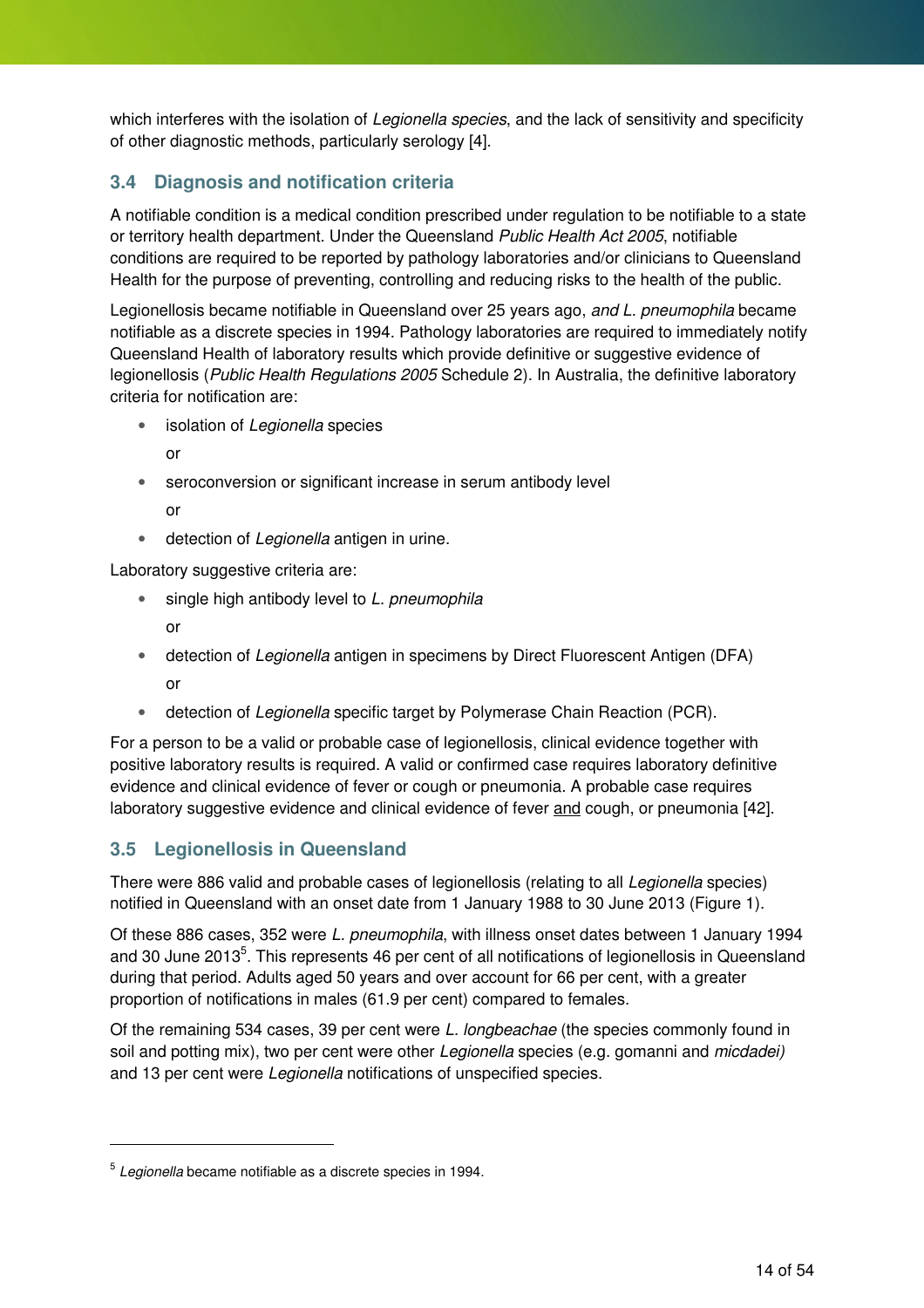which interferes with the isolation of *Legionella species*, and the lack of sensitivity and specificity of other diagnostic methods, particularly serology [4].

## 3.4 Diagnosis and notification criteria

A notifiable condition is a medical condition prescribed under regulation to be notifiable to a state or territory health department. Under the Queensland *Public Health Act 2005*, notifiable conditions are required to be reported by pathology laboratories and/or clinicians to Queensland Health for the purpose of preventing, controlling and reducing risks to the health of the public.

Legionellosis became notifiable in Queensland over 25 years ago, *and L. pneumophila* became notifiable as a discrete species in 1994. Pathology laboratories are required to immediately notify Queensland Health of laboratory results which provide definitive or suggestive evidence of legionellosis (*Public Health Regulations 2005* Schedule 2). In Australia, the definitive laboratory criteria for notification are:

- isolation of *Legionella* species

  or
- seroconversion or significant increase in serum antibody level

  or
- detection of *Legionella* antigen in urine.

Laboratory suggestive criteria are:

- single high antibody level to *L. pneumophila*

  or
- detection of *Legionella* antigen in specimens by Direct Fluorescent Antigen (DFA)

  or
- detection of *Legionella* specific target by Polymerase Chain Reaction (PCR).

For a person to be a valid or probable case of legionellosis, clinical evidence together with positive laboratory results is required. A valid or confirmed case requires laboratory definitive evidence and clinical evidence of fever or cough or pneumonia. A probable case requires laboratory suggestive evidence and clinical evidence of fever and cough, or pneumonia [42].

## 3.5 Legionellosis in Queensland

There were 886 valid and probable cases of legionellosis (relating to all *Legionella* species) notified in Queensland with an onset date from 1 January 1988 to 30 June 2013 (Figure 1).

Of these 886 cases, 352 were *L. pneumophila*, with illness onset dates between 1 January 1994 and 30 June 2013[5]. This represents 46 per cent of all notifications of legionellosis in Queensland during that period. Adults aged 50 years and over account for 66 per cent, with a greater proportion of notifications in males (61.9 per cent) compared to females.

Of the remaining 534 cases, 39 per cent were *L. longbeachae* (the species commonly found in soil and potting mix), two per cent were other *Legionella* species (e.g. gomanni and *micdadei)* and 13 per cent were *Legionella* notifications of unspecified species.

---

[5] *Legionella* became notifiable as a discrete species in 1994.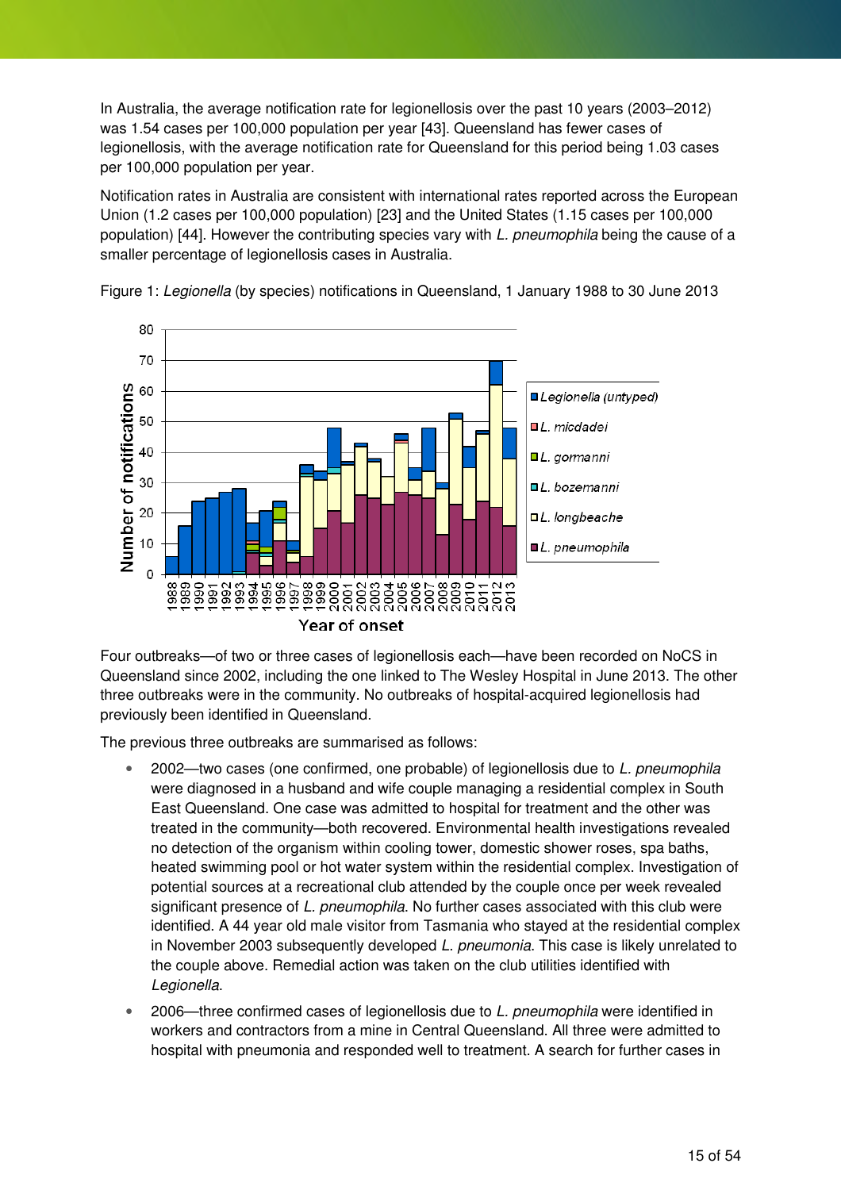In Australia, the average notification rate for legionellosis over the past 10 years (2003–2012) was 1.54 cases per 100,000 population per year [43]. Queensland has fewer cases of legionellosis, with the average notification rate for Queensland for this period being 1.03 cases per 100,000 population per year.

Notification rates in Australia are consistent with international rates reported across the European Union (1.2 cases per 100,000 population) [23] and the United States (1.15 cases per 100,000 population) [44]. However the contributing species vary with *L. pneumophila* being the cause of a smaller percentage of legionellosis cases in Australia.

Figure 1: *Legionella* (by species) notifications in Queensland, 1 January 1988 to 30 June 2013

Four outbreaks—of two or three cases of legionellosis each—have been recorded on NoCS in Queensland since 2002, including the one linked to The Wesley Hospital in June 2013. The other three outbreaks were in the community. No outbreaks of hospital-acquired legionellosis had previously been identified in Queensland.

The previous three outbreaks are summarised as follows:

- 2002—two cases (one confirmed, one probable) of legionellosis due to *L. pneumophila* were diagnosed in a husband and wife couple managing a residential complex in South East Queensland. One case was admitted to hospital for treatment and the other was treated in the community—both recovered. Environmental health investigations revealed no detection of the organism within cooling tower, domestic shower roses, spa baths, heated swimming pool or hot water system within the residential complex. Investigation of potential sources at a recreational club attended by the couple once per week revealed significant presence of *L. pneumophila*. No further cases associated with this club were identified. A 44 year old male visitor from Tasmania who stayed at the residential complex in November 2003 subsequently developed *L. pneumonia*. This case is likely unrelated to the couple above. Remedial action was taken on the club utilities identified with *Legionella*.
- 2006—three confirmed cases of legionellosis due to *L. pneumophila* were identified in workers and contractors from a mine in Central Queensland. All three were admitted to hospital with pneumonia and responded well to treatment. A search for further cases in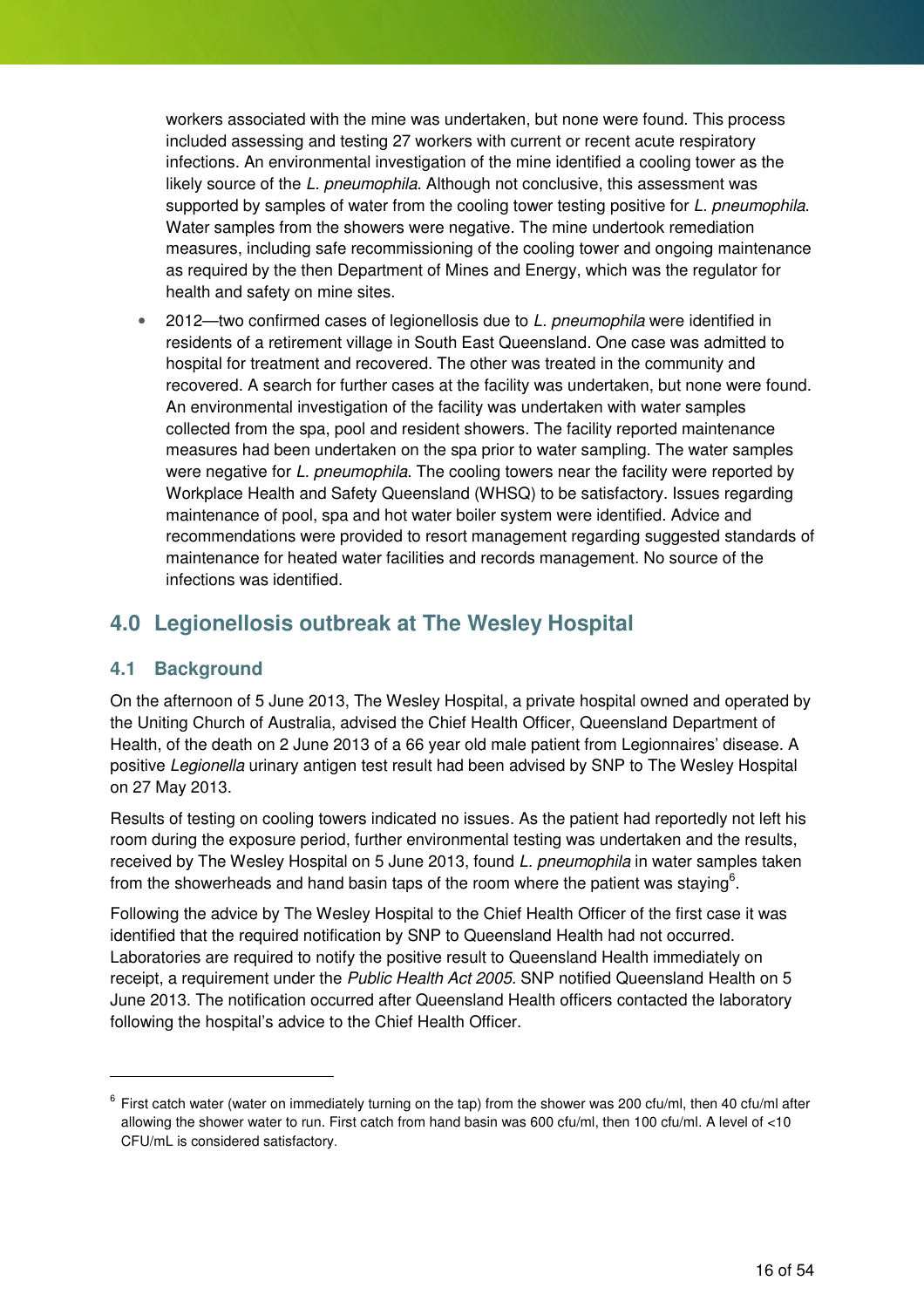workers associated with the mine was undertaken, but none were found. This process included assessing and testing 27 workers with current or recent acute respiratory infections. An environmental investigation of the mine identified a cooling tower as the likely source of the *L. pneumophila*. Although not conclusive, this assessment was supported by samples of water from the cooling tower testing positive for *L. pneumophila*. Water samples from the showers were negative. The mine undertook remediation measures, including safe recommissioning of the cooling tower and ongoing maintenance as required by the then Department of Mines and Energy, which was the regulator for health and safety on mine sites.

- 2012—two confirmed cases of legionellosis due to *L. pneumophila* were identified in residents of a retirement village in South East Queensland. One case was admitted to hospital for treatment and recovered. The other was treated in the community and recovered. A search for further cases at the facility was undertaken, but none were found. An environmental investigation of the facility was undertaken with water samples collected from the spa, pool and resident showers. The facility reported maintenance measures had been undertaken on the spa prior to water sampling. The water samples were negative for *L. pneumophila*. The cooling towers near the facility were reported by Workplace Health and Safety Queensland (WHSQ) to be satisfactory. Issues regarding maintenance of pool, spa and hot water boiler system were identified. Advice and recommendations were provided to resort management regarding suggested standards of maintenance for heated water facilities and records management. No source of the infections was identified.

## 4.0 Legionellosis outbreak at The Wesley Hospital

### 4.1 Background

On the afternoon of 5 June 2013, The Wesley Hospital, a private hospital owned and operated by the Uniting Church of Australia, advised the Chief Health Officer, Queensland Department of Health, of the death on 2 June 2013 of a 66 year old male patient from Legionnaires' disease. A positive *Legionella* urinary antigen test result had been advised by SNP to The Wesley Hospital on 27 May 2013.

Results of testing on cooling towers indicated no issues. As the patient had reportedly not left his room during the exposure period, further environmental testing was undertaken and the results, received by The Wesley Hospital on 5 June 2013, found *L. pneumophila* in water samples taken from the showerheads and hand basin taps of the room where the patient was staying[6].

Following the advice by The Wesley Hospital to the Chief Health Officer of the first case it was identified that the required notification by SNP to Queensland Health had not occurred. Laboratories are required to notify the positive result to Queensland Health immediately on receipt, a requirement under the *Public Health Act 2005*. SNP notified Queensland Health on 5 June 2013. The notification occurred after Queensland Health officers contacted the laboratory following the hospital's advice to the Chief Health Officer.

---

[6] First catch water (water on immediately turning on the tap) from the shower was 200 cfu/ml, then 40 cfu/ml after allowing the shower water to run. First catch from hand basin was 600 cfu/ml, then 100 cfu/ml. A level of <10 CFU/mL is considered satisfactory.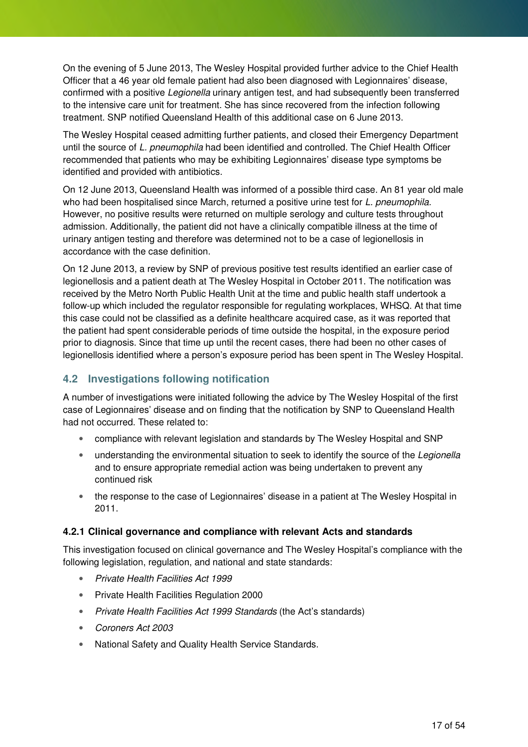On the evening of 5 June 2013, The Wesley Hospital provided further advice to the Chief Health Officer that a 46 year old female patient had also been diagnosed with Legionnaires' disease, confirmed with a positive *Legionella* urinary antigen test, and had subsequently been transferred to the intensive care unit for treatment. She has since recovered from the infection following treatment. SNP notified Queensland Health of this additional case on 6 June 2013.

The Wesley Hospital ceased admitting further patients, and closed their Emergency Department until the source of *L. pneumophila* had been identified and controlled. The Chief Health Officer recommended that patients who may be exhibiting Legionnaires' disease type symptoms be identified and provided with antibiotics.

On 12 June 2013, Queensland Health was informed of a possible third case. An 81 year old male who had been hospitalised since March, returned a positive urine test for *L. pneumophila.* However, no positive results were returned on multiple serology and culture tests throughout admission. Additionally, the patient did not have a clinically compatible illness at the time of urinary antigen testing and therefore was determined not to be a case of legionellosis in accordance with the case definition.

On 12 June 2013, a review by SNP of previous positive test results identified an earlier case of legionellosis and a patient death at The Wesley Hospital in October 2011. The notification was received by the Metro North Public Health Unit at the time and public health staff undertook a follow-up which included the regulator responsible for regulating workplaces, WHSQ. At that time this case could not be classified as a definite healthcare acquired case, as it was reported that the patient had spent considerable periods of time outside the hospital, in the exposure period prior to diagnosis. Since that time up until the recent cases, there had been no other cases of legionellosis identified where a person's exposure period has been spent in The Wesley Hospital.

## 4.2 Investigations following notification

A number of investigations were initiated following the advice by The Wesley Hospital of the first case of Legionnaires' disease and on finding that the notification by SNP to Queensland Health had not occurred. These related to:

- compliance with relevant legislation and standards by The Wesley Hospital and SNP
- understanding the environmental situation to seek to identify the source of the *Legionella* and to ensure appropriate remedial action was being undertaken to prevent any continued risk
- the response to the case of Legionnaires' disease in a patient at The Wesley Hospital in 2011.

### 4.2.1 Clinical governance and compliance with relevant Acts and standards

This investigation focused on clinical governance and The Wesley Hospital's compliance with the following legislation, regulation, and national and state standards:

- *Private Health Facilities Act 1999*
- Private Health Facilities Regulation 2000
- *Private Health Facilities Act 1999 Standards* (the Act's standards)
- *Coroners Act 2003*
- National Safety and Quality Health Service Standards.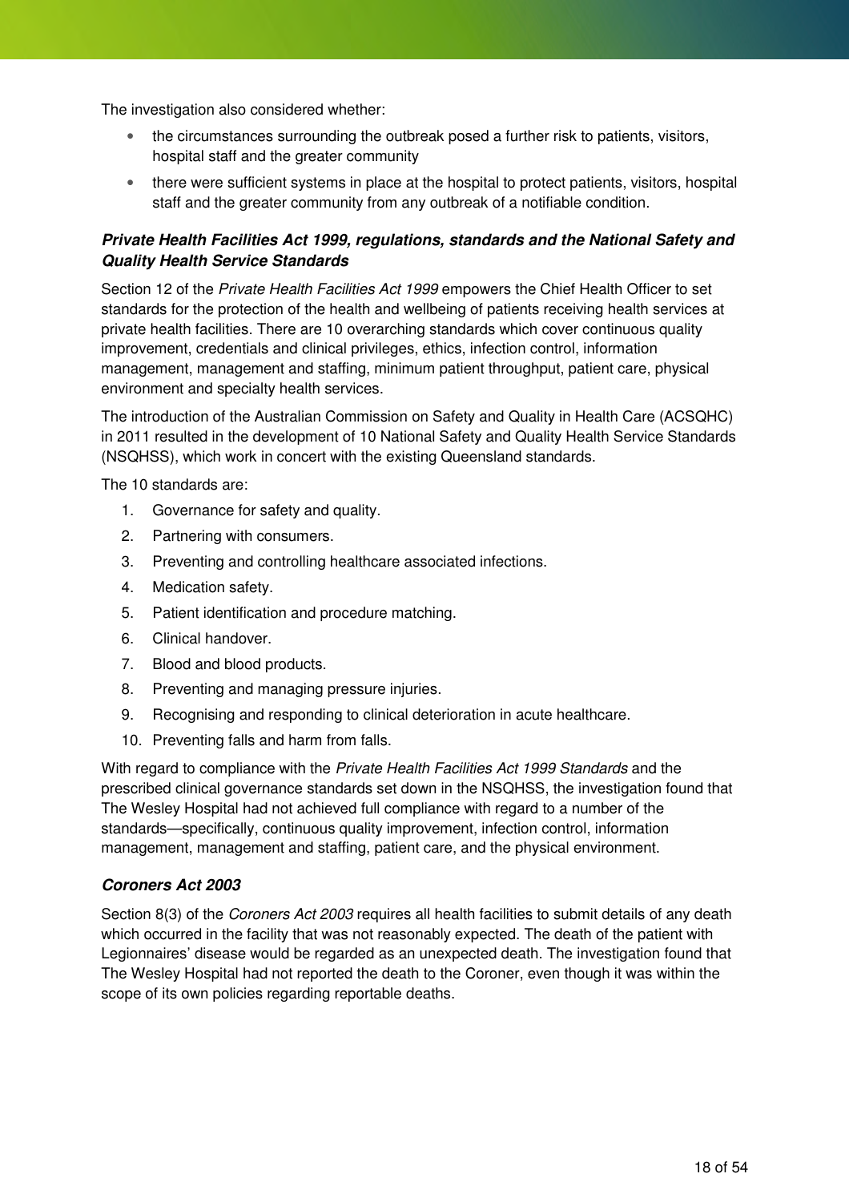The investigation also considered whether:

- the circumstances surrounding the outbreak posed a further risk to patients, visitors, hospital staff and the greater community
- there were sufficient systems in place at the hospital to protect patients, visitors, hospital staff and the greater community from any outbreak of a notifiable condition.

### ***Private Health Facilities Act 1999, regulations, standards and the National Safety and Quality Health Service Standards***

Section 12 of the *Private Health Facilities Act 1999* empowers the Chief Health Officer to set standards for the protection of the health and wellbeing of patients receiving health services at private health facilities. There are 10 overarching standards which cover continuous quality improvement, credentials and clinical privileges, ethics, infection control, information management, management and staffing, minimum patient throughput, patient care, physical environment and specialty health services.

The introduction of the Australian Commission on Safety and Quality in Health Care (ACSQHC) in 2011 resulted in the development of 10 National Safety and Quality Health Service Standards (NSQHSS), which work in concert with the existing Queensland standards.

The 10 standards are:

1. Governance for safety and quality.
2. Partnering with consumers.
3. Preventing and controlling healthcare associated infections.
4. Medication safety.
5. Patient identification and procedure matching.
6. Clinical handover.
7. Blood and blood products.
8. Preventing and managing pressure injuries.
9. Recognising and responding to clinical deterioration in acute healthcare.
10. Preventing falls and harm from falls.

With regard to compliance with the *Private Health Facilities Act 1999 Standards* and the prescribed clinical governance standards set down in the NSQHSS, the investigation found that The Wesley Hospital had not achieved full compliance with regard to a number of the standards—specifically, continuous quality improvement, infection control, information management, management and staffing, patient care, and the physical environment.

### ***Coroners Act 2003***

Section 8(3) of the *Coroners Act 2003* requires all health facilities to submit details of any death which occurred in the facility that was not reasonably expected. The death of the patient with Legionnaires' disease would be regarded as an unexpected death. The investigation found that The Wesley Hospital had not reported the death to the Coroner, even though it was within the scope of its own policies regarding reportable deaths.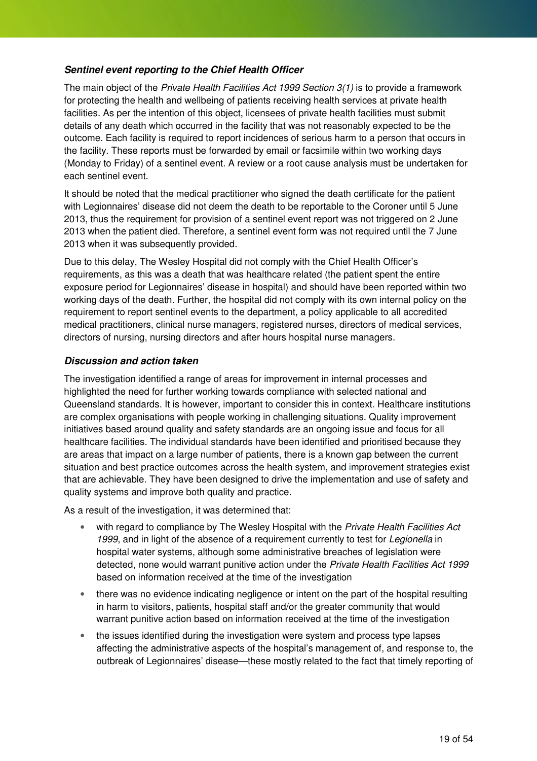### *Sentinel event reporting to the Chief Health Officer*

The main object of the *Private Health Facilities Act 1999 Section 3(1)* is to provide a framework for protecting the health and wellbeing of patients receiving health services at private health facilities. As per the intention of this object, licensees of private health facilities must submit details of any death which occurred in the facility that was not reasonably expected to be the outcome. Each facility is required to report incidences of serious harm to a person that occurs in the facility. These reports must be forwarded by email or facsimile within two working days (Monday to Friday) of a sentinel event. A review or a root cause analysis must be undertaken for each sentinel event.

It should be noted that the medical practitioner who signed the death certificate for the patient with Legionnaires' disease did not deem the death to be reportable to the Coroner until 5 June 2013, thus the requirement for provision of a sentinel event report was not triggered on 2 June 2013 when the patient died. Therefore, a sentinel event form was not required until the 7 June 2013 when it was subsequently provided.

Due to this delay, The Wesley Hospital did not comply with the Chief Health Officer's requirements, as this was a death that was healthcare related (the patient spent the entire exposure period for Legionnaires' disease in hospital) and should have been reported within two working days of the death. Further, the hospital did not comply with its own internal policy on the requirement to report sentinel events to the department, a policy applicable to all accredited medical practitioners, clinical nurse managers, registered nurses, directors of medical services, directors of nursing, nursing directors and after hours hospital nurse managers.

### *Discussion and action taken*

The investigation identified a range of areas for improvement in internal processes and highlighted the need for further working towards compliance with selected national and Queensland standards. It is however, important to consider this in context. Healthcare institutions are complex organisations with people working in challenging situations. Quality improvement initiatives based around quality and safety standards are an ongoing issue and focus for all healthcare facilities. The individual standards have been identified and prioritised because they are areas that impact on a large number of patients, there is a known gap between the current situation and best practice outcomes across the health system, and improvement strategies exist that are achievable. They have been designed to drive the implementation and use of safety and quality systems and improve both quality and practice.

As a result of the investigation, it was determined that:

- with regard to compliance by The Wesley Hospital with the *Private Health Facilities Act 1999*, and in light of the absence of a requirement currently to test for *Legionella* in hospital water systems, although some administrative breaches of legislation were detected, none would warrant punitive action under the *Private Health Facilities Act 1999* based on information received at the time of the investigation
- there was no evidence indicating negligence or intent on the part of the hospital resulting in harm to visitors, patients, hospital staff and/or the greater community that would warrant punitive action based on information received at the time of the investigation
- the issues identified during the investigation were system and process type lapses affecting the administrative aspects of the hospital's management of, and response to, the outbreak of Legionnaires' disease—these mostly related to the fact that timely reporting of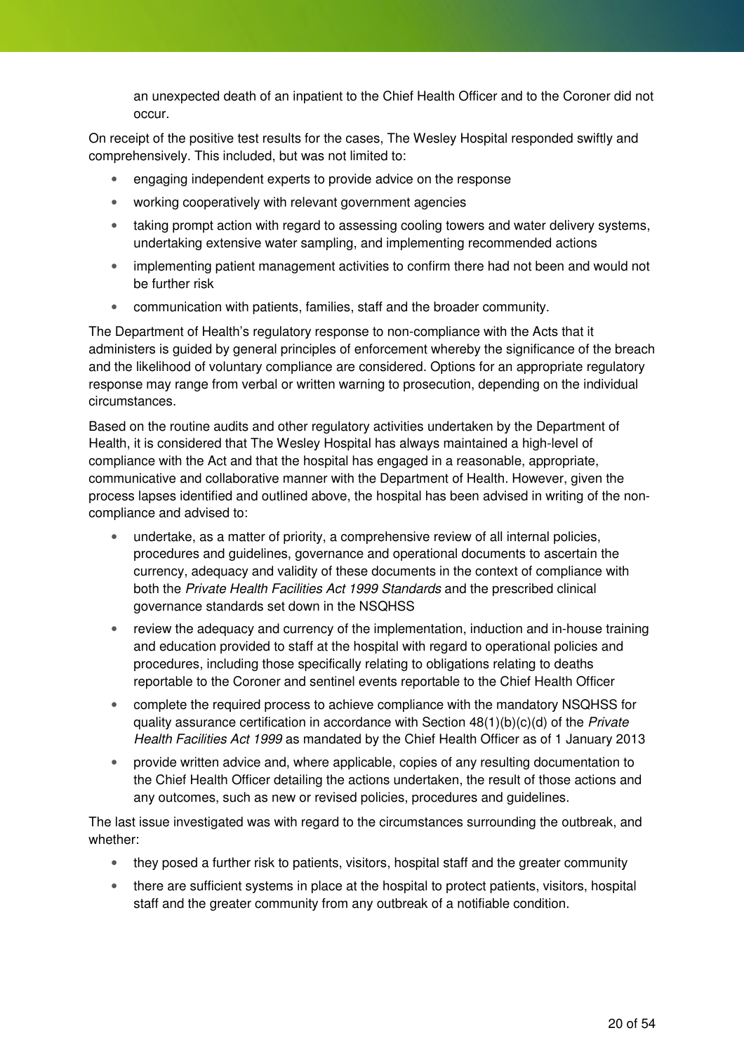an unexpected death of an inpatient to the Chief Health Officer and to the Coroner did not occur.

On receipt of the positive test results for the cases, The Wesley Hospital responded swiftly and comprehensively. This included, but was not limited to:

- engaging independent experts to provide advice on the response
- working cooperatively with relevant government agencies
- taking prompt action with regard to assessing cooling towers and water delivery systems, undertaking extensive water sampling, and implementing recommended actions
- implementing patient management activities to confirm there had not been and would not be further risk
- communication with patients, families, staff and the broader community.

The Department of Health's regulatory response to non-compliance with the Acts that it administers is guided by general principles of enforcement whereby the significance of the breach and the likelihood of voluntary compliance are considered. Options for an appropriate regulatory response may range from verbal or written warning to prosecution, depending on the individual circumstances.

Based on the routine audits and other regulatory activities undertaken by the Department of Health, it is considered that The Wesley Hospital has always maintained a high-level of compliance with the Act and that the hospital has engaged in a reasonable, appropriate, communicative and collaborative manner with the Department of Health. However, given the process lapses identified and outlined above, the hospital has been advised in writing of the non-compliance and advised to:

- undertake, as a matter of priority, a comprehensive review of all internal policies, procedures and guidelines, governance and operational documents to ascertain the currency, adequacy and validity of these documents in the context of compliance with both the *Private Health Facilities Act 1999 Standards* and the prescribed clinical governance standards set down in the NSQHSS
- review the adequacy and currency of the implementation, induction and in-house training and education provided to staff at the hospital with regard to operational policies and procedures, including those specifically relating to obligations relating to deaths reportable to the Coroner and sentinel events reportable to the Chief Health Officer
- complete the required process to achieve compliance with the mandatory NSQHSS for quality assurance certification in accordance with Section 48(1)(b)(c)(d) of the *Private Health Facilities Act 1999* as mandated by the Chief Health Officer as of 1 January 2013
- provide written advice and, where applicable, copies of any resulting documentation to the Chief Health Officer detailing the actions undertaken, the result of those actions and any outcomes, such as new or revised policies, procedures and guidelines.

The last issue investigated was with regard to the circumstances surrounding the outbreak, and whether:

- they posed a further risk to patients, visitors, hospital staff and the greater community
- there are sufficient systems in place at the hospital to protect patients, visitors, hospital staff and the greater community from any outbreak of a notifiable condition.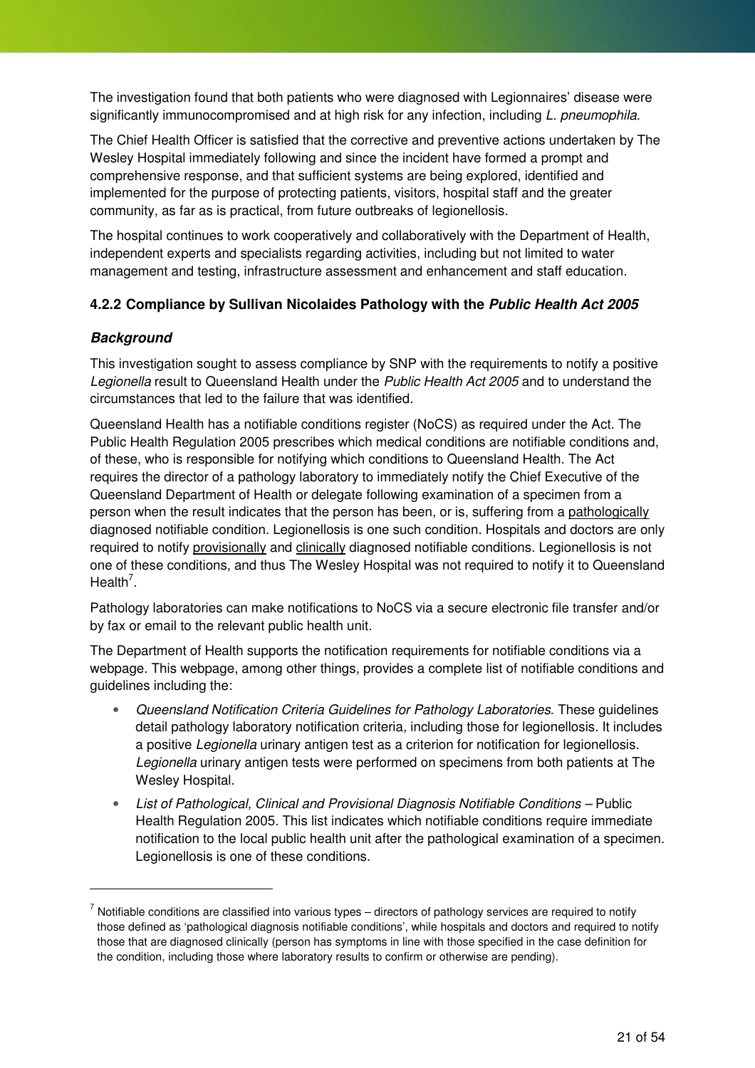The investigation found that both patients who were diagnosed with Legionnaires' disease were significantly immunocompromised and at high risk for any infection, including *L. pneumophila.*

The Chief Health Officer is satisfied that the corrective and preventive actions undertaken by The Wesley Hospital immediately following and since the incident have formed a prompt and comprehensive response, and that sufficient systems are being explored, identified and implemented for the purpose of protecting patients, visitors, hospital staff and the greater community, as far as is practical, from future outbreaks of legionellosis.

The hospital continues to work cooperatively and collaboratively with the Department of Health, independent experts and specialists regarding activities, including but not limited to water management and testing, infrastructure assessment and enhancement and staff education.

### 4.2.2 Compliance by Sullivan Nicolaides Pathology with the *Public Health Act 2005*

#### *Background*

This investigation sought to assess compliance by SNP with the requirements to notify a positive *Legionella* result to Queensland Health under the *Public Health Act 2005* and to understand the circumstances that led to the failure that was identified.

Queensland Health has a notifiable conditions register (NoCS) as required under the Act. The Public Health Regulation 2005 prescribes which medical conditions are notifiable conditions and, of these, who is responsible for notifying which conditions to Queensland Health. The Act requires the director of a pathology laboratory to immediately notify the Chief Executive of the Queensland Department of Health or delegate following examination of a specimen from a person when the result indicates that the person has been, or is, suffering from a pathologically diagnosed notifiable condition. Legionellosis is one such condition. Hospitals and doctors are only required to notify provisionally and clinically diagnosed notifiable conditions. Legionellosis is not one of these conditions, and thus The Wesley Hospital was not required to notify it to Queensland Health[7].

Pathology laboratories can make notifications to NoCS via a secure electronic file transfer and/or by fax or email to the relevant public health unit.

The Department of Health supports the notification requirements for notifiable conditions via a webpage. This webpage, among other things, provides a complete list of notifiable conditions and guidelines including the:

- *Queensland Notification Criteria Guidelines for Pathology Laboratories*. These guidelines detail pathology laboratory notification criteria, including those for legionellosis. It includes a positive *Legionella* urinary antigen test as a criterion for notification for legionellosis. *Legionella* urinary antigen tests were performed on specimens from both patients at The Wesley Hospital.
- *List of Pathological, Clinical and Provisional Diagnosis Notifiable Conditions* – Public Health Regulation 2005. This list indicates which notifiable conditions require immediate notification to the local public health unit after the pathological examination of a specimen. Legionellosis is one of these conditions.

---

[7] Notifiable conditions are classified into various types – directors of pathology services are required to notify those defined as 'pathological diagnosis notifiable conditions', while hospitals and doctors and required to notify those that are diagnosed clinically (person has symptoms in line with those specified in the case definition for the condition, including those where laboratory results to confirm or otherwise are pending).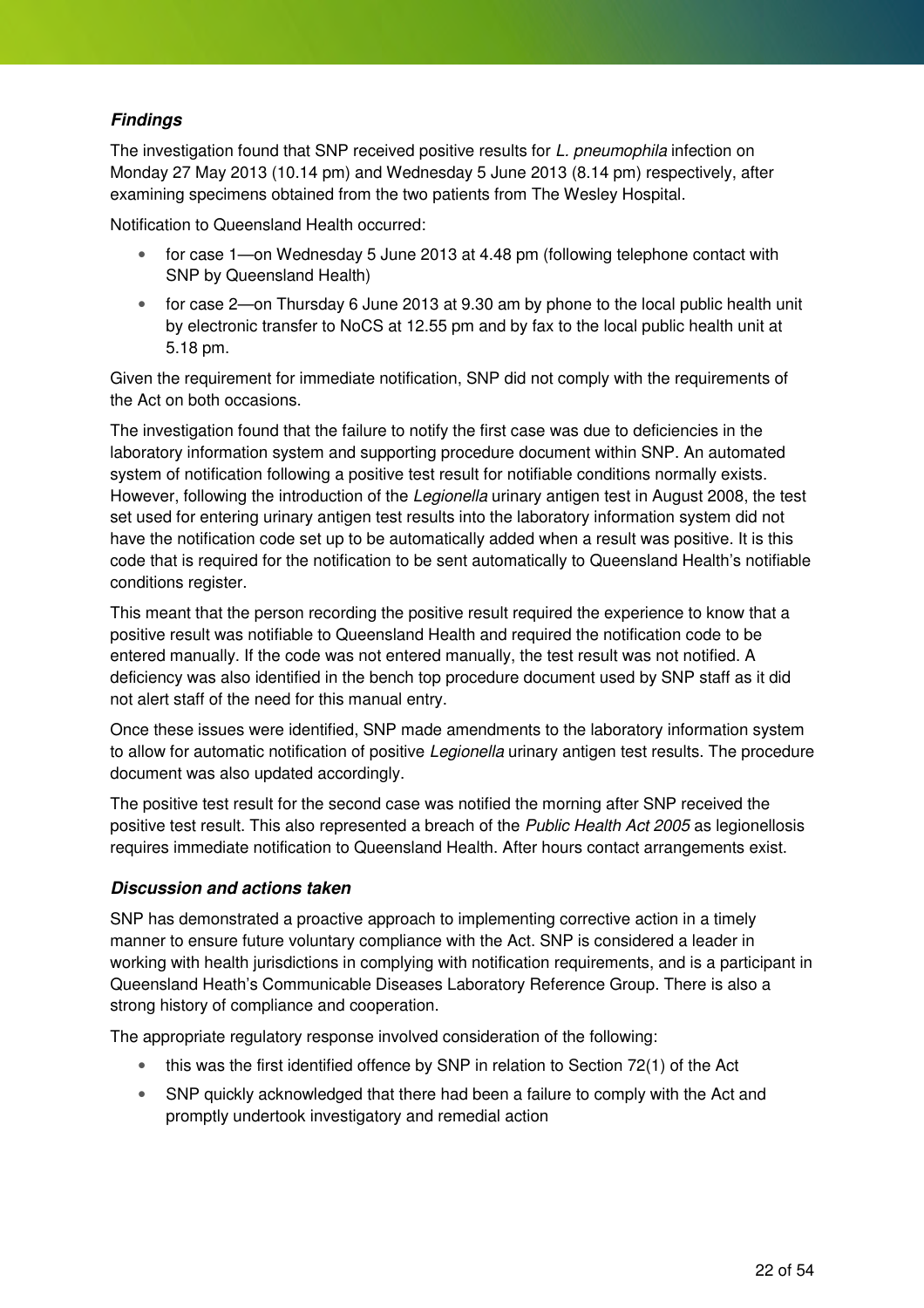### *Findings*

The investigation found that SNP received positive results for *L. pneumophila* infection on Monday 27 May 2013 (10.14 pm) and Wednesday 5 June 2013 (8.14 pm) respectively, after examining specimens obtained from the two patients from The Wesley Hospital.

Notification to Queensland Health occurred:

- for case 1—on Wednesday 5 June 2013 at 4.48 pm (following telephone contact with SNP by Queensland Health)
- for case 2—on Thursday 6 June 2013 at 9.30 am by phone to the local public health unit by electronic transfer to NoCS at 12.55 pm and by fax to the local public health unit at 5.18 pm.

Given the requirement for immediate notification, SNP did not comply with the requirements of the Act on both occasions.

The investigation found that the failure to notify the first case was due to deficiencies in the laboratory information system and supporting procedure document within SNP. An automated system of notification following a positive test result for notifiable conditions normally exists. However, following the introduction of the *Legionella* urinary antigen test in August 2008, the test set used for entering urinary antigen test results into the laboratory information system did not have the notification code set up to be automatically added when a result was positive. It is this code that is required for the notification to be sent automatically to Queensland Health's notifiable conditions register.

This meant that the person recording the positive result required the experience to know that a positive result was notifiable to Queensland Health and required the notification code to be entered manually. If the code was not entered manually, the test result was not notified. A deficiency was also identified in the bench top procedure document used by SNP staff as it did not alert staff of the need for this manual entry.

Once these issues were identified, SNP made amendments to the laboratory information system to allow for automatic notification of positive *Legionella* urinary antigen test results. The procedure document was also updated accordingly.

The positive test result for the second case was notified the morning after SNP received the positive test result. This also represented a breach of the *Public Health Act 2005* as legionellosis requires immediate notification to Queensland Health. After hours contact arrangements exist.

### *Discussion and actions taken*

SNP has demonstrated a proactive approach to implementing corrective action in a timely manner to ensure future voluntary compliance with the Act. SNP is considered a leader in working with health jurisdictions in complying with notification requirements, and is a participant in Queensland Heath's Communicable Diseases Laboratory Reference Group. There is also a strong history of compliance and cooperation.

The appropriate regulatory response involved consideration of the following:

- this was the first identified offence by SNP in relation to Section 72(1) of the Act
- SNP quickly acknowledged that there had been a failure to comply with the Act and promptly undertook investigatory and remedial action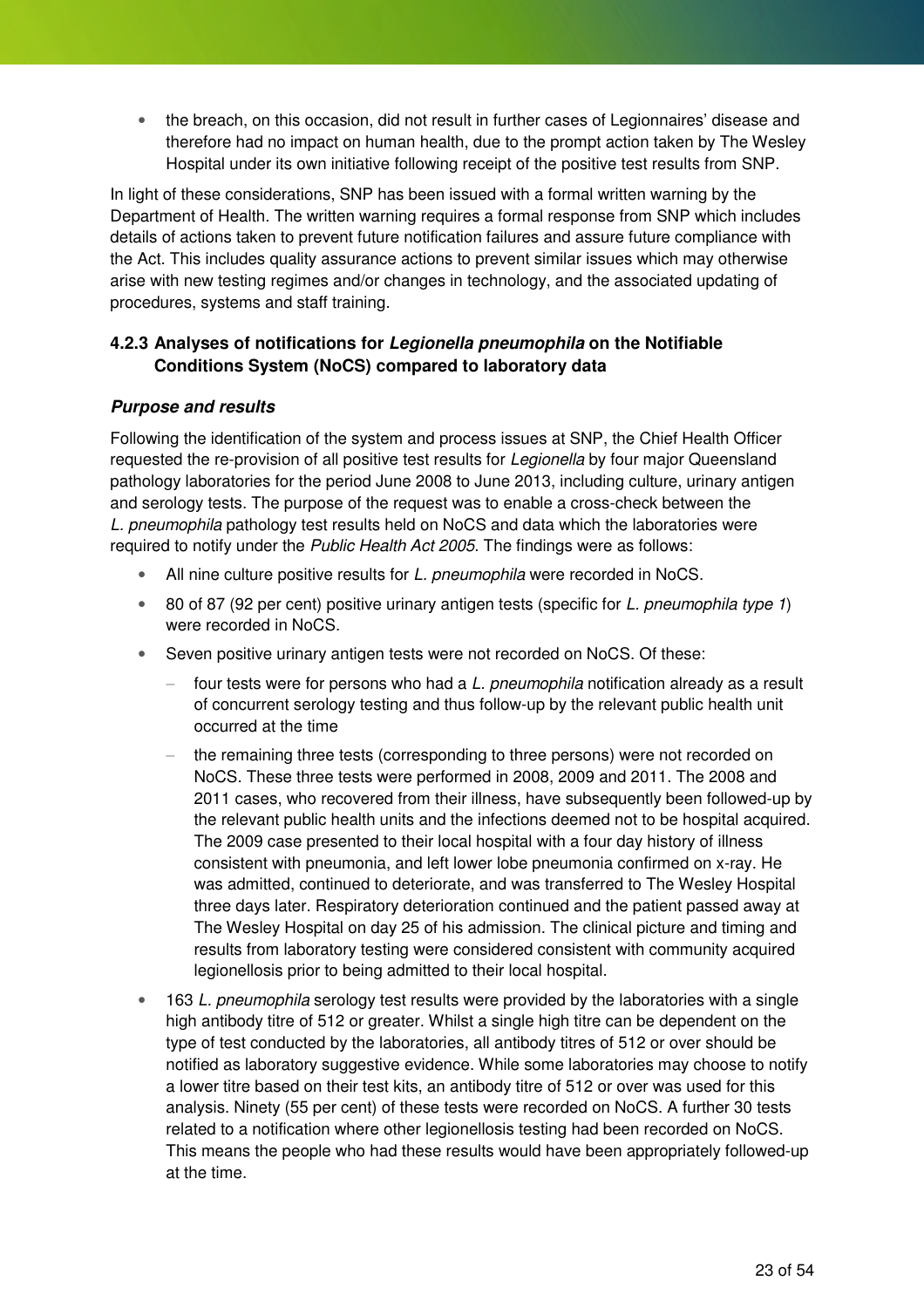- the breach, on this occasion, did not result in further cases of Legionnaires' disease and therefore had no impact on human health, due to the prompt action taken by The Wesley Hospital under its own initiative following receipt of the positive test results from SNP.

In light of these considerations, SNP has been issued with a formal written warning by the Department of Health. The written warning requires a formal response from SNP which includes details of actions taken to prevent future notification failures and assure future compliance with the Act. This includes quality assurance actions to prevent similar issues which may otherwise arise with new testing regimes and/or changes in technology, and the associated updating of procedures, systems and staff training.

### 4.2.3 Analyses of notifications for *Legionella pneumophila* on the Notifiable Conditions System (NoCS) compared to laboratory data

#### *Purpose and results*

Following the identification of the system and process issues at SNP, the Chief Health Officer requested the re-provision of all positive test results for *Legionella* by four major Queensland pathology laboratories for the period June 2008 to June 2013, including culture, urinary antigen and serology tests. The purpose of the request was to enable a cross-check between the *L. pneumophila* pathology test results held on NoCS and data which the laboratories were required to notify under the *Public Health Act 2005*. The findings were as follows:

- All nine culture positive results for *L. pneumophila* were recorded in NoCS.
- 80 of 87 (92 per cent) positive urinary antigen tests (specific for *L. pneumophila type 1*) were recorded in NoCS.
- Seven positive urinary antigen tests were not recorded on NoCS. Of these:
  - four tests were for persons who had a *L. pneumophila* notification already as a result of concurrent serology testing and thus follow-up by the relevant public health unit occurred at the time
  - the remaining three tests (corresponding to three persons) were not recorded on NoCS. These three tests were performed in 2008, 2009 and 2011. The 2008 and 2011 cases, who recovered from their illness, have subsequently been followed-up by the relevant public health units and the infections deemed not to be hospital acquired. The 2009 case presented to their local hospital with a four day history of illness consistent with pneumonia, and left lower lobe pneumonia confirmed on x-ray. He was admitted, continued to deteriorate, and was transferred to The Wesley Hospital three days later. Respiratory deterioration continued and the patient passed away at The Wesley Hospital on day 25 of his admission. The clinical picture and timing and results from laboratory testing were considered consistent with community acquired legionellosis prior to being admitted to their local hospital.
- 163 *L. pneumophila* serology test results were provided by the laboratories with a single high antibody titre of 512 or greater. Whilst a single high titre can be dependent on the type of test conducted by the laboratories, all antibody titres of 512 or over should be notified as laboratory suggestive evidence. While some laboratories may choose to notify a lower titre based on their test kits, an antibody titre of 512 or over was used for this analysis. Ninety (55 per cent) of these tests were recorded on NoCS. A further 30 tests related to a notification where other legionellosis testing had been recorded on NoCS. This means the people who had these results would have been appropriately followed-up at the time.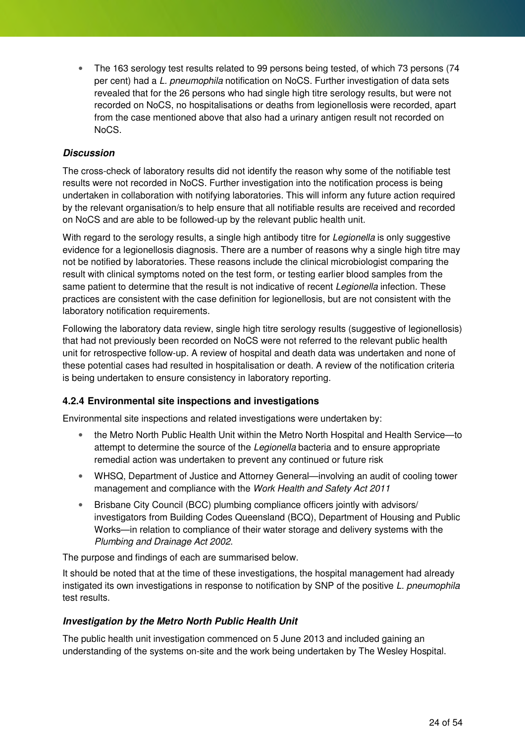- The 163 serology test results related to 99 persons being tested, of which 73 persons (74 per cent) had a *L. pneumophila* notification on NoCS. Further investigation of data sets revealed that for the 26 persons who had single high titre serology results, but were not recorded on NoCS, no hospitalisations or deaths from legionellosis were recorded, apart from the case mentioned above that also had a urinary antigen result not recorded on NoCS.

***Discussion***

The cross-check of laboratory results did not identify the reason why some of the notifiable test results were not recorded in NoCS. Further investigation into the notification process is being undertaken in collaboration with notifying laboratories. This will inform any future action required by the relevant organisation/s to help ensure that all notifiable results are received and recorded on NoCS and are able to be followed-up by the relevant public health unit.

With regard to the serology results, a single high antibody titre for *Legionella* is only suggestive evidence for a legionellosis diagnosis. There are a number of reasons why a single high titre may not be notified by laboratories. These reasons include the clinical microbiologist comparing the result with clinical symptoms noted on the test form, or testing earlier blood samples from the same patient to determine that the result is not indicative of recent *Legionella* infection. These practices are consistent with the case definition for legionellosis, but are not consistent with the laboratory notification requirements.

Following the laboratory data review, single high titre serology results (suggestive of legionellosis) that had not previously been recorded on NoCS were not referred to the relevant public health unit for retrospective follow-up. A review of hospital and death data was undertaken and none of these potential cases had resulted in hospitalisation or death. A review of the notification criteria is being undertaken to ensure consistency in laboratory reporting.

### 4.2.4 Environmental site inspections and investigations

Environmental site inspections and related investigations were undertaken by:

- the Metro North Public Health Unit within the Metro North Hospital and Health Service—to attempt to determine the source of the *Legionella* bacteria and to ensure appropriate remedial action was undertaken to prevent any continued or future risk
- WHSQ, Department of Justice and Attorney General—involving an audit of cooling tower management and compliance with the *Work Health and Safety Act 2011*
- Brisbane City Council (BCC) plumbing compliance officers jointly with advisors/ investigators from Building Codes Queensland (BCQ), Department of Housing and Public Works—in relation to compliance of their water storage and delivery systems with the *Plumbing and Drainage Act 2002*.

The purpose and findings of each are summarised below.

It should be noted that at the time of these investigations, the hospital management had already instigated its own investigations in response to notification by SNP of the positive *L. pneumophila* test results.

***Investigation by the Metro North Public Health Unit***

The public health unit investigation commenced on 5 June 2013 and included gaining an understanding of the systems on-site and the work being undertaken by The Wesley Hospital.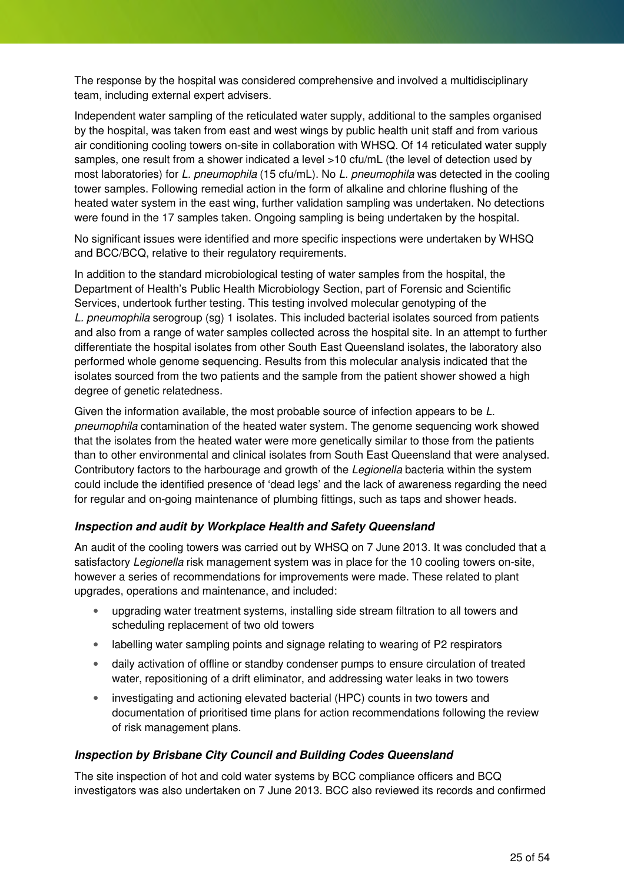The response by the hospital was considered comprehensive and involved a multidisciplinary team, including external expert advisers.

Independent water sampling of the reticulated water supply, additional to the samples organised by the hospital, was taken from east and west wings by public health unit staff and from various air conditioning cooling towers on-site in collaboration with WHSQ. Of 14 reticulated water supply samples, one result from a shower indicated a level >10 cfu/mL (the level of detection used by most laboratories) for *L. pneumophila* (15 cfu/mL). No *L. pneumophila* was detected in the cooling tower samples. Following remedial action in the form of alkaline and chlorine flushing of the heated water system in the east wing, further validation sampling was undertaken. No detections were found in the 17 samples taken. Ongoing sampling is being undertaken by the hospital.

No significant issues were identified and more specific inspections were undertaken by WHSQ and BCC/BCQ, relative to their regulatory requirements.

In addition to the standard microbiological testing of water samples from the hospital, the Department of Health's Public Health Microbiology Section, part of Forensic and Scientific Services, undertook further testing. This testing involved molecular genotyping of the *L. pneumophila* serogroup (sg) 1 isolates. This included bacterial isolates sourced from patients and also from a range of water samples collected across the hospital site. In an attempt to further differentiate the hospital isolates from other South East Queensland isolates, the laboratory also performed whole genome sequencing. Results from this molecular analysis indicated that the isolates sourced from the two patients and the sample from the patient shower showed a high degree of genetic relatedness.

Given the information available, the most probable source of infection appears to be *L. pneumophila* contamination of the heated water system. The genome sequencing work showed that the isolates from the heated water were more genetically similar to those from the patients than to other environmental and clinical isolates from South East Queensland that were analysed. Contributory factors to the harbourage and growth of the *Legionella* bacteria within the system could include the identified presence of 'dead legs' and the lack of awareness regarding the need for regular and on-going maintenance of plumbing fittings, such as taps and shower heads.

### *Inspection and audit by Workplace Health and Safety Queensland*

An audit of the cooling towers was carried out by WHSQ on 7 June 2013. It was concluded that a satisfactory *Legionella* risk management system was in place for the 10 cooling towers on-site, however a series of recommendations for improvements were made. These related to plant upgrades, operations and maintenance, and included:

- upgrading water treatment systems, installing side stream filtration to all towers and scheduling replacement of two old towers
- labelling water sampling points and signage relating to wearing of P2 respirators
- daily activation of offline or standby condenser pumps to ensure circulation of treated water, repositioning of a drift eliminator, and addressing water leaks in two towers
- investigating and actioning elevated bacterial (HPC) counts in two towers and documentation of prioritised time plans for action recommendations following the review of risk management plans.

### *Inspection by Brisbane City Council and Building Codes Queensland*

The site inspection of hot and cold water systems by BCC compliance officers and BCQ investigators was also undertaken on 7 June 2013. BCC also reviewed its records and confirmed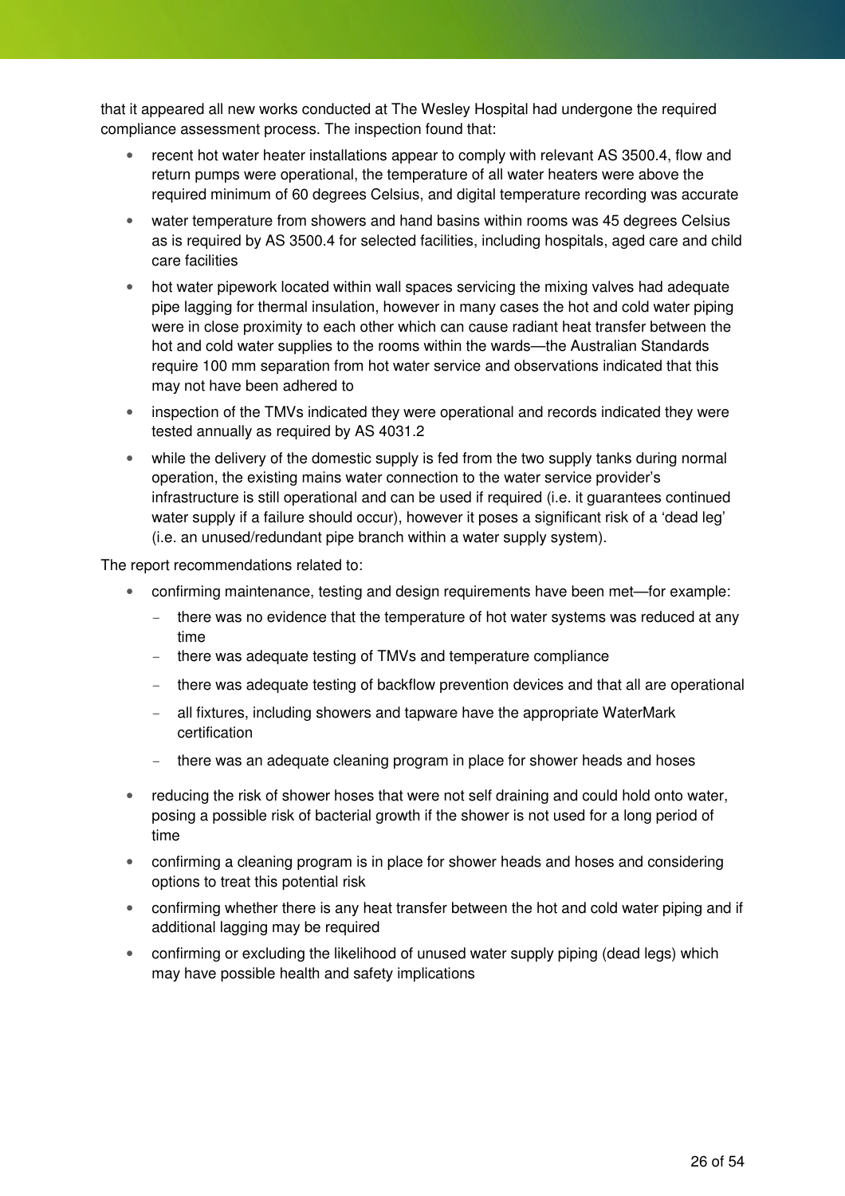that it appeared all new works conducted at The Wesley Hospital had undergone the required compliance assessment process. The inspection found that:

- recent hot water heater installations appear to comply with relevant AS 3500.4, flow and return pumps were operational, the temperature of all water heaters were above the required minimum of 60 degrees Celsius, and digital temperature recording was accurate
- water temperature from showers and hand basins within rooms was 45 degrees Celsius as is required by AS 3500.4 for selected facilities, including hospitals, aged care and child care facilities
- hot water pipework located within wall spaces servicing the mixing valves had adequate pipe lagging for thermal insulation, however in many cases the hot and cold water piping were in close proximity to each other which can cause radiant heat transfer between the hot and cold water supplies to the rooms within the wards—the Australian Standards require 100 mm separation from hot water service and observations indicated that this may not have been adhered to
- inspection of the TMVs indicated they were operational and records indicated they were tested annually as required by AS 4031.2
- while the delivery of the domestic supply is fed from the two supply tanks during normal operation, the existing mains water connection to the water service provider's infrastructure is still operational and can be used if required (i.e. it guarantees continued water supply if a failure should occur), however it poses a significant risk of a 'dead leg' (i.e. an unused/redundant pipe branch within a water supply system).

The report recommendations related to:

- confirming maintenance, testing and design requirements have been met—for example:
  - there was no evidence that the temperature of hot water systems was reduced at any time
  - there was adequate testing of TMVs and temperature compliance
  - there was adequate testing of backflow prevention devices and that all are operational
  - all fixtures, including showers and tapware have the appropriate WaterMark certification
  - there was an adequate cleaning program in place for shower heads and hoses
- reducing the risk of shower hoses that were not self draining and could hold onto water, posing a possible risk of bacterial growth if the shower is not used for a long period of time
- confirming a cleaning program is in place for shower heads and hoses and considering options to treat this potential risk
- confirming whether there is any heat transfer between the hot and cold water piping and if additional lagging may be required
- confirming or excluding the likelihood of unused water supply piping (dead legs) which may have possible health and safety implications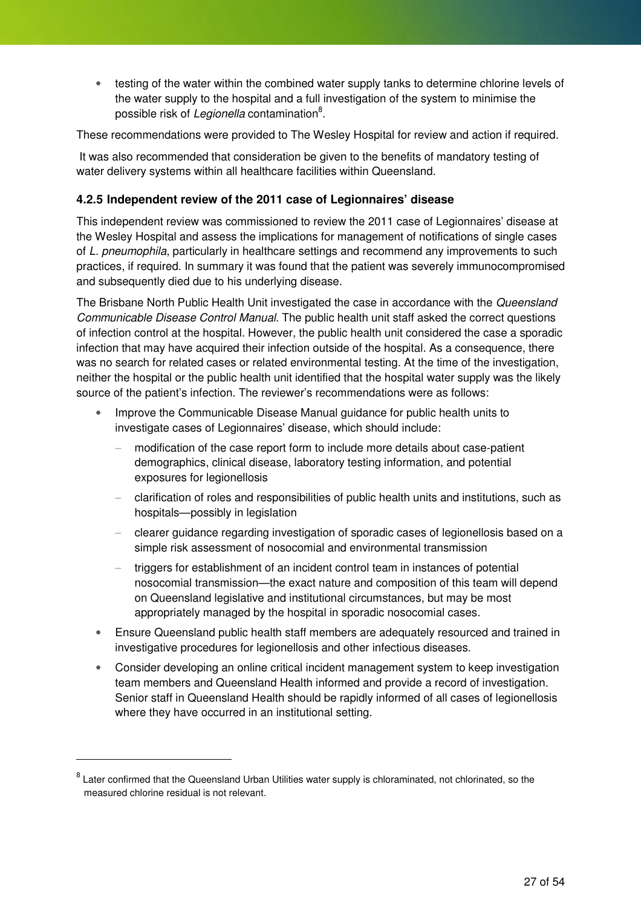- testing of the water within the combined water supply tanks to determine chlorine levels of the water supply to the hospital and a full investigation of the system to minimise the possible risk of *Legionella* contamination[8].

These recommendations were provided to The Wesley Hospital for review and action if required.

It was also recommended that consideration be given to the benefits of mandatory testing of water delivery systems within all healthcare facilities within Queensland.

#### 4.2.5 Independent review of the 2011 case of Legionnaires' disease

This independent review was commissioned to review the 2011 case of Legionnaires' disease at the Wesley Hospital and assess the implications for management of notifications of single cases of *L. pneumophila*, particularly in healthcare settings and recommend any improvements to such practices, if required. In summary it was found that the patient was severely immunocompromised and subsequently died due to his underlying disease.

The Brisbane North Public Health Unit investigated the case in accordance with the *Queensland Communicable Disease Control Manual*. The public health unit staff asked the correct questions of infection control at the hospital. However, the public health unit considered the case a sporadic infection that may have acquired their infection outside of the hospital. As a consequence, there was no search for related cases or related environmental testing. At the time of the investigation, neither the hospital or the public health unit identified that the hospital water supply was the likely source of the patient's infection. The reviewer's recommendations were as follows:

- Improve the Communicable Disease Manual guidance for public health units to investigate cases of Legionnaires' disease, which should include:
  - modification of the case report form to include more details about case-patient demographics, clinical disease, laboratory testing information, and potential exposures for legionellosis
  - clarification of roles and responsibilities of public health units and institutions, such as hospitals—possibly in legislation
  - clearer guidance regarding investigation of sporadic cases of legionellosis based on a simple risk assessment of nosocomial and environmental transmission
  - triggers for establishment of an incident control team in instances of potential nosocomial transmission—the exact nature and composition of this team will depend on Queensland legislative and institutional circumstances, but may be most appropriately managed by the hospital in sporadic nosocomial cases.
- Ensure Queensland public health staff members are adequately resourced and trained in investigative procedures for legionellosis and other infectious diseases.
- Consider developing an online critical incident management system to keep investigation team members and Queensland Health informed and provide a record of investigation. Senior staff in Queensland Health should be rapidly informed of all cases of legionellosis where they have occurred in an institutional setting.

---

[8] Later confirmed that the Queensland Urban Utilities water supply is chloraminated, not chlorinated, so the measured chlorine residual is not relevant.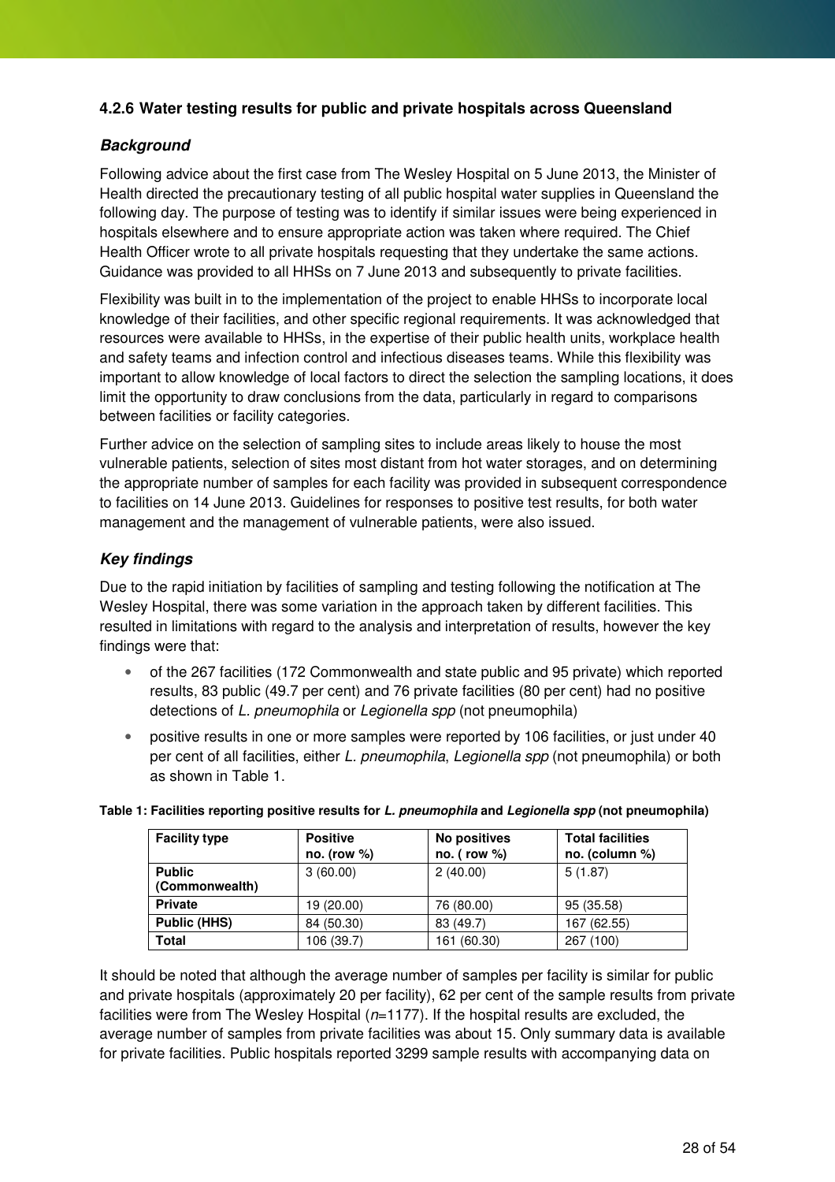### 4.2.6 Water testing results for public and private hospitals across Queensland

#### *Background*

Following advice about the first case from The Wesley Hospital on 5 June 2013, the Minister of Health directed the precautionary testing of all public hospital water supplies in Queensland the following day. The purpose of testing was to identify if similar issues were being experienced in hospitals elsewhere and to ensure appropriate action was taken where required. The Chief Health Officer wrote to all private hospitals requesting that they undertake the same actions. Guidance was provided to all HHSs on 7 June 2013 and subsequently to private facilities.

Flexibility was built in to the implementation of the project to enable HHSs to incorporate local knowledge of their facilities, and other specific regional requirements. It was acknowledged that resources were available to HHSs, in the expertise of their public health units, workplace health and safety teams and infection control and infectious diseases teams. While this flexibility was important to allow knowledge of local factors to direct the selection the sampling locations, it does limit the opportunity to draw conclusions from the data, particularly in regard to comparisons between facilities or facility categories.

Further advice on the selection of sampling sites to include areas likely to house the most vulnerable patients, selection of sites most distant from hot water storages, and on determining the appropriate number of samples for each facility was provided in subsequent correspondence to facilities on 14 June 2013. Guidelines for responses to positive test results, for both water management and the management of vulnerable patients, were also issued.

#### *Key findings*

Due to the rapid initiation by facilities of sampling and testing following the notification at The Wesley Hospital, there was some variation in the approach taken by different facilities. This resulted in limitations with regard to the analysis and interpretation of results, however the key findings were that:

- of the 267 facilities (172 Commonwealth and state public and 95 private) which reported results, 83 public (49.7 per cent) and 76 private facilities (80 per cent) had no positive detections of *L. pneumophila* or *Legionella spp* (not pneumophila)
- positive results in one or more samples were reported by 106 facilities, or just under 40 per cent of all facilities, either *L. pneumophila*, *Legionella spp* (not pneumophila) or both as shown in Table 1.

**Table 1: Facilities reporting positive results for *L. pneumophila* and *Legionella spp* (not pneumophila)**

| Facility type | Positive no. (row %) | No positives no. ( row %) | Total facilities no. (column %) |
|---|---|---|---|
| **Public (Commonwealth)** | 3 (60.00) | 2 (40.00) | 5 (1.87) |
| **Private** | 19 (20.00) | 76 (80.00) | 95 (35.58) |
| **Public (HHS)** | 84 (50.30) | 83 (49.7) | 167 (62.55) |
| **Total** | 106 (39.7) | 161 (60.30) | 267 (100) |

It should be noted that although the average number of samples per facility is similar for public and private hospitals (approximately 20 per facility), 62 per cent of the sample results from private facilities were from The Wesley Hospital (*n*=1177). If the hospital results are excluded, the average number of samples from private facilities was about 15. Only summary data is available for private facilities. Public hospitals reported 3299 sample results with accompanying data on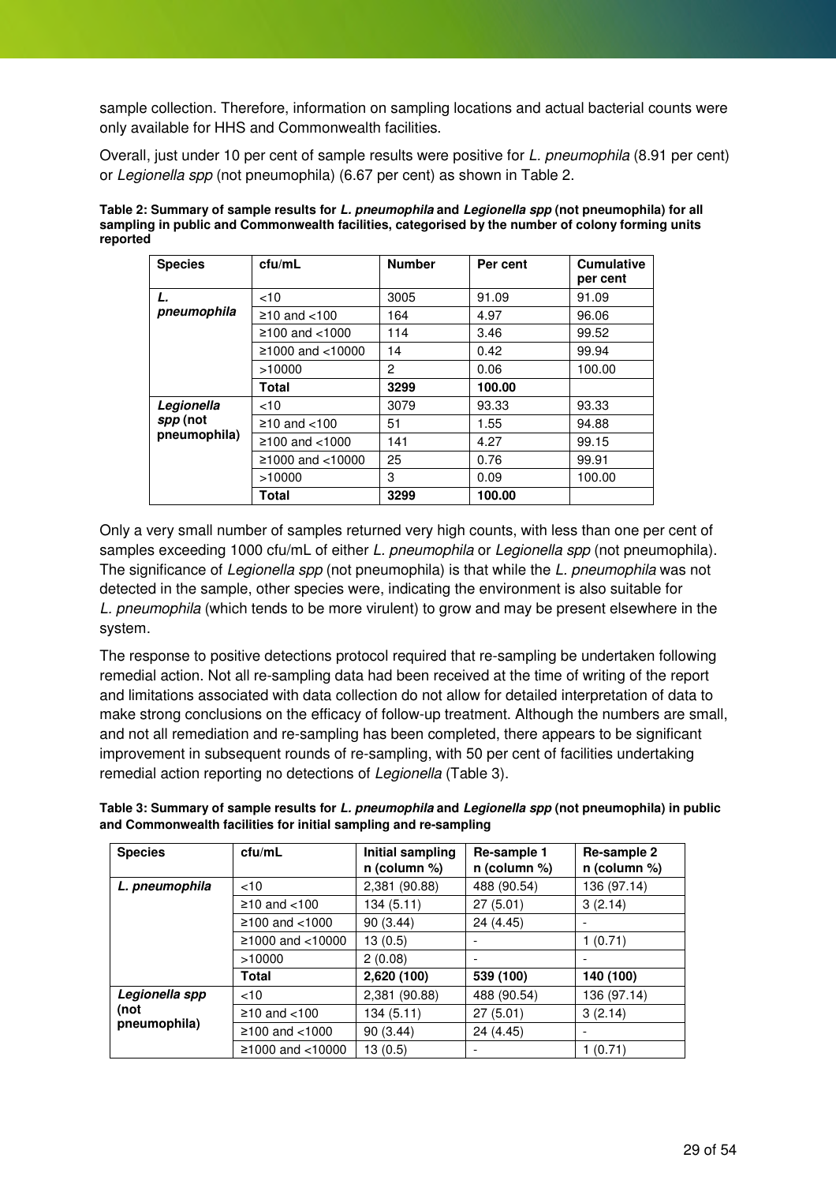sample collection. Therefore, information on sampling locations and actual bacterial counts were only available for HHS and Commonwealth facilities.

Overall, just under 10 per cent of sample results were positive for *L. pneumophila* (8.91 per cent) or *Legionella spp* (not pneumophila) (6.67 per cent) as shown in Table 2.

**Table 2: Summary of sample results for *L. pneumophila* and *Legionella spp* (not pneumophila) for all sampling in public and Commonwealth facilities, categorised by the number of colony forming units reported**

| Species | cfu/mL | Number | Per cent | Cumulative per cent |
|---|---|---|---|---|
| ***L. pneumophila*** | <10 | 3005 | 91.09 | 91.09 |
| | ≥10 and <100 | 164 | 4.97 | 96.06 |
| | ≥100 and <1000 | 114 | 3.46 | 99.52 |
| | ≥1000 and <10000 | 14 | 0.42 | 99.94 |
| | >10000 | 2 | 0.06 | 100.00 |
| | **Total** | **3299** | **100.00** | |
| ***Legionella spp* (not pneumophila)** | <10 | 3079 | 93.33 | 93.33 |
| | ≥10 and <100 | 51 | 1.55 | 94.88 |
| | ≥100 and <1000 | 141 | 4.27 | 99.15 |
| | ≥1000 and <10000 | 25 | 0.76 | 99.91 |
| | >10000 | 3 | 0.09 | 100.00 |
| | **Total** | **3299** | **100.00** | |

Only a very small number of samples returned very high counts, with less than one per cent of samples exceeding 1000 cfu/mL of either *L. pneumophila* or *Legionella spp* (not pneumophila). The significance of *Legionella spp* (not pneumophila) is that while the *L. pneumophila* was not detected in the sample, other species were, indicating the environment is also suitable for *L. pneumophila* (which tends to be more virulent) to grow and may be present elsewhere in the system.

The response to positive detections protocol required that re-sampling be undertaken following remedial action. Not all re-sampling data had been received at the time of writing of the report and limitations associated with data collection do not allow for detailed interpretation of data to make strong conclusions on the efficacy of follow-up treatment. Although the numbers are small, and not all remediation and re-sampling has been completed, there appears to be significant improvement in subsequent rounds of re-sampling, with 50 per cent of facilities undertaking remedial action reporting no detections of *Legionella* (Table 3).

**Table 3: Summary of sample results for *L. pneumophila* and *Legionella spp* (not pneumophila) in public and Commonwealth facilities for initial sampling and re-sampling**

| Species | cfu/mL | Initial sampling n (column %) | Re-sample 1 n (column %) | Re-sample 2 n (column %) |
|---|---|---|---|---|
| ***L. pneumophila*** | <10 | 2,381 (90.88) | 488 (90.54) | 136 (97.14) |
| | ≥10 and <100 | 134 (5.11) | 27 (5.01) | 3 (2.14) |
| | ≥100 and <1000 | 90 (3.44) | 24 (4.45) | - |
| | ≥1000 and <10000 | 13 (0.5) | - | 1 (0.71) |
| | >10000 | 2 (0.08) | - | - |
| | **Total** | **2,620 (100)** | **539 (100)** | **140 (100)** |
| ***Legionella spp* (not pneumophila)** | <10 | 2,381 (90.88) | 488 (90.54) | 136 (97.14) |
| | ≥10 and <100 | 134 (5.11) | 27 (5.01) | 3 (2.14) |
| | ≥100 and <1000 | 90 (3.44) | 24 (4.45) | - |
| | ≥1000 and <10000 | 13 (0.5) | - | 1 (0.71) |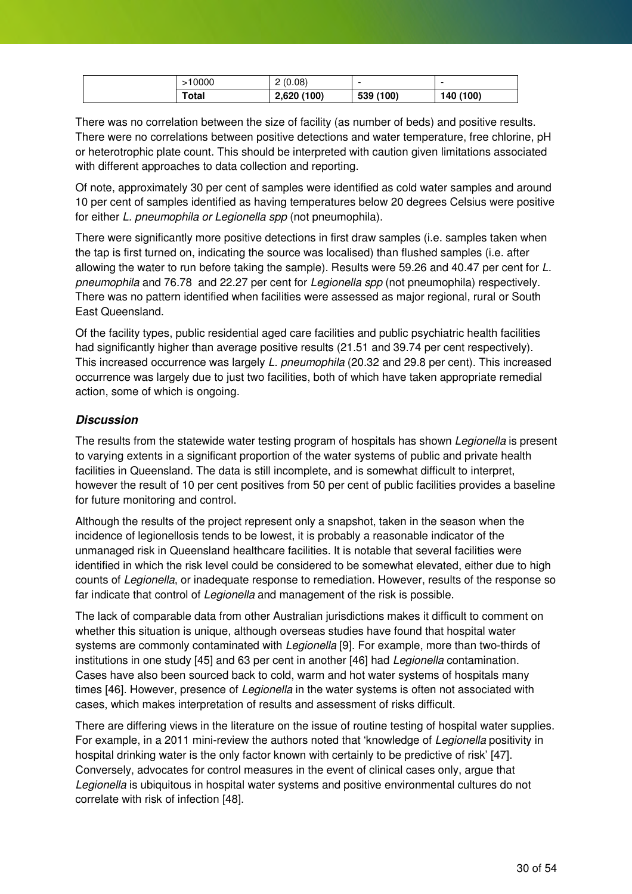|  | >10000 | 2 (0.08) | - | - |
|---|---|---|---|---|
|  | **Total** | **2,620 (100)** | **539 (100)** | **140 (100)** |

There was no correlation between the size of facility (as number of beds) and positive results. There were no correlations between positive detections and water temperature, free chlorine, pH or heterotrophic plate count. This should be interpreted with caution given limitations associated with different approaches to data collection and reporting.

Of note, approximately 30 per cent of samples were identified as cold water samples and around 10 per cent of samples identified as having temperatures below 20 degrees Celsius were positive for either *L. pneumophila or Legionella spp* (not pneumophila).

There were significantly more positive detections in first draw samples (i.e. samples taken when the tap is first turned on, indicating the source was localised) than flushed samples (i.e. after allowing the water to run before taking the sample). Results were 59.26 and 40.47 per cent for *L. pneumophila* and 76.78 and 22.27 per cent for *Legionella spp* (not pneumophila) respectively. There was no pattern identified when facilities were assessed as major regional, rural or South East Queensland.

Of the facility types, public residential aged care facilities and public psychiatric health facilities had significantly higher than average positive results (21.51 and 39.74 per cent respectively). This increased occurrence was largely *L. pneumophila* (20.32 and 29.8 per cent). This increased occurrence was largely due to just two facilities, both of which have taken appropriate remedial action, some of which is ongoing.

### *Discussion*

The results from the statewide water testing program of hospitals has shown *Legionella* is present to varying extents in a significant proportion of the water systems of public and private health facilities in Queensland. The data is still incomplete, and is somewhat difficult to interpret, however the result of 10 per cent positives from 50 per cent of public facilities provides a baseline for future monitoring and control.

Although the results of the project represent only a snapshot, taken in the season when the incidence of legionellosis tends to be lowest, it is probably a reasonable indicator of the unmanaged risk in Queensland healthcare facilities. It is notable that several facilities were identified in which the risk level could be considered to be somewhat elevated, either due to high counts of *Legionella*, or inadequate response to remediation. However, results of the response so far indicate that control of *Legionella* and management of the risk is possible.

The lack of comparable data from other Australian jurisdictions makes it difficult to comment on whether this situation is unique, although overseas studies have found that hospital water systems are commonly contaminated with *Legionella* [9]. For example, more than two-thirds of institutions in one study [45] and 63 per cent in another [46] had *Legionella* contamination. Cases have also been sourced back to cold, warm and hot water systems of hospitals many times [46]. However, presence of *Legionella* in the water systems is often not associated with cases, which makes interpretation of results and assessment of risks difficult.

There are differing views in the literature on the issue of routine testing of hospital water supplies. For example, in a 2011 mini-review the authors noted that 'knowledge of *Legionella* positivity in hospital drinking water is the only factor known with certainly to be predictive of risk' [47]. Conversely, advocates for control measures in the event of clinical cases only, argue that *Legionella* is ubiquitous in hospital water systems and positive environmental cultures do not correlate with risk of infection [48].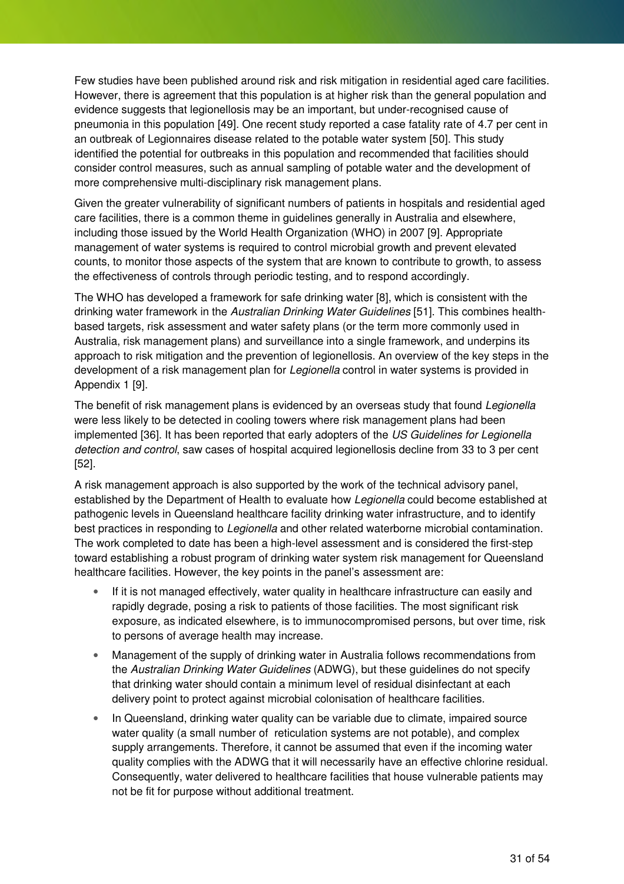Few studies have been published around risk and risk mitigation in residential aged care facilities. However, there is agreement that this population is at higher risk than the general population and evidence suggests that legionellosis may be an important, but under-recognised cause of pneumonia in this population [49]. One recent study reported a case fatality rate of 4.7 per cent in an outbreak of Legionnaires disease related to the potable water system [50]. This study identified the potential for outbreaks in this population and recommended that facilities should consider control measures, such as annual sampling of potable water and the development of more comprehensive multi-disciplinary risk management plans.

Given the greater vulnerability of significant numbers of patients in hospitals and residential aged care facilities, there is a common theme in guidelines generally in Australia and elsewhere, including those issued by the World Health Organization (WHO) in 2007 [9]. Appropriate management of water systems is required to control microbial growth and prevent elevated counts, to monitor those aspects of the system that are known to contribute to growth, to assess the effectiveness of controls through periodic testing, and to respond accordingly.

The WHO has developed a framework for safe drinking water [8], which is consistent with the drinking water framework in the *Australian Drinking Water Guidelines* [51]. This combines health-based targets, risk assessment and water safety plans (or the term more commonly used in Australia, risk management plans) and surveillance into a single framework, and underpins its approach to risk mitigation and the prevention of legionellosis. An overview of the key steps in the development of a risk management plan for *Legionella* control in water systems is provided in Appendix 1 [9].

The benefit of risk management plans is evidenced by an overseas study that found *Legionella* were less likely to be detected in cooling towers where risk management plans had been implemented [36]. It has been reported that early adopters of the *US Guidelines for Legionella detection and control*, saw cases of hospital acquired legionellosis decline from 33 to 3 per cent [52].

A risk management approach is also supported by the work of the technical advisory panel, established by the Department of Health to evaluate how *Legionella* could become established at pathogenic levels in Queensland healthcare facility drinking water infrastructure, and to identify best practices in responding to *Legionella* and other related waterborne microbial contamination. The work completed to date has been a high-level assessment and is considered the first-step toward establishing a robust program of drinking water system risk management for Queensland healthcare facilities. However, the key points in the panel's assessment are:

- If it is not managed effectively, water quality in healthcare infrastructure can easily and rapidly degrade, posing a risk to patients of those facilities. The most significant risk exposure, as indicated elsewhere, is to immunocompromised persons, but over time, risk to persons of average health may increase.
- Management of the supply of drinking water in Australia follows recommendations from the *Australian Drinking Water Guidelines* (ADWG), but these guidelines do not specify that drinking water should contain a minimum level of residual disinfectant at each delivery point to protect against microbial colonisation of healthcare facilities.
- In Queensland, drinking water quality can be variable due to climate, impaired source water quality (a small number of reticulation systems are not potable), and complex supply arrangements. Therefore, it cannot be assumed that even if the incoming water quality complies with the ADWG that it will necessarily have an effective chlorine residual. Consequently, water delivered to healthcare facilities that house vulnerable patients may not be fit for purpose without additional treatment.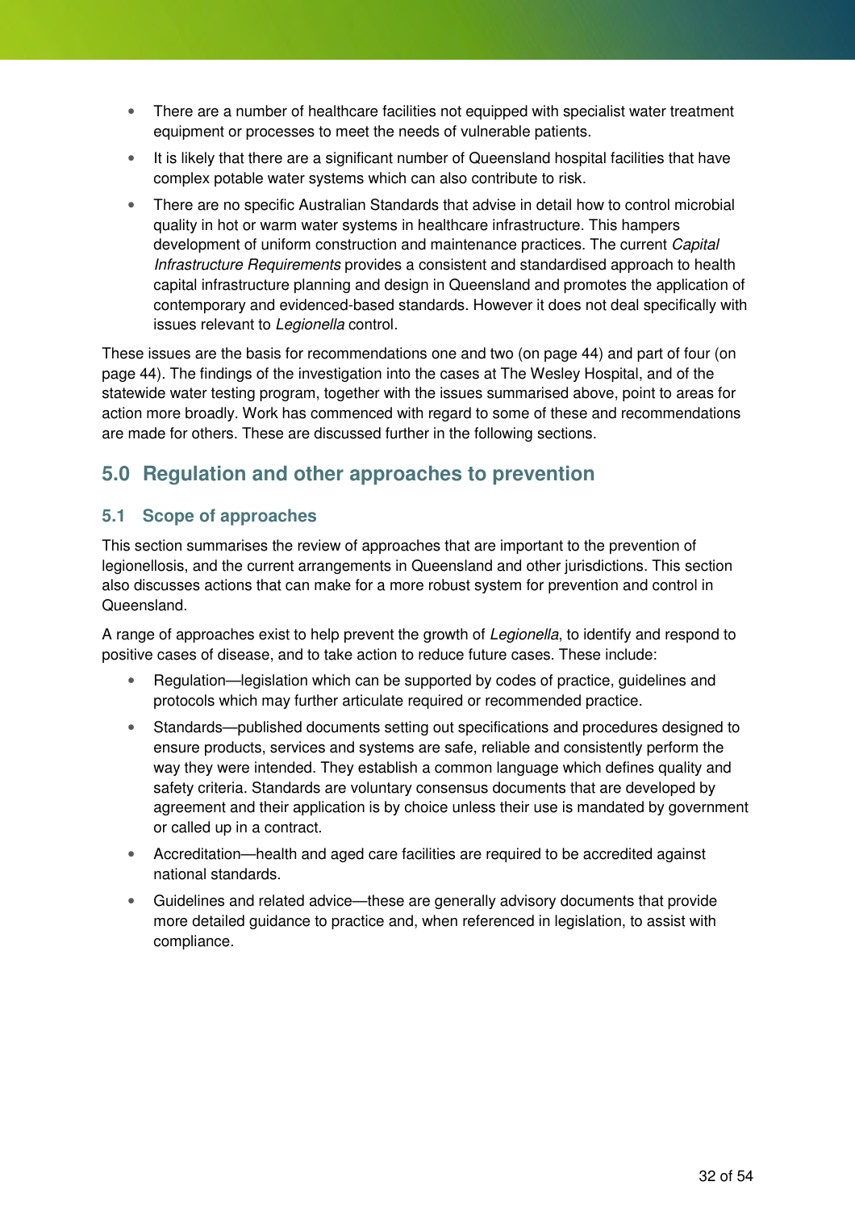- There are a number of healthcare facilities not equipped with specialist water treatment equipment or processes to meet the needs of vulnerable patients.
- It is likely that there are a significant number of Queensland hospital facilities that have complex potable water systems which can also contribute to risk.
- There are no specific Australian Standards that advise in detail how to control microbial quality in hot or warm water systems in healthcare infrastructure. This hampers development of uniform construction and maintenance practices. The current *Capital Infrastructure Requirements* provides a consistent and standardised approach to health capital infrastructure planning and design in Queensland and promotes the application of contemporary and evidenced-based standards. However it does not deal specifically with issues relevant to *Legionella* control.

These issues are the basis for recommendations one and two (on page 44) and part of four (on page 44). The findings of the investigation into the cases at The Wesley Hospital, and of the statewide water testing program, together with the issues summarised above, point to areas for action more broadly. Work has commenced with regard to some of these and recommendations are made for others. These are discussed further in the following sections.

# 5.0 Regulation and other approaches to prevention

## 5.1 Scope of approaches

This section summarises the review of approaches that are important to the prevention of legionellosis, and the current arrangements in Queensland and other jurisdictions. This section also discusses actions that can make for a more robust system for prevention and control in Queensland.

A range of approaches exist to help prevent the growth of *Legionella*, to identify and respond to positive cases of disease, and to take action to reduce future cases. These include:

- Regulation—legislation which can be supported by codes of practice, guidelines and protocols which may further articulate required or recommended practice.
- Standards—published documents setting out specifications and procedures designed to ensure products, services and systems are safe, reliable and consistently perform the way they were intended. They establish a common language which defines quality and safety criteria. Standards are voluntary consensus documents that are developed by agreement and their application is by choice unless their use is mandated by government or called up in a contract.
- Accreditation—health and aged care facilities are required to be accredited against national standards.
- Guidelines and related advice—these are generally advisory documents that provide more detailed guidance to practice and, when referenced in legislation, to assist with compliance.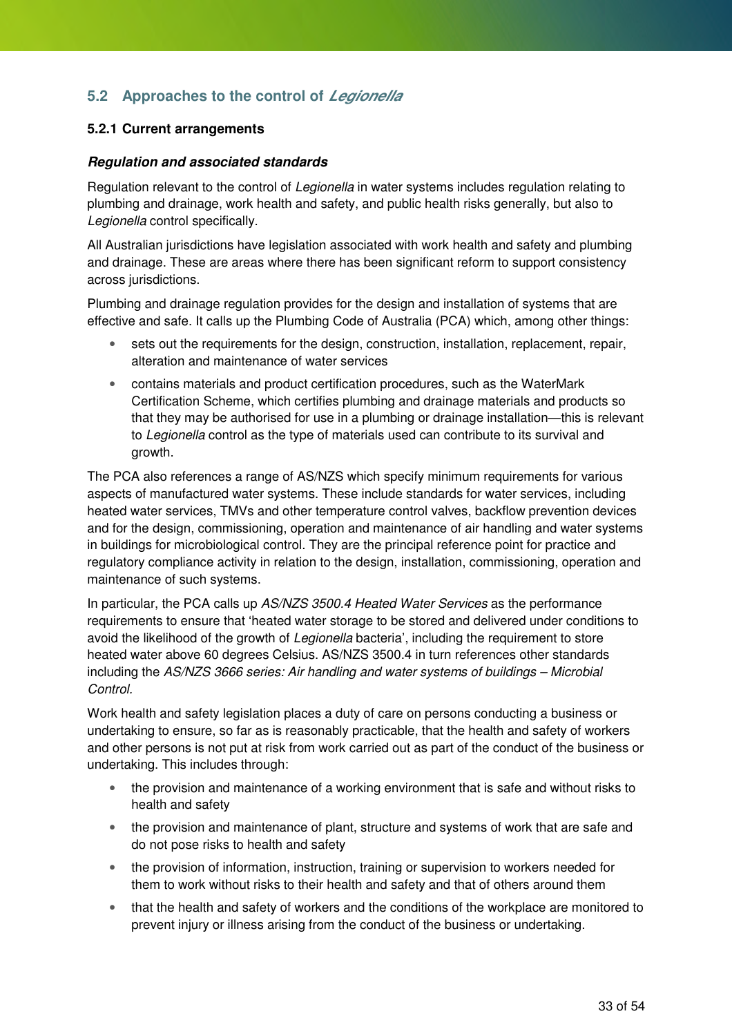## 5.2 Approaches to the control of *Legionella*

### 5.2.1 Current arrangements

***Regulation and associated standards***

Regulation relevant to the control of *Legionella* in water systems includes regulation relating to plumbing and drainage, work health and safety, and public health risks generally, but also to *Legionella* control specifically.

All Australian jurisdictions have legislation associated with work health and safety and plumbing and drainage. These are areas where there has been significant reform to support consistency across jurisdictions.

Plumbing and drainage regulation provides for the design and installation of systems that are effective and safe. It calls up the Plumbing Code of Australia (PCA) which, among other things:

- sets out the requirements for the design, construction, installation, replacement, repair, alteration and maintenance of water services
- contains materials and product certification procedures, such as the WaterMark Certification Scheme, which certifies plumbing and drainage materials and products so that they may be authorised for use in a plumbing or drainage installation—this is relevant to *Legionella* control as the type of materials used can contribute to its survival and growth.

The PCA also references a range of AS/NZS which specify minimum requirements for various aspects of manufactured water systems. These include standards for water services, including heated water services, TMVs and other temperature control valves, backflow prevention devices and for the design, commissioning, operation and maintenance of air handling and water systems in buildings for microbiological control. They are the principal reference point for practice and regulatory compliance activity in relation to the design, installation, commissioning, operation and maintenance of such systems.

In particular, the PCA calls up *AS/NZS 3500.4 Heated Water Services* as the performance requirements to ensure that 'heated water storage to be stored and delivered under conditions to avoid the likelihood of the growth of *Legionella* bacteria', including the requirement to store heated water above 60 degrees Celsius. AS/NZS 3500.4 in turn references other standards including the *AS/NZS 3666 series: Air handling and water systems of buildings – Microbial Control.*

Work health and safety legislation places a duty of care on persons conducting a business or undertaking to ensure, so far as is reasonably practicable, that the health and safety of workers and other persons is not put at risk from work carried out as part of the conduct of the business or undertaking. This includes through:

- the provision and maintenance of a working environment that is safe and without risks to health and safety
- the provision and maintenance of plant, structure and systems of work that are safe and do not pose risks to health and safety
- the provision of information, instruction, training or supervision to workers needed for them to work without risks to their health and safety and that of others around them
- that the health and safety of workers and the conditions of the workplace are monitored to prevent injury or illness arising from the conduct of the business or undertaking.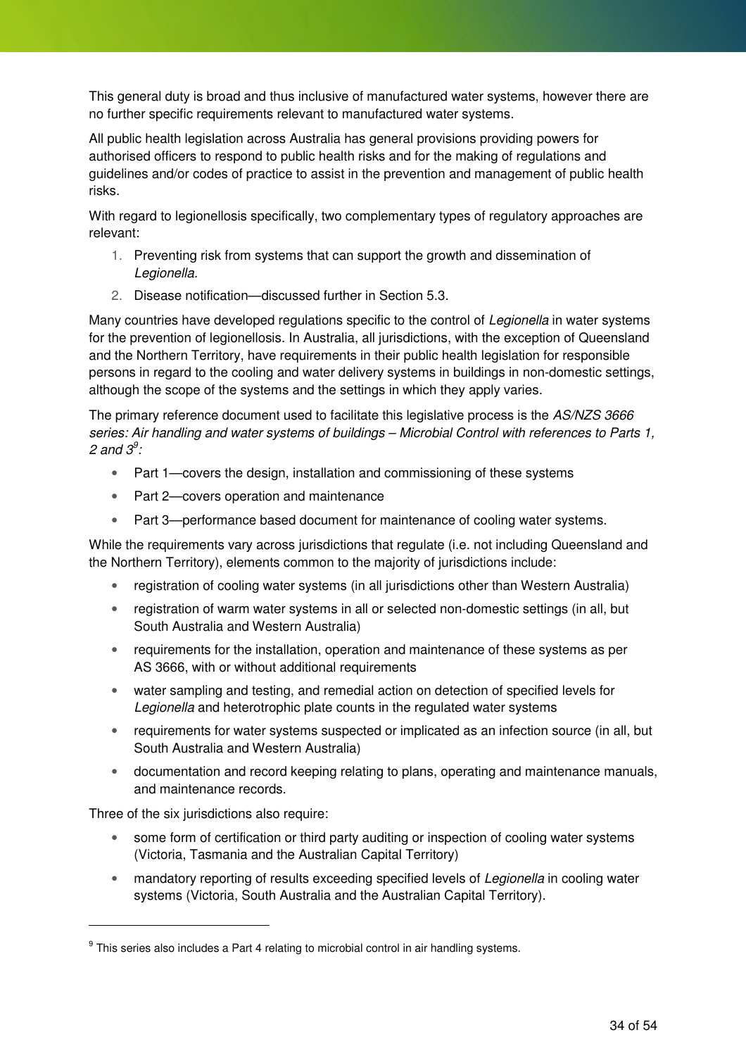This general duty is broad and thus inclusive of manufactured water systems, however there are no further specific requirements relevant to manufactured water systems.

All public health legislation across Australia has general provisions providing powers for authorised officers to respond to public health risks and for the making of regulations and guidelines and/or codes of practice to assist in the prevention and management of public health risks.

With regard to legionellosis specifically, two complementary types of regulatory approaches are relevant:

1. Preventing risk from systems that can support the growth and dissemination of *Legionella.*
2. Disease notification—discussed further in Section 5.3.

Many countries have developed regulations specific to the control of *Legionella* in water systems for the prevention of legionellosis. In Australia, all jurisdictions, with the exception of Queensland and the Northern Territory, have requirements in their public health legislation for responsible persons in regard to the cooling and water delivery systems in buildings in non-domestic settings, although the scope of the systems and the settings in which they apply varies.

The primary reference document used to facilitate this legislative process is the *AS/NZS 3666 series: Air handling and water systems of buildings – Microbial Control with references to Parts 1, 2 and 3*[9]*:*

- Part 1—covers the design, installation and commissioning of these systems
- Part 2—covers operation and maintenance
- Part 3—performance based document for maintenance of cooling water systems.

While the requirements vary across jurisdictions that regulate (i.e. not including Queensland and the Northern Territory), elements common to the majority of jurisdictions include:

- registration of cooling water systems (in all jurisdictions other than Western Australia)
- registration of warm water systems in all or selected non-domestic settings (in all, but South Australia and Western Australia)
- requirements for the installation, operation and maintenance of these systems as per AS 3666, with or without additional requirements
- water sampling and testing, and remedial action on detection of specified levels for *Legionella* and heterotrophic plate counts in the regulated water systems
- requirements for water systems suspected or implicated as an infection source (in all, but South Australia and Western Australia)
- documentation and record keeping relating to plans, operating and maintenance manuals, and maintenance records.

Three of the six jurisdictions also require:

- some form of certification or third party auditing or inspection of cooling water systems (Victoria, Tasmania and the Australian Capital Territory)
- mandatory reporting of results exceeding specified levels of *Legionella* in cooling water systems (Victoria, South Australia and the Australian Capital Territory).

---

[9] This series also includes a Part 4 relating to microbial control in air handling systems.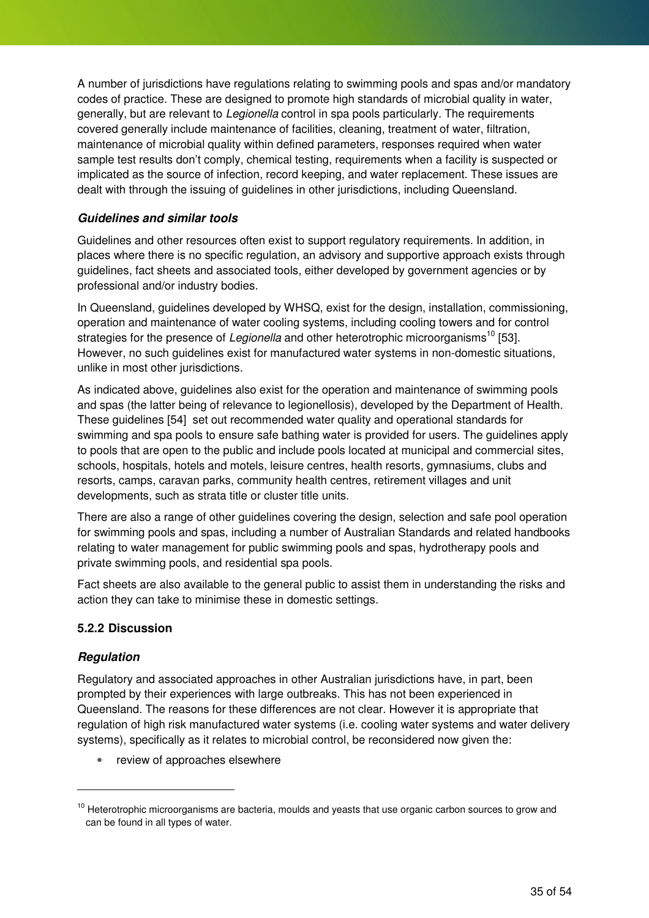A number of jurisdictions have regulations relating to swimming pools and spas and/or mandatory codes of practice. These are designed to promote high standards of microbial quality in water, generally, but are relevant to *Legionella* control in spa pools particularly. The requirements covered generally include maintenance of facilities, cleaning, treatment of water, filtration, maintenance of microbial quality within defined parameters, responses required when water sample test results don't comply, chemical testing, requirements when a facility is suspected or implicated as the source of infection, record keeping, and water replacement. These issues are dealt with through the issuing of guidelines in other jurisdictions, including Queensland.

***Guidelines and similar tools***

Guidelines and other resources often exist to support regulatory requirements. In addition, in places where there is no specific regulation, an advisory and supportive approach exists through guidelines, fact sheets and associated tools, either developed by government agencies or by professional and/or industry bodies.

In Queensland, guidelines developed by WHSQ, exist for the design, installation, commissioning, operation and maintenance of water cooling systems, including cooling towers and for control strategies for the presence of *Legionella* and other heterotrophic microorganisms[10] [53]. However, no such guidelines exist for manufactured water systems in non-domestic situations, unlike in most other jurisdictions.

As indicated above, guidelines also exist for the operation and maintenance of swimming pools and spas (the latter being of relevance to legionellosis), developed by the Department of Health. These guidelines [54] set out recommended water quality and operational standards for swimming and spa pools to ensure safe bathing water is provided for users. The guidelines apply to pools that are open to the public and include pools located at municipal and commercial sites, schools, hospitals, hotels and motels, leisure centres, health resorts, gymnasiums, clubs and resorts, camps, caravan parks, community health centres, retirement villages and unit developments, such as strata title or cluster title units.

There are also a range of other guidelines covering the design, selection and safe pool operation for swimming pools and spas, including a number of Australian Standards and related handbooks relating to water management for public swimming pools and spas, hydrotherapy pools and private swimming pools, and residential spa pools.

Fact sheets are also available to the general public to assist them in understanding the risks and action they can take to minimise these in domestic settings.

### 5.2.2 Discussion

***Regulation***

Regulatory and associated approaches in other Australian jurisdictions have, in part, been prompted by their experiences with large outbreaks. This has not been experienced in Queensland. The reasons for these differences are not clear. However it is appropriate that regulation of high risk manufactured water systems (i.e. cooling water systems and water delivery systems), specifically as it relates to microbial control, be reconsidered now given the:

- review of approaches elsewhere

---

[10] Heterotrophic microorganisms are bacteria, moulds and yeasts that use organic carbon sources to grow and can be found in all types of water.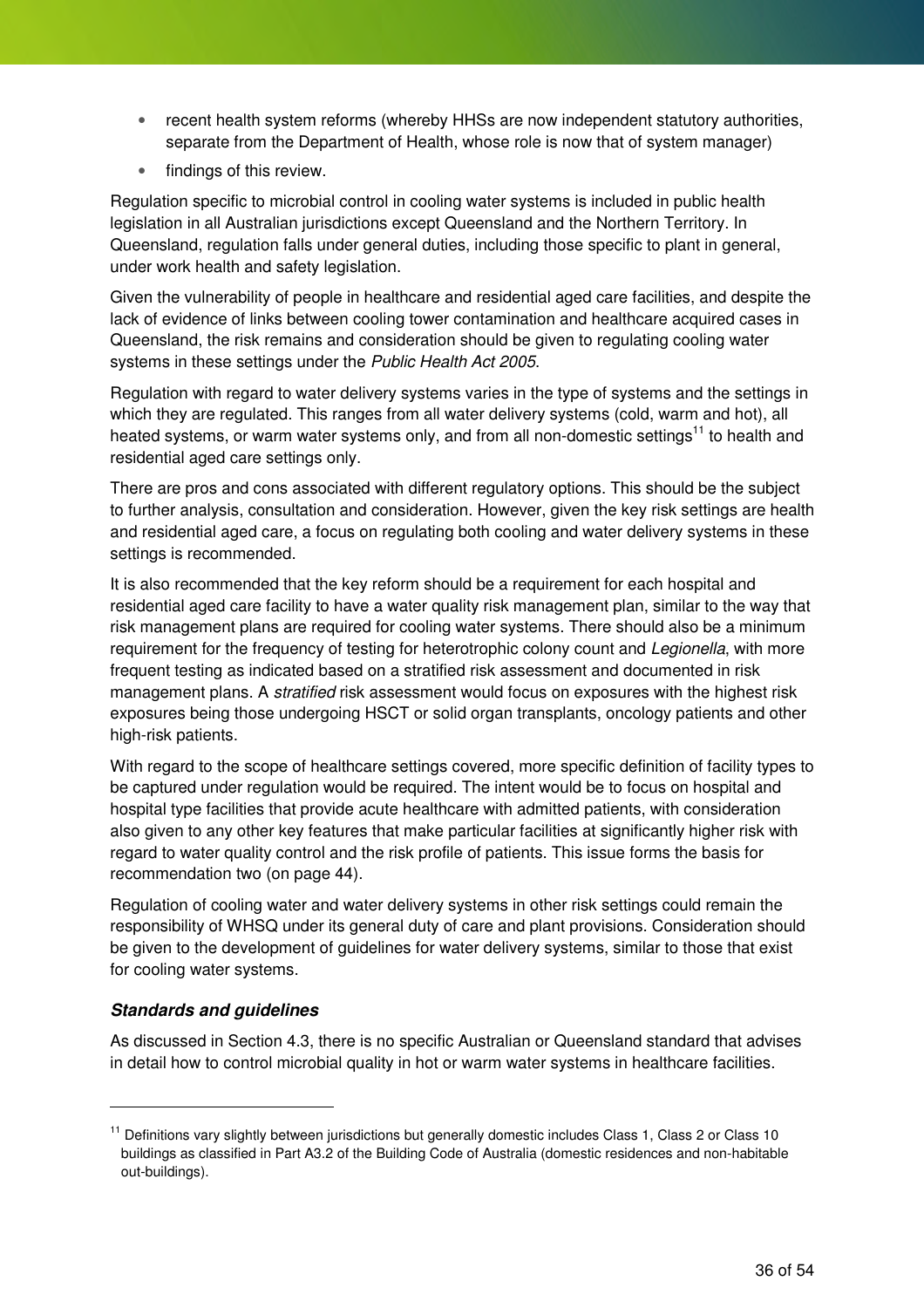- recent health system reforms (whereby HHSs are now independent statutory authorities, separate from the Department of Health, whose role is now that of system manager)
- findings of this review.

Regulation specific to microbial control in cooling water systems is included in public health legislation in all Australian jurisdictions except Queensland and the Northern Territory. In Queensland, regulation falls under general duties, including those specific to plant in general, under work health and safety legislation.

Given the vulnerability of people in healthcare and residential aged care facilities, and despite the lack of evidence of links between cooling tower contamination and healthcare acquired cases in Queensland, the risk remains and consideration should be given to regulating cooling water systems in these settings under the *Public Health Act 2005*.

Regulation with regard to water delivery systems varies in the type of systems and the settings in which they are regulated. This ranges from all water delivery systems (cold, warm and hot), all heated systems, or warm water systems only, and from all non-domestic settings[11] to health and residential aged care settings only.

There are pros and cons associated with different regulatory options. This should be the subject to further analysis, consultation and consideration. However, given the key risk settings are health and residential aged care, a focus on regulating both cooling and water delivery systems in these settings is recommended.

It is also recommended that the key reform should be a requirement for each hospital and residential aged care facility to have a water quality risk management plan, similar to the way that risk management plans are required for cooling water systems. There should also be a minimum requirement for the frequency of testing for heterotrophic colony count and *Legionella*, with more frequent testing as indicated based on a stratified risk assessment and documented in risk management plans. A *stratified* risk assessment would focus on exposures with the highest risk exposures being those undergoing HSCT or solid organ transplants, oncology patients and other high-risk patients.

With regard to the scope of healthcare settings covered, more specific definition of facility types to be captured under regulation would be required. The intent would be to focus on hospital and hospital type facilities that provide acute healthcare with admitted patients, with consideration also given to any other key features that make particular facilities at significantly higher risk with regard to water quality control and the risk profile of patients. This issue forms the basis for recommendation two (on page 44).

Regulation of cooling water and water delivery systems in other risk settings could remain the responsibility of WHSQ under its general duty of care and plant provisions. Consideration should be given to the development of guidelines for water delivery systems, similar to those that exist for cooling water systems.

### *Standards and guidelines*

As discussed in Section 4.3, there is no specific Australian or Queensland standard that advises in detail how to control microbial quality in hot or warm water systems in healthcare facilities.

---

[11] Definitions vary slightly between jurisdictions but generally domestic includes Class 1, Class 2 or Class 10 buildings as classified in Part A3.2 of the Building Code of Australia (domestic residences and non-habitable out-buildings).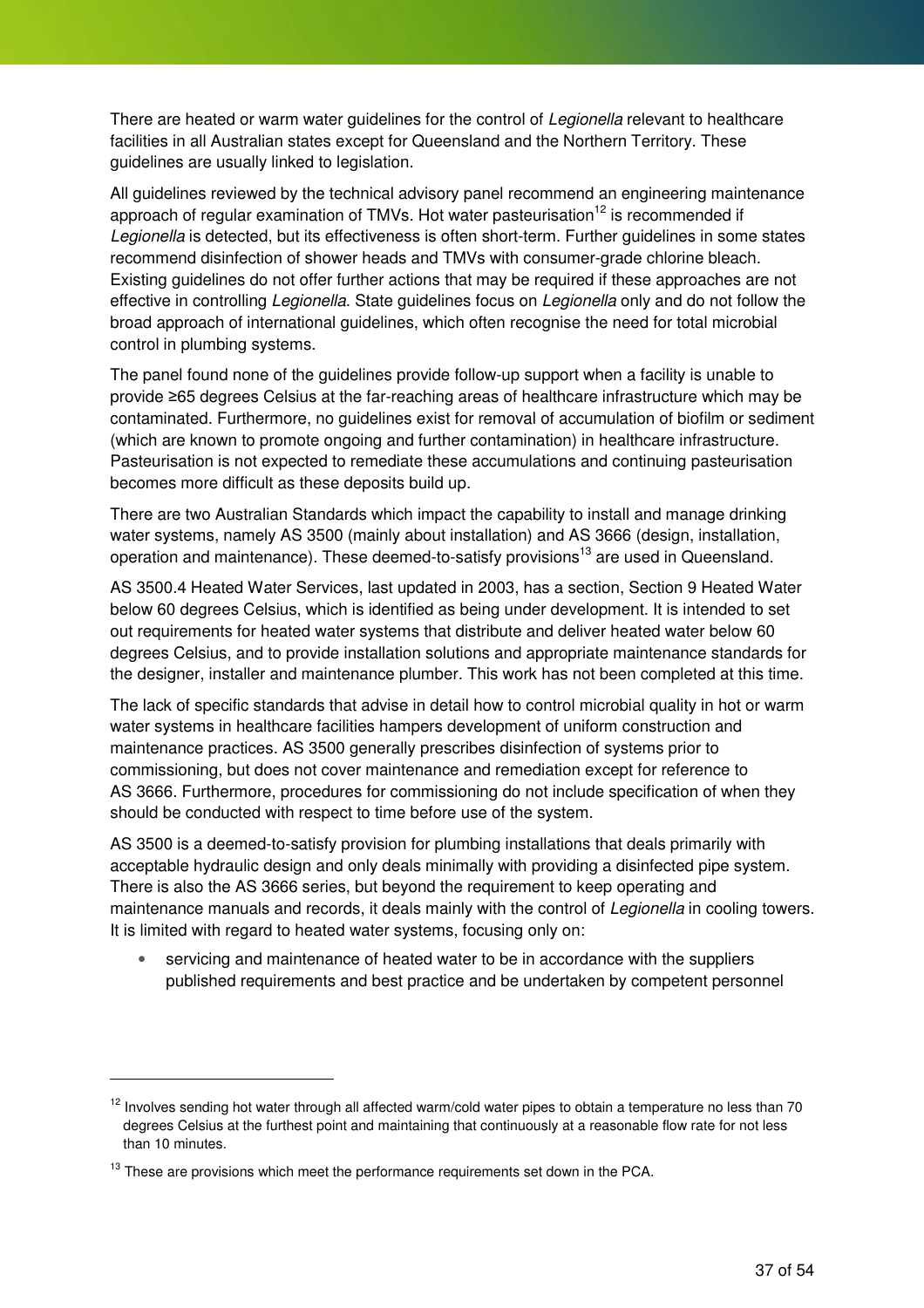There are heated or warm water guidelines for the control of *Legionella* relevant to healthcare facilities in all Australian states except for Queensland and the Northern Territory. These guidelines are usually linked to legislation.

All guidelines reviewed by the technical advisory panel recommend an engineering maintenance approach of regular examination of TMVs. Hot water pasteurisation[12] is recommended if *Legionella* is detected, but its effectiveness is often short-term. Further guidelines in some states recommend disinfection of shower heads and TMVs with consumer-grade chlorine bleach. Existing guidelines do not offer further actions that may be required if these approaches are not effective in controlling *Legionella*. State guidelines focus on *Legionella* only and do not follow the broad approach of international guidelines, which often recognise the need for total microbial control in plumbing systems.

The panel found none of the guidelines provide follow-up support when a facility is unable to provide ≥65 degrees Celsius at the far-reaching areas of healthcare infrastructure which may be contaminated. Furthermore, no guidelines exist for removal of accumulation of biofilm or sediment (which are known to promote ongoing and further contamination) in healthcare infrastructure. Pasteurisation is not expected to remediate these accumulations and continuing pasteurisation becomes more difficult as these deposits build up.

There are two Australian Standards which impact the capability to install and manage drinking water systems, namely AS 3500 (mainly about installation) and AS 3666 (design, installation, operation and maintenance). These deemed-to-satisfy provisions[13] are used in Queensland.

AS 3500.4 Heated Water Services, last updated in 2003, has a section, Section 9 Heated Water below 60 degrees Celsius, which is identified as being under development. It is intended to set out requirements for heated water systems that distribute and deliver heated water below 60 degrees Celsius, and to provide installation solutions and appropriate maintenance standards for the designer, installer and maintenance plumber. This work has not been completed at this time.

The lack of specific standards that advise in detail how to control microbial quality in hot or warm water systems in healthcare facilities hampers development of uniform construction and maintenance practices. AS 3500 generally prescribes disinfection of systems prior to commissioning, but does not cover maintenance and remediation except for reference to AS 3666. Furthermore, procedures for commissioning do not include specification of when they should be conducted with respect to time before use of the system.

AS 3500 is a deemed-to-satisfy provision for plumbing installations that deals primarily with acceptable hydraulic design and only deals minimally with providing a disinfected pipe system. There is also the AS 3666 series, but beyond the requirement to keep operating and maintenance manuals and records, it deals mainly with the control of *Legionella* in cooling towers. It is limited with regard to heated water systems, focusing only on:

- servicing and maintenance of heated water to be in accordance with the suppliers published requirements and best practice and be undertaken by competent personnel

---

[12] Involves sending hot water through all affected warm/cold water pipes to obtain a temperature no less than 70 degrees Celsius at the furthest point and maintaining that continuously at a reasonable flow rate for not less than 10 minutes.

[13] These are provisions which meet the performance requirements set down in the PCA.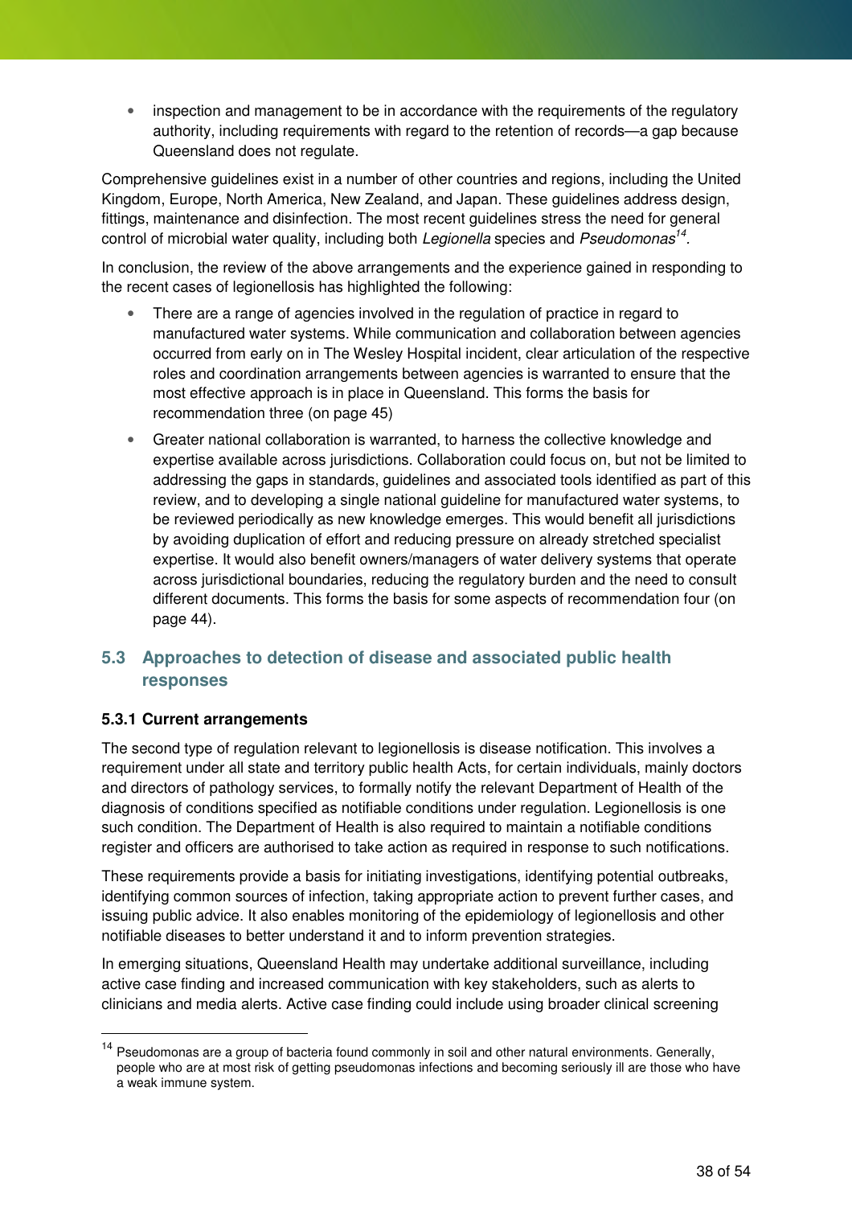- inspection and management to be in accordance with the requirements of the regulatory authority, including requirements with regard to the retention of records—a gap because Queensland does not regulate.

Comprehensive guidelines exist in a number of other countries and regions, including the United Kingdom, Europe, North America, New Zealand, and Japan. These guidelines address design, fittings, maintenance and disinfection. The most recent guidelines stress the need for general control of microbial water quality, including both *Legionella* species and *Pseudomonas*[14].

In conclusion, the review of the above arrangements and the experience gained in responding to the recent cases of legionellosis has highlighted the following:

- There are a range of agencies involved in the regulation of practice in regard to manufactured water systems. While communication and collaboration between agencies occurred from early on in The Wesley Hospital incident, clear articulation of the respective roles and coordination arrangements between agencies is warranted to ensure that the most effective approach is in place in Queensland. This forms the basis for recommendation three (on page 45)
- Greater national collaboration is warranted, to harness the collective knowledge and expertise available across jurisdictions. Collaboration could focus on, but not be limited to addressing the gaps in standards, guidelines and associated tools identified as part of this review, and to developing a single national guideline for manufactured water systems, to be reviewed periodically as new knowledge emerges. This would benefit all jurisdictions by avoiding duplication of effort and reducing pressure on already stretched specialist expertise. It would also benefit owners/managers of water delivery systems that operate across jurisdictional boundaries, reducing the regulatory burden and the need to consult different documents. This forms the basis for some aspects of recommendation four (on page 44).

## 5.3 Approaches to detection of disease and associated public health responses

### 5.3.1 Current arrangements

The second type of regulation relevant to legionellosis is disease notification. This involves a requirement under all state and territory public health Acts, for certain individuals, mainly doctors and directors of pathology services, to formally notify the relevant Department of Health of the diagnosis of conditions specified as notifiable conditions under regulation. Legionellosis is one such condition. The Department of Health is also required to maintain a notifiable conditions register and officers are authorised to take action as required in response to such notifications.

These requirements provide a basis for initiating investigations, identifying potential outbreaks, identifying common sources of infection, taking appropriate action to prevent further cases, and issuing public advice. It also enables monitoring of the epidemiology of legionellosis and other notifiable diseases to better understand it and to inform prevention strategies.

In emerging situations, Queensland Health may undertake additional surveillance, including active case finding and increased communication with key stakeholders, such as alerts to clinicians and media alerts. Active case finding could include using broader clinical screening

[14] Pseudomonas are a group of bacteria found commonly in soil and other natural environments. Generally, people who are at most risk of getting pseudomonas infections and becoming seriously ill are those who have a weak immune system.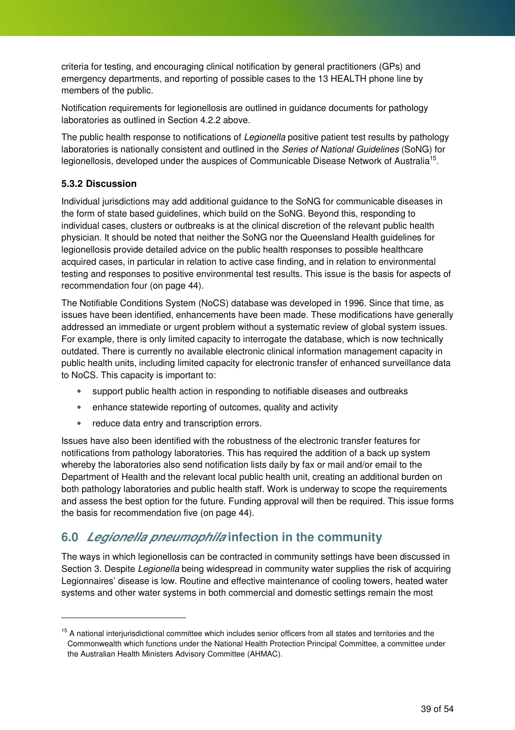criteria for testing, and encouraging clinical notification by general practitioners (GPs) and emergency departments, and reporting of possible cases to the 13 HEALTH phone line by members of the public.

Notification requirements for legionellosis are outlined in guidance documents for pathology laboratories as outlined in Section 4.2.2 above.

The public health response to notifications of *Legionella* positive patient test results by pathology laboratories is nationally consistent and outlined in the *Series of National Guidelines* (SoNG) for legionellosis, developed under the auspices of Communicable Disease Network of Australia[15].

### 5.3.2 Discussion

Individual jurisdictions may add additional guidance to the SoNG for communicable diseases in the form of state based guidelines, which build on the SoNG. Beyond this, responding to individual cases, clusters or outbreaks is at the clinical discretion of the relevant public health physician. It should be noted that neither the SoNG nor the Queensland Health guidelines for legionellosis provide detailed advice on the public health responses to possible healthcare acquired cases, in particular in relation to active case finding, and in relation to environmental testing and responses to positive environmental test results. This issue is the basis for aspects of recommendation four (on page 44).

The Notifiable Conditions System (NoCS) database was developed in 1996. Since that time, as issues have been identified, enhancements have been made. These modifications have generally addressed an immediate or urgent problem without a systematic review of global system issues. For example, there is only limited capacity to interrogate the database, which is now technically outdated. There is currently no available electronic clinical information management capacity in public health units, including limited capacity for electronic transfer of enhanced surveillance data to NoCS. This capacity is important to:

- support public health action in responding to notifiable diseases and outbreaks
- enhance statewide reporting of outcomes, quality and activity
- reduce data entry and transcription errors.

Issues have also been identified with the robustness of the electronic transfer features for notifications from pathology laboratories. This has required the addition of a back up system whereby the laboratories also send notification lists daily by fax or mail and/or email to the Department of Health and the relevant local public health unit, creating an additional burden on both pathology laboratories and public health staff. Work is underway to scope the requirements and assess the best option for the future. Funding approval will then be required. This issue forms the basis for recommendation five (on page 44).

## 6.0 *Legionella pneumophila* infection in the community

The ways in which legionellosis can be contracted in community settings have been discussed in Section 3. Despite *Legionella* being widespread in community water supplies the risk of acquiring Legionnaires' disease is low. Routine and effective maintenance of cooling towers, heated water systems and other water systems in both commercial and domestic settings remain the most

---

[15] A national interjurisdictional committee which includes senior officers from all states and territories and the Commonwealth which functions under the National Health Protection Principal Committee, a committee under the Australian Health Ministers Advisory Committee (AHMAC).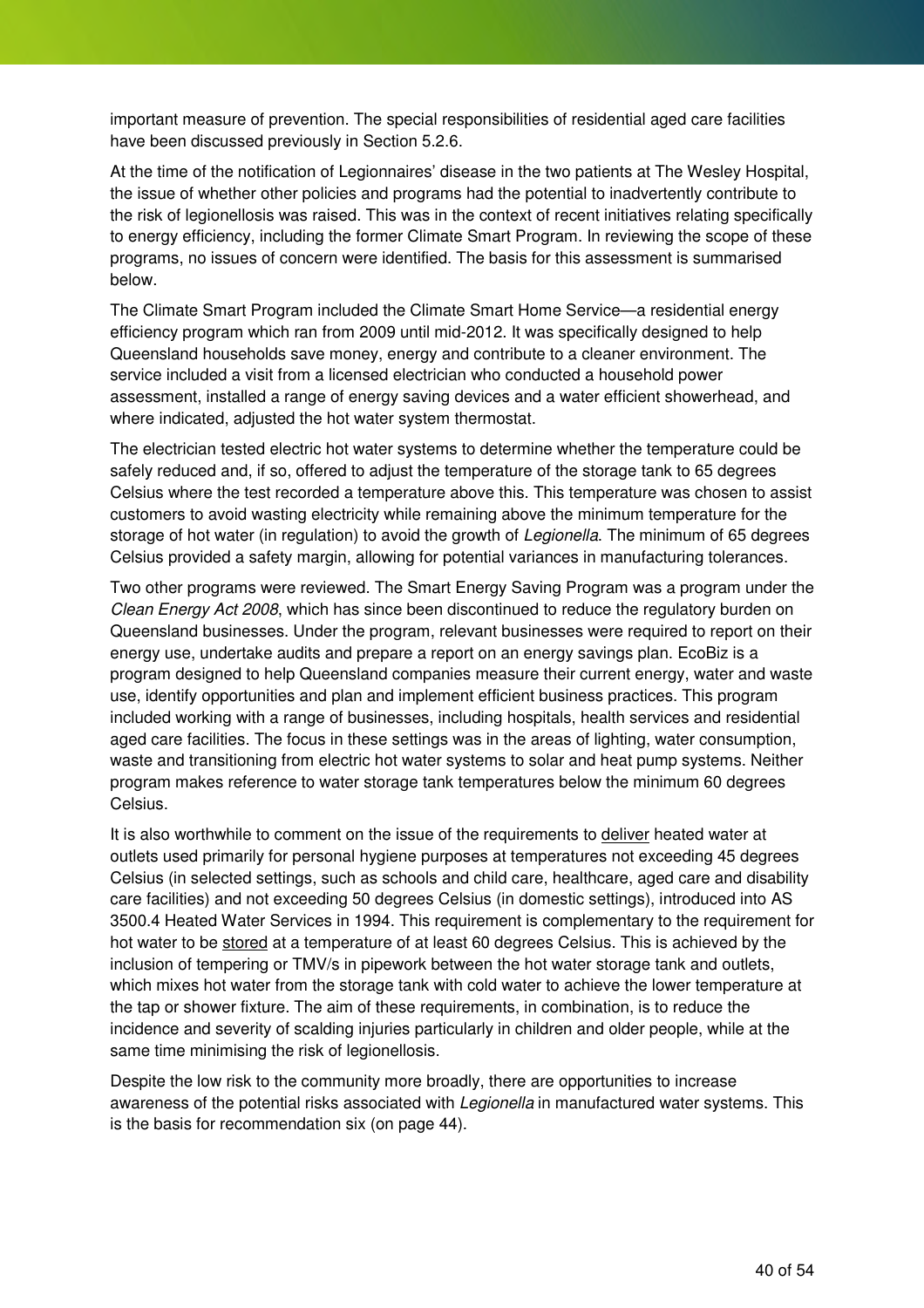important measure of prevention. The special responsibilities of residential aged care facilities have been discussed previously in Section 5.2.6.

At the time of the notification of Legionnaires' disease in the two patients at The Wesley Hospital, the issue of whether other policies and programs had the potential to inadvertently contribute to the risk of legionellosis was raised. This was in the context of recent initiatives relating specifically to energy efficiency, including the former Climate Smart Program. In reviewing the scope of these programs, no issues of concern were identified. The basis for this assessment is summarised below.

The Climate Smart Program included the Climate Smart Home Service—a residential energy efficiency program which ran from 2009 until mid-2012. It was specifically designed to help Queensland households save money, energy and contribute to a cleaner environment. The service included a visit from a licensed electrician who conducted a household power assessment, installed a range of energy saving devices and a water efficient showerhead, and where indicated, adjusted the hot water system thermostat.

The electrician tested electric hot water systems to determine whether the temperature could be safely reduced and, if so, offered to adjust the temperature of the storage tank to 65 degrees Celsius where the test recorded a temperature above this. This temperature was chosen to assist customers to avoid wasting electricity while remaining above the minimum temperature for the storage of hot water (in regulation) to avoid the growth of *Legionella*. The minimum of 65 degrees Celsius provided a safety margin, allowing for potential variances in manufacturing tolerances.

Two other programs were reviewed. The Smart Energy Saving Program was a program under the *Clean Energy Act 2008*, which has since been discontinued to reduce the regulatory burden on Queensland businesses. Under the program, relevant businesses were required to report on their energy use, undertake audits and prepare a report on an energy savings plan. EcoBiz is a program designed to help Queensland companies measure their current energy, water and waste use, identify opportunities and plan and implement efficient business practices. This program included working with a range of businesses, including hospitals, health services and residential aged care facilities. The focus in these settings was in the areas of lighting, water consumption, waste and transitioning from electric hot water systems to solar and heat pump systems. Neither program makes reference to water storage tank temperatures below the minimum 60 degrees Celsius.

It is also worthwhile to comment on the issue of the requirements to <u>deliver</u> heated water at outlets used primarily for personal hygiene purposes at temperatures not exceeding 45 degrees Celsius (in selected settings, such as schools and child care, healthcare, aged care and disability care facilities) and not exceeding 50 degrees Celsius (in domestic settings), introduced into AS 3500.4 Heated Water Services in 1994. This requirement is complementary to the requirement for hot water to be <u>stored</u> at a temperature of at least 60 degrees Celsius. This is achieved by the inclusion of tempering or TMV/s in pipework between the hot water storage tank and outlets, which mixes hot water from the storage tank with cold water to achieve the lower temperature at the tap or shower fixture. The aim of these requirements, in combination, is to reduce the incidence and severity of scalding injuries particularly in children and older people, while at the same time minimising the risk of legionellosis.

Despite the low risk to the community more broadly, there are opportunities to increase awareness of the potential risks associated with *Legionella* in manufactured water systems. This is the basis for recommendation six (on page 44).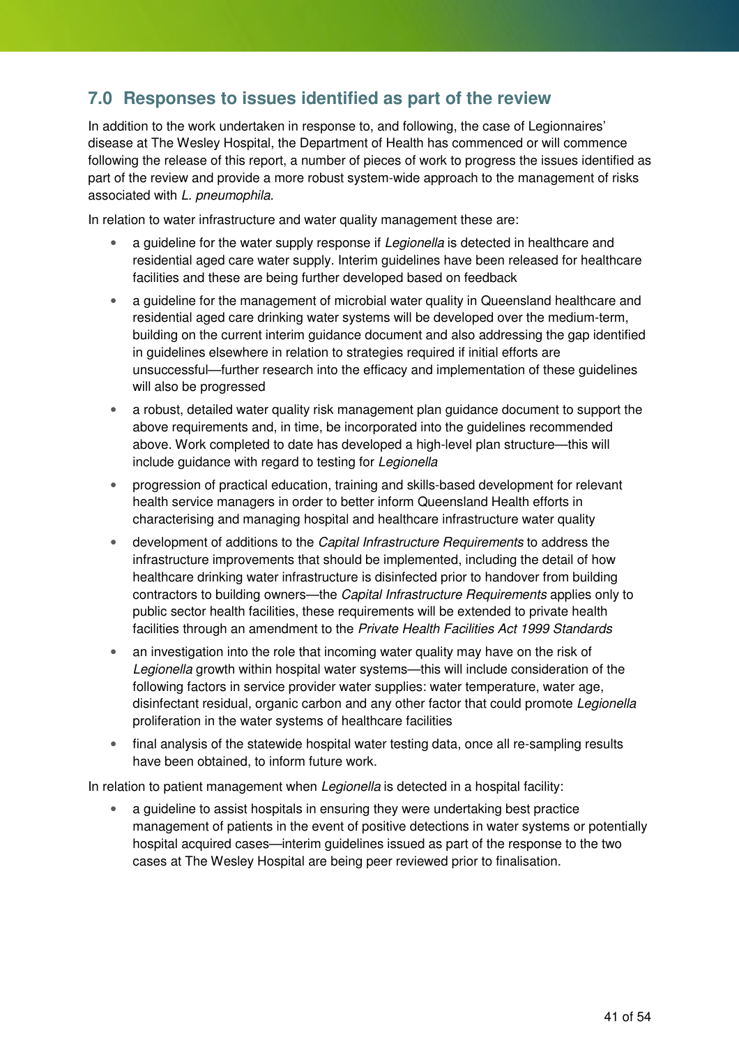## 7.0 Responses to issues identified as part of the review

In addition to the work undertaken in response to, and following, the case of Legionnaires' disease at The Wesley Hospital, the Department of Health has commenced or will commence following the release of this report, a number of pieces of work to progress the issues identified as part of the review and provide a more robust system-wide approach to the management of risks associated with *L. pneumophila*.

In relation to water infrastructure and water quality management these are:

- a guideline for the water supply response if *Legionella* is detected in healthcare and residential aged care water supply. Interim guidelines have been released for healthcare facilities and these are being further developed based on feedback
- a guideline for the management of microbial water quality in Queensland healthcare and residential aged care drinking water systems will be developed over the medium-term, building on the current interim guidance document and also addressing the gap identified in guidelines elsewhere in relation to strategies required if initial efforts are unsuccessful—further research into the efficacy and implementation of these guidelines will also be progressed
- a robust, detailed water quality risk management plan guidance document to support the above requirements and, in time, be incorporated into the guidelines recommended above. Work completed to date has developed a high-level plan structure—this will include guidance with regard to testing for *Legionella*
- progression of practical education, training and skills-based development for relevant health service managers in order to better inform Queensland Health efforts in characterising and managing hospital and healthcare infrastructure water quality
- development of additions to the *Capital Infrastructure Requirements* to address the infrastructure improvements that should be implemented, including the detail of how healthcare drinking water infrastructure is disinfected prior to handover from building contractors to building owners—the *Capital Infrastructure Requirements* applies only to public sector health facilities, these requirements will be extended to private health facilities through an amendment to the *Private Health Facilities Act 1999 Standards*
- an investigation into the role that incoming water quality may have on the risk of *Legionella* growth within hospital water systems—this will include consideration of the following factors in service provider water supplies: water temperature, water age, disinfectant residual, organic carbon and any other factor that could promote *Legionella* proliferation in the water systems of healthcare facilities
- final analysis of the statewide hospital water testing data, once all re-sampling results have been obtained, to inform future work.

In relation to patient management when *Legionella* is detected in a hospital facility:

- a guideline to assist hospitals in ensuring they were undertaking best practice management of patients in the event of positive detections in water systems or potentially hospital acquired cases—interim guidelines issued as part of the response to the two cases at The Wesley Hospital are being peer reviewed prior to finalisation.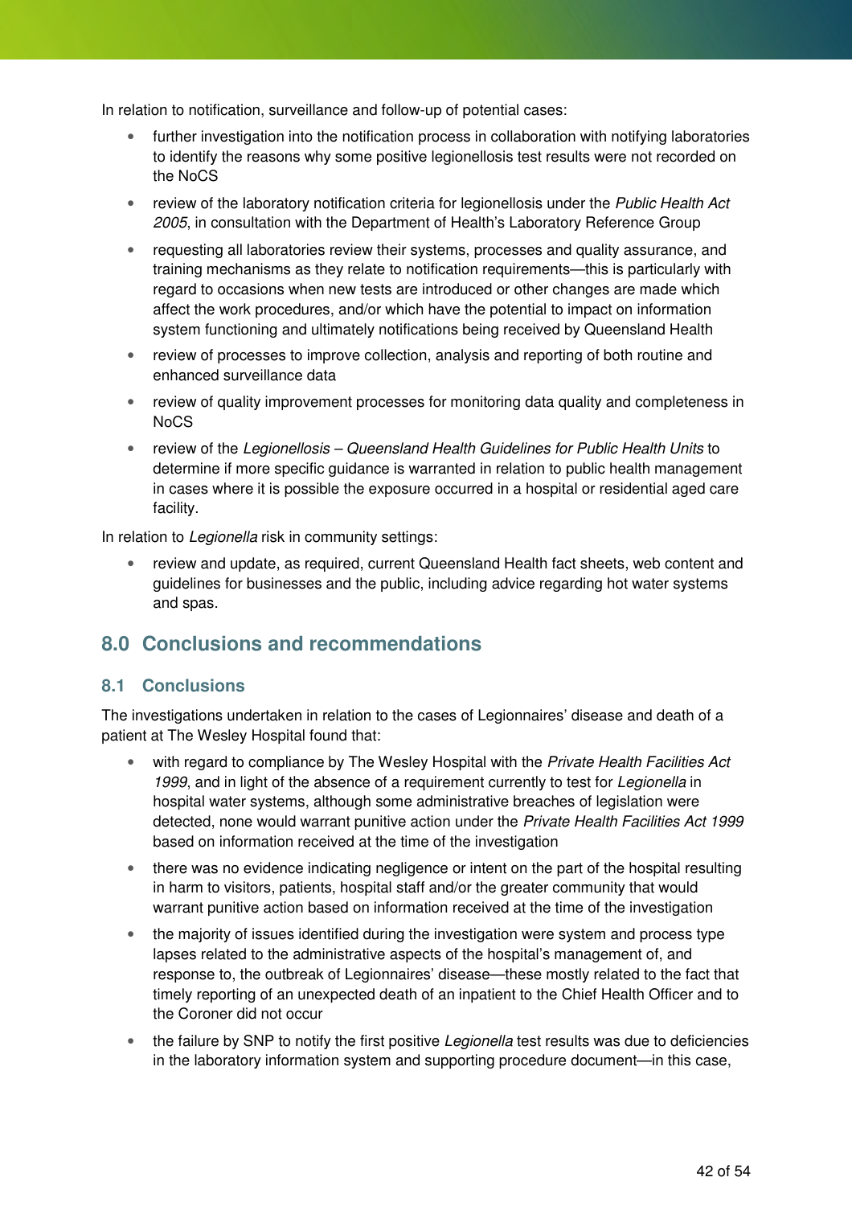In relation to notification, surveillance and follow-up of potential cases:

- further investigation into the notification process in collaboration with notifying laboratories to identify the reasons why some positive legionellosis test results were not recorded on the NoCS
- review of the laboratory notification criteria for legionellosis under the *Public Health Act 2005*, in consultation with the Department of Health's Laboratory Reference Group
- requesting all laboratories review their systems, processes and quality assurance, and training mechanisms as they relate to notification requirements—this is particularly with regard to occasions when new tests are introduced or other changes are made which affect the work procedures, and/or which have the potential to impact on information system functioning and ultimately notifications being received by Queensland Health
- review of processes to improve collection, analysis and reporting of both routine and enhanced surveillance data
- review of quality improvement processes for monitoring data quality and completeness in NoCS
- review of the *Legionellosis – Queensland Health Guidelines for Public Health Units* to determine if more specific guidance is warranted in relation to public health management in cases where it is possible the exposure occurred in a hospital or residential aged care facility.

In relation to *Legionella* risk in community settings:

- review and update, as required, current Queensland Health fact sheets, web content and guidelines for businesses and the public, including advice regarding hot water systems and spas.

## 8.0 Conclusions and recommendations

### 8.1 Conclusions

The investigations undertaken in relation to the cases of Legionnaires' disease and death of a patient at The Wesley Hospital found that:

- with regard to compliance by The Wesley Hospital with the *Private Health Facilities Act 1999*, and in light of the absence of a requirement currently to test for *Legionella* in hospital water systems, although some administrative breaches of legislation were detected, none would warrant punitive action under the *Private Health Facilities Act 1999* based on information received at the time of the investigation
- there was no evidence indicating negligence or intent on the part of the hospital resulting in harm to visitors, patients, hospital staff and/or the greater community that would warrant punitive action based on information received at the time of the investigation
- the majority of issues identified during the investigation were system and process type lapses related to the administrative aspects of the hospital's management of, and response to, the outbreak of Legionnaires' disease—these mostly related to the fact that timely reporting of an unexpected death of an inpatient to the Chief Health Officer and to the Coroner did not occur
- the failure by SNP to notify the first positive *Legionella* test results was due to deficiencies in the laboratory information system and supporting procedure document—in this case,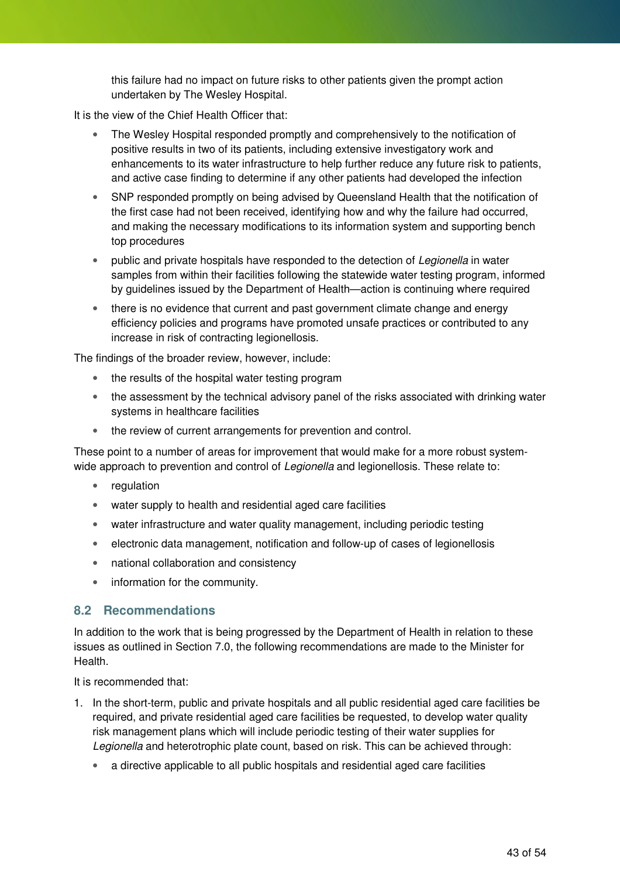this failure had no impact on future risks to other patients given the prompt action undertaken by The Wesley Hospital.

It is the view of the Chief Health Officer that:

- The Wesley Hospital responded promptly and comprehensively to the notification of positive results in two of its patients, including extensive investigatory work and enhancements to its water infrastructure to help further reduce any future risk to patients, and active case finding to determine if any other patients had developed the infection
- SNP responded promptly on being advised by Queensland Health that the notification of the first case had not been received, identifying how and why the failure had occurred, and making the necessary modifications to its information system and supporting bench top procedures
- public and private hospitals have responded to the detection of *Legionella* in water samples from within their facilities following the statewide water testing program, informed by guidelines issued by the Department of Health—action is continuing where required
- there is no evidence that current and past government climate change and energy efficiency policies and programs have promoted unsafe practices or contributed to any increase in risk of contracting legionellosis.

The findings of the broader review, however, include:

- the results of the hospital water testing program
- the assessment by the technical advisory panel of the risks associated with drinking water systems in healthcare facilities
- the review of current arrangements for prevention and control.

These point to a number of areas for improvement that would make for a more robust system-wide approach to prevention and control of *Legionella* and legionellosis. These relate to:

- regulation
- water supply to health and residential aged care facilities
- water infrastructure and water quality management, including periodic testing
- electronic data management, notification and follow-up of cases of legionellosis
- national collaboration and consistency
- information for the community.

## 8.2 Recommendations

In addition to the work that is being progressed by the Department of Health in relation to these issues as outlined in Section 7.0, the following recommendations are made to the Minister for Health.

It is recommended that:

1. In the short-term, public and private hospitals and all public residential aged care facilities be required, and private residential aged care facilities be requested, to develop water quality risk management plans which will include periodic testing of their water supplies for *Legionella* and heterotrophic plate count, based on risk. This can be achieved through:
   - a directive applicable to all public hospitals and residential aged care facilities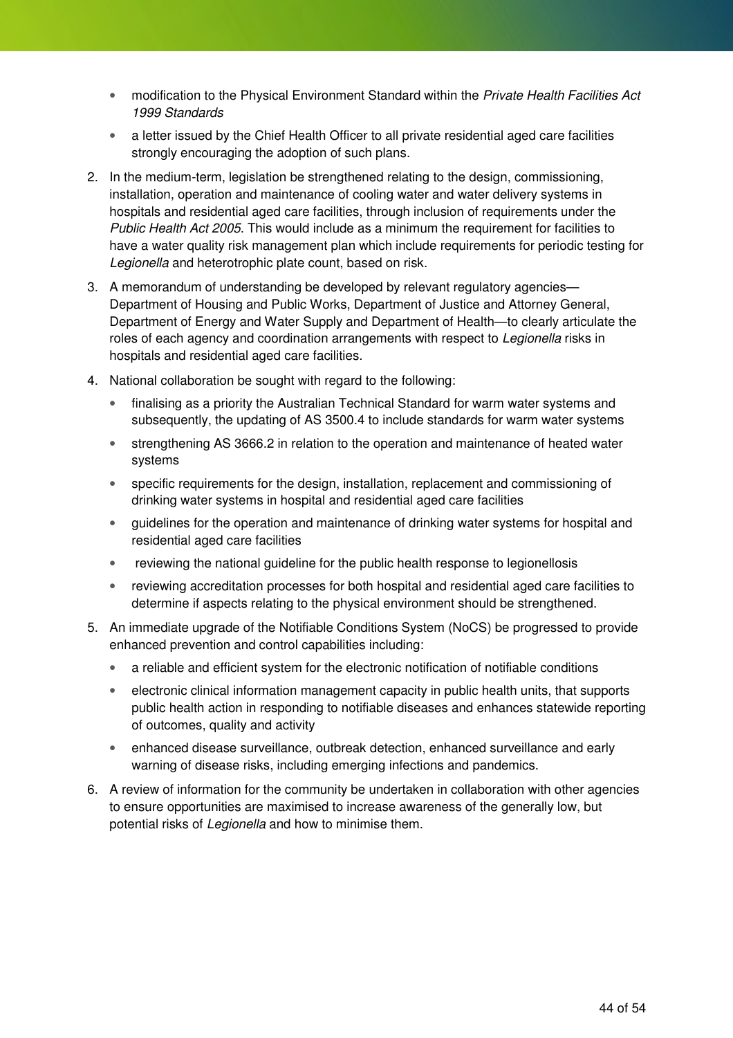- modification to the Physical Environment Standard within the *Private Health Facilities Act 1999 Standards*
- a letter issued by the Chief Health Officer to all private residential aged care facilities strongly encouraging the adoption of such plans.

2. In the medium-term, legislation be strengthened relating to the design, commissioning, installation, operation and maintenance of cooling water and water delivery systems in hospitals and residential aged care facilities, through inclusion of requirements under the *Public Health Act 2005*. This would include as a minimum the requirement for facilities to have a water quality risk management plan which include requirements for periodic testing for *Legionella* and heterotrophic plate count, based on risk.
3. A memorandum of understanding be developed by relevant regulatory agencies—Department of Housing and Public Works, Department of Justice and Attorney General, Department of Energy and Water Supply and Department of Health—to clearly articulate the roles of each agency and coordination arrangements with respect to *Legionella* risks in hospitals and residential aged care facilities.
4. National collaboration be sought with regard to the following:
   - finalising as a priority the Australian Technical Standard for warm water systems and subsequently, the updating of AS 3500.4 to include standards for warm water systems
   - strengthening AS 3666.2 in relation to the operation and maintenance of heated water systems
   - specific requirements for the design, installation, replacement and commissioning of drinking water systems in hospital and residential aged care facilities
   - guidelines for the operation and maintenance of drinking water systems for hospital and residential aged care facilities
   - reviewing the national guideline for the public health response to legionellosis
   - reviewing accreditation processes for both hospital and residential aged care facilities to determine if aspects relating to the physical environment should be strengthened.
5. An immediate upgrade of the Notifiable Conditions System (NoCS) be progressed to provide enhanced prevention and control capabilities including:
   - a reliable and efficient system for the electronic notification of notifiable conditions
   - electronic clinical information management capacity in public health units, that supports public health action in responding to notifiable diseases and enhances statewide reporting of outcomes, quality and activity
   - enhanced disease surveillance, outbreak detection, enhanced surveillance and early warning of disease risks, including emerging infections and pandemics.
6. A review of information for the community be undertaken in collaboration with other agencies to ensure opportunities are maximised to increase awareness of the generally low, but potential risks of *Legionella* and how to minimise them.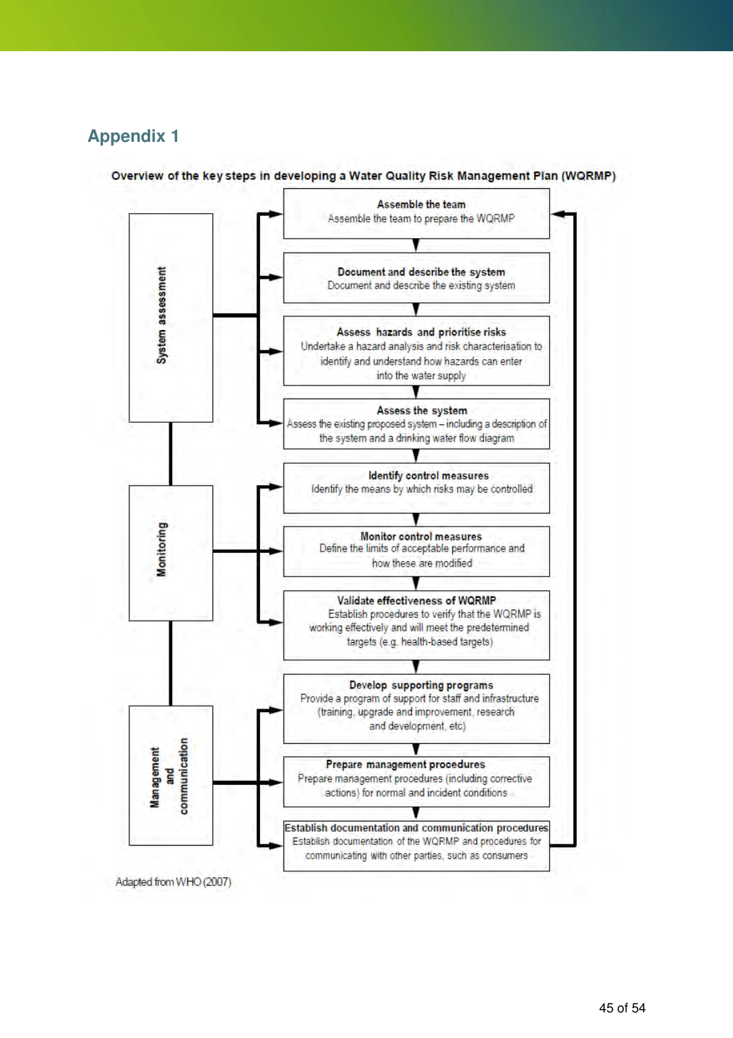## Appendix 1

**Overview of the key steps in developing a Water Quality Risk Management Plan (WQRMP)**

**System assessment**

**Assemble the team**
Assemble the team to prepare the WQRMP

**Document and describe the system**
Document and describe the existing system

**Assess hazards and prioritise risks**
Undertake a hazard analysis and risk characterisation to identify and understand how hazards can enter into the water supply

**Assess the system**
Assess the existing proposed system – including a description of the system and a drinking water flow diagram

**Monitoring**

**Identify control measures**
Identify the means by which risks may be controlled

**Monitor control measures**
Define the limits of acceptable performance and how these are modified

**Validate effectiveness of WQRMP**
Establish procedures to verify that the WQRMP is working effectively and will meet the predetermined targets (e.g. health-based targets)

**Management and communication**

**Develop supporting programs**
Provide a program of support for staff and infrastructure (training, upgrade and improvement, research and development, etc)

**Prepare management procedures**
Prepare management procedures (including corrective actions) for normal and incident conditions

**Establish documentation and communication procedures**
Establish documentation of the WQRMP and procedures for communicating with other parties, such as consumers

Adapted from WHO (2007)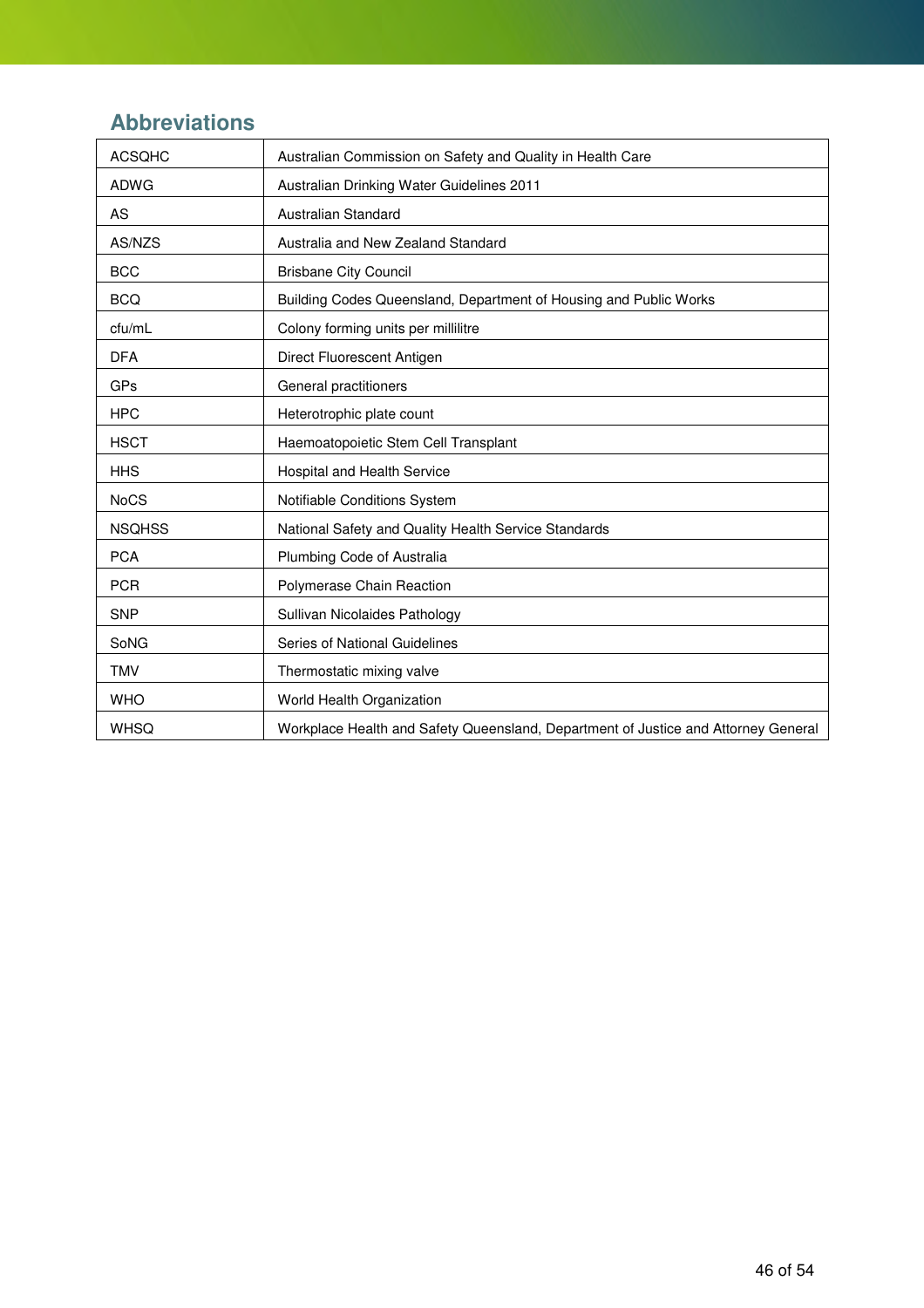## Abbreviations

| | |
|---|---|
| ACSQHC | Australian Commission on Safety and Quality in Health Care |
| ADWG | Australian Drinking Water Guidelines 2011 |
| AS | Australian Standard |
| AS/NZS | Australia and New Zealand Standard |
| BCC | Brisbane City Council |
| BCQ | Building Codes Queensland, Department of Housing and Public Works |
| cfu/mL | Colony forming units per millilitre |
| DFA | Direct Fluorescent Antigen |
| GPs | General practitioners |
| HPC | Heterotrophic plate count |
| HSCT | Haemoatopoietic Stem Cell Transplant |
| HHS | Hospital and Health Service |
| NoCS | Notifiable Conditions System |
| NSQHSS | National Safety and Quality Health Service Standards |
| PCA | Plumbing Code of Australia |
| PCR | Polymerase Chain Reaction |
| SNP | Sullivan Nicolaides Pathology |
| SoNG | Series of National Guidelines |
| TMV | Thermostatic mixing valve |
| WHO | World Health Organization |
| WHSQ | Workplace Health and Safety Queensland, Department of Justice and Attorney General |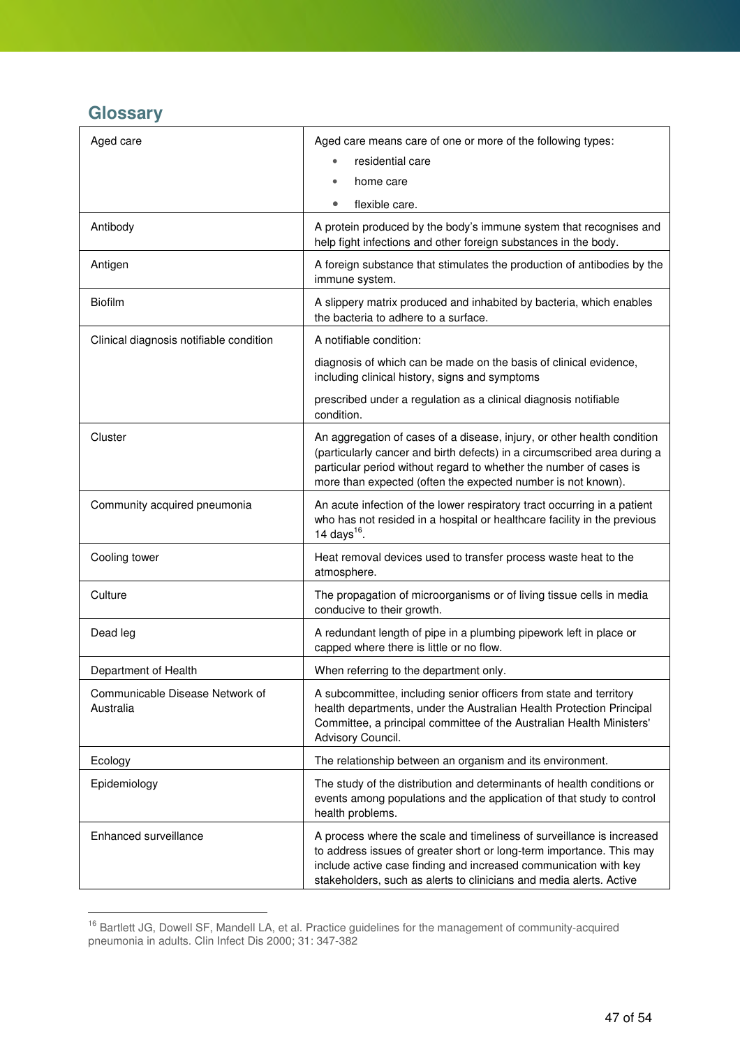## Glossary

| | |
|---|---|
| Aged care | Aged care means care of one or more of the following types: <br>• residential care <br>• home care <br>• flexible care. |
| Antibody | A protein produced by the body's immune system that recognises and help fight infections and other foreign substances in the body. |
| Antigen | A foreign substance that stimulates the production of antibodies by the immune system. |
| Biofilm | A slippery matrix produced and inhabited by bacteria, which enables the bacteria to adhere to a surface. |
| Clinical diagnosis notifiable condition | A notifiable condition: <br>diagnosis of which can be made on the basis of clinical evidence, including clinical history, signs and symptoms <br>prescribed under a regulation as a clinical diagnosis notifiable condition. |
| Cluster | An aggregation of cases of a disease, injury, or other health condition (particularly cancer and birth defects) in a circumscribed area during a particular period without regard to whether the number of cases is more than expected (often the expected number is not known). |
| Community acquired pneumonia | An acute infection of the lower respiratory tract occurring in a patient who has not resided in a hospital or healthcare facility in the previous 14 days[16]. |
| Cooling tower | Heat removal devices used to transfer process waste heat to the atmosphere. |
| Culture | The propagation of microorganisms or of living tissue cells in media conducive to their growth. |
| Dead leg | A redundant length of pipe in a plumbing pipework left in place or capped where there is little or no flow. |
| Department of Health | When referring to the department only. |
| Communicable Disease Network of Australia | A subcommittee, including senior officers from state and territory health departments, under the Australian Health Protection Principal Committee, a principal committee of the Australian Health Ministers' Advisory Council. |
| Ecology | The relationship between an organism and its environment. |
| Epidemiology | The study of the distribution and determinants of health conditions or events among populations and the application of that study to control health problems. |
| Enhanced surveillance | A process where the scale and timeliness of surveillance is increased to address issues of greater short or long-term importance. This may include active case finding and increased communication with key stakeholders, such as alerts to clinicians and media alerts. Active |

[16] Bartlett JG, Dowell SF, Mandell LA, et al. Practice guidelines for the management of community-acquired pneumonia in adults. Clin Infect Dis 2000; 31: 347-382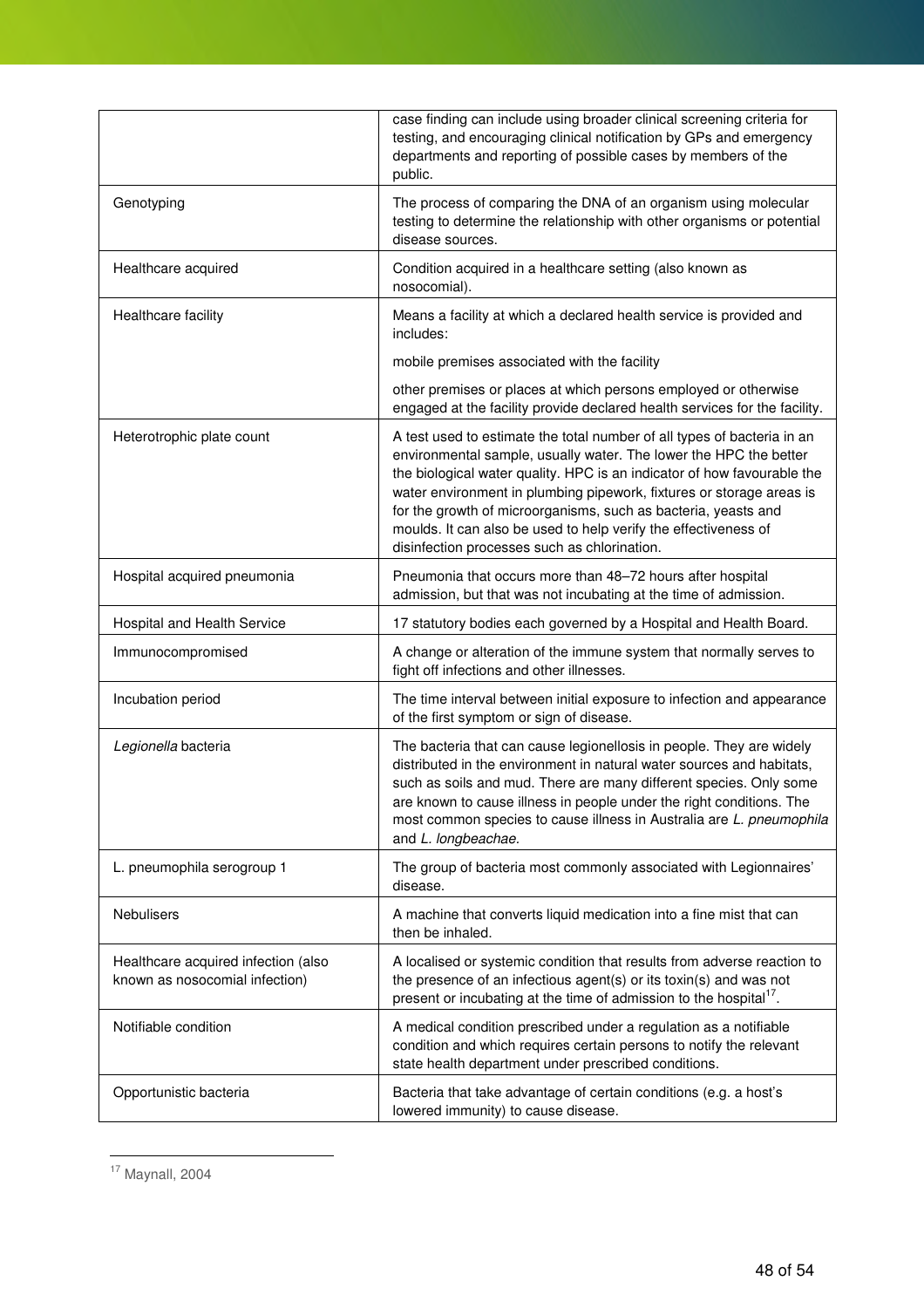| | |
|---|---|
| | case finding can include using broader clinical screening criteria for testing, and encouraging clinical notification by GPs and emergency departments and reporting of possible cases by members of the public. |
| Genotyping | The process of comparing the DNA of an organism using molecular testing to determine the relationship with other organisms or potential disease sources. |
| Healthcare acquired | Condition acquired in a healthcare setting (also known as nosocomial). |
| Healthcare facility | Means a facility at which a declared health service is provided and includes:<br><br>mobile premises associated with the facility<br><br>other premises or places at which persons employed or otherwise engaged at the facility provide declared health services for the facility. |
| Heterotrophic plate count | A test used to estimate the total number of all types of bacteria in an environmental sample, usually water. The lower the HPC the better the biological water quality. HPC is an indicator of how favourable the water environment in plumbing pipework, fixtures or storage areas is for the growth of microorganisms, such as bacteria, yeasts and moulds. It can also be used to help verify the effectiveness of disinfection processes such as chlorination. |
| Hospital acquired pneumonia | Pneumonia that occurs more than 48–72 hours after hospital admission, but that was not incubating at the time of admission. |
| Hospital and Health Service | 17 statutory bodies each governed by a Hospital and Health Board. |
| Immunocompromised | A change or alteration of the immune system that normally serves to fight off infections and other illnesses. |
| Incubation period | The time interval between initial exposure to infection and appearance of the first symptom or sign of disease. |
| *Legionella* bacteria | The bacteria that can cause legionellosis in people. They are widely distributed in the environment in natural water sources and habitats, such as soils and mud. There are many different species. Only some are known to cause illness in people under the right conditions. The most common species to cause illness in Australia are *L. pneumophila* and *L. longbeachae*. |
| L. pneumophila serogroup 1 | The group of bacteria most commonly associated with Legionnaires' disease. |
| Nebulisers | A machine that converts liquid medication into a fine mist that can then be inhaled. |
| Healthcare acquired infection (also known as nosocomial infection) | A localised or systemic condition that results from adverse reaction to the presence of an infectious agent(s) or its toxin(s) and was not present or incubating at the time of admission to the hospital[17]. |
| Notifiable condition | A medical condition prescribed under a regulation as a notifiable condition and which requires certain persons to notify the relevant state health department under prescribed conditions. |
| Opportunistic bacteria | Bacteria that take advantage of certain conditions (e.g. a host's lowered immunity) to cause disease. |

[17] Maynall, 2004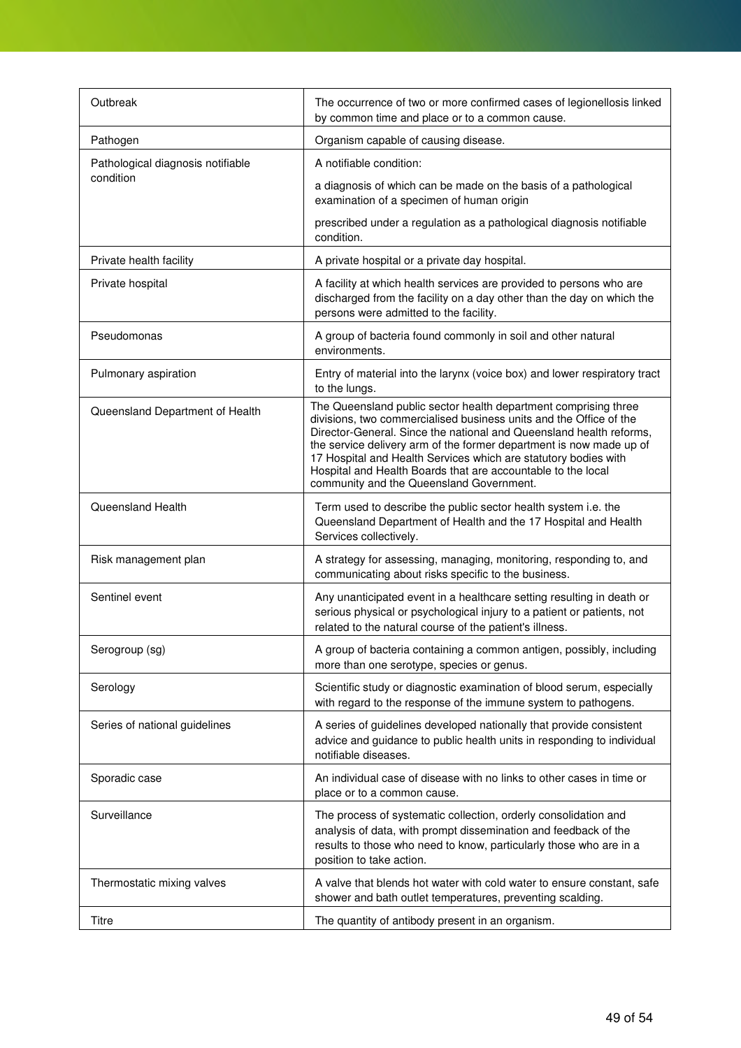| | |
|---|---|
| Outbreak | The occurrence of two or more confirmed cases of legionellosis linked by common time and place or to a common cause. |
| Pathogen | Organism capable of causing disease. |
| Pathological diagnosis notifiable condition | A notifiable condition:<br><br>a diagnosis of which can be made on the basis of a pathological examination of a specimen of human origin<br><br>prescribed under a regulation as a pathological diagnosis notifiable condition. |
| Private health facility | A private hospital or a private day hospital. |
| Private hospital | A facility at which health services are provided to persons who are discharged from the facility on a day other than the day on which the persons were admitted to the facility. |
| Pseudomonas | A group of bacteria found commonly in soil and other natural environments. |
| Pulmonary aspiration | Entry of material into the larynx (voice box) and lower respiratory tract to the lungs. |
| Queensland Department of Health | The Queensland public sector health department comprising three divisions, two commercialised business units and the Office of the Director-General. Since the national and Queensland health reforms, the service delivery arm of the former department is now made up of 17 Hospital and Health Services which are statutory bodies with Hospital and Health Boards that are accountable to the local community and the Queensland Government. |
| Queensland Health | Term used to describe the public sector health system i.e. the Queensland Department of Health and the 17 Hospital and Health Services collectively. |
| Risk management plan | A strategy for assessing, managing, monitoring, responding to, and communicating about risks specific to the business. |
| Sentinel event | Any unanticipated event in a healthcare setting resulting in death or serious physical or psychological injury to a patient or patients, not related to the natural course of the patient's illness. |
| Serogroup (sg) | A group of bacteria containing a common antigen, possibly, including more than one serotype, species or genus. |
| Serology | Scientific study or diagnostic examination of blood serum, especially with regard to the response of the immune system to pathogens. |
| Series of national guidelines | A series of guidelines developed nationally that provide consistent advice and guidance to public health units in responding to individual notifiable diseases. |
| Sporadic case | An individual case of disease with no links to other cases in time or place or to a common cause. |
| Surveillance | The process of systematic collection, orderly consolidation and analysis of data, with prompt dissemination and feedback of the results to those who need to know, particularly those who are in a position to take action. |
| Thermostatic mixing valves | A valve that blends hot water with cold water to ensure constant, safe shower and bath outlet temperatures, preventing scalding. |
| Titre | The quantity of antibody present in an organism. |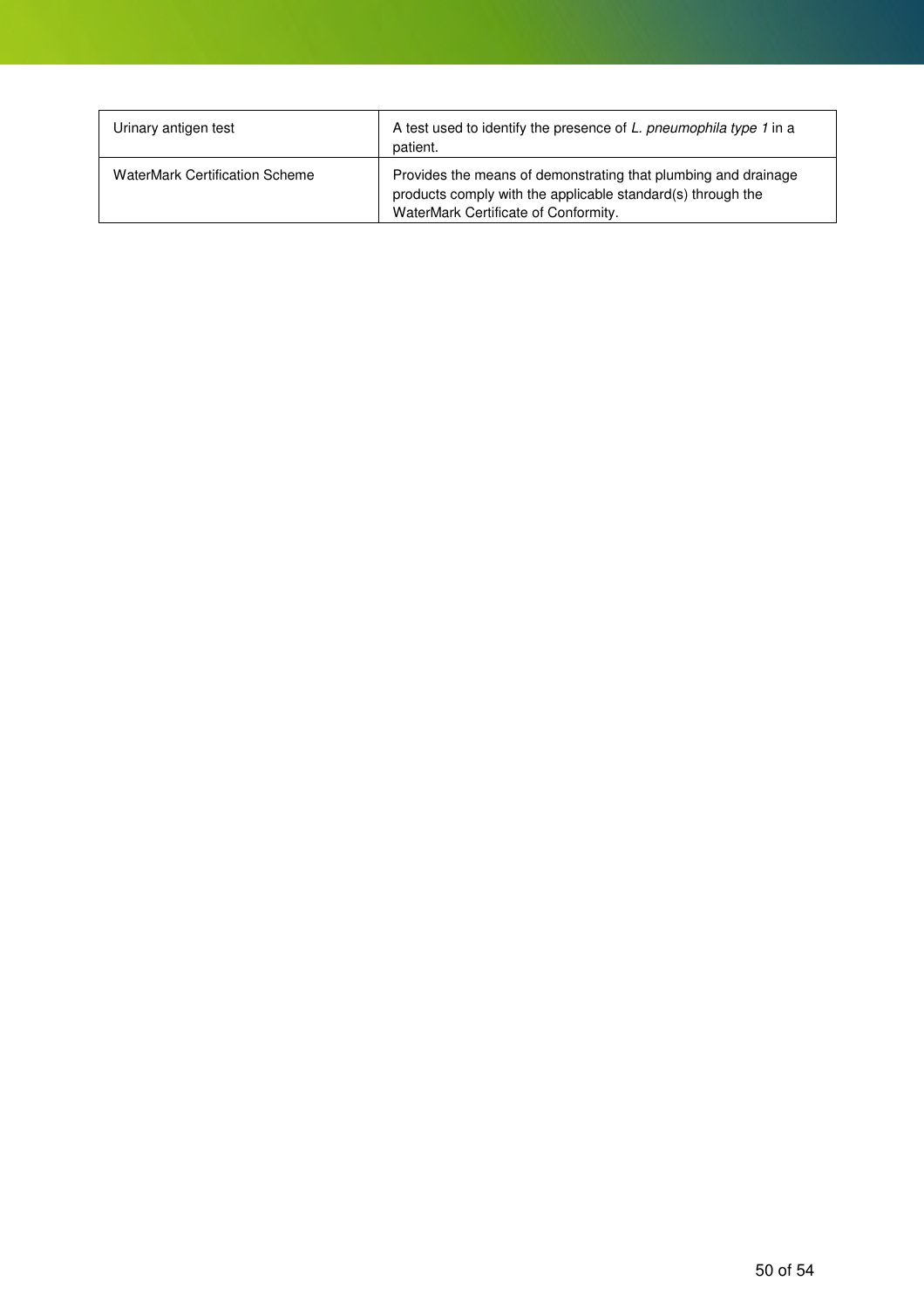| | |
|---|---|
| Urinary antigen test | A test used to identify the presence of *L. pneumophila type 1* in a patient. |
| WaterMark Certification Scheme | Provides the means of demonstrating that plumbing and drainage products comply with the applicable standard(s) through the WaterMark Certificate of Conformity. |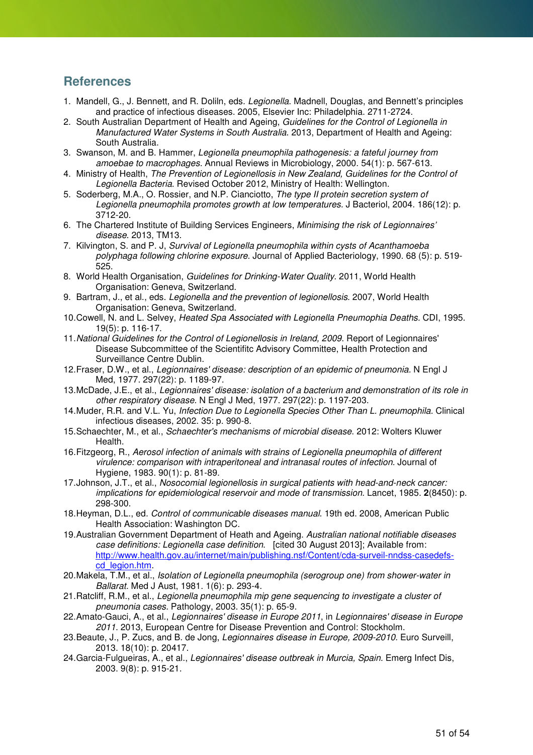## References

1. Mandell, G., J. Bennett, and R. Doliln, eds. *Legionella*. Madnell, Douglas, and Bennett's principles and practice of infectious diseases. 2005, Elsevier Inc: Philadelphia. 2711-2724.
2. South Australian Department of Health and Ageing, *Guidelines for the Control of Legionella in Manufactured Water Systems in South Australia*. 2013, Department of Health and Ageing: South Australia.
3. Swanson, M. and B. Hammer, *Legionella pneumophila pathogenesis: a fateful journey from amoebae to macrophages.* Annual Reviews in Microbiology, 2000. 54(1): p. 567-613.
4. Ministry of Health, *The Prevention of Legionellosis in New Zealand, Guidelines for the Control of Legionella Bacteria*. Revised October 2012, Ministry of Health: Wellington.
5. Soderberg, M.A., O. Rossier, and N.P. Cianciotto, *The type II protein secretion system of Legionella pneumophila promotes growth at low temperatures.* J Bacteriol, 2004. 186(12): p. 3712-20.
6. The Chartered Institute of Building Services Engineers, *Minimising the risk of Legionnaires' disease*. 2013, TM13.
7. Kilvington, S. and P. J, *Survival of Legionella pneumophila within cysts of Acanthamoeba polyphaga following chlorine exposure*. Journal of Applied Bacteriology, 1990. 68 (5): p. 519-525.
8. World Health Organisation, *Guidelines for Drinking-Water Quality*. 2011, World Health Organisation: Geneva, Switzerland.
9. Bartram, J., et al., eds. *Legionella and the prevention of legionellosis*. 2007, World Health Organisation: Geneva, Switzerland.
10. Cowell, N. and L. Selvey, *Heated Spa Associated with Legionella Pneumophia Deaths*. CDI, 1995. 19(5): p. 116-17.
11. *National Guidelines for the Control of Legionellosis in Ireland, 2009*. Report of Legionnaires' Disease Subcommittee of the Scientifitc Advisory Committee, Health Protection and Surveillance Centre Dublin.
12. Fraser, D.W., et al., *Legionnaires' disease: description of an epidemic of pneumonia.* N Engl J Med, 1977. 297(22): p. 1189-97.
13. McDade, J.E., et al., *Legionnaires' disease: isolation of a bacterium and demonstration of its role in other respiratory disease.* N Engl J Med, 1977. 297(22): p. 1197-203.
14. Muder, R.R. and V.L. Yu, *Infection Due to Legionella Species Other Than L. pneumophila.* Clinical infectious diseases, 2002. 35: p. 990-8.
15. Schaechter, M., et al., *Schaechter's mechanisms of microbial disease.* 2012: Wolters Kluwer Health.
16. Fitzgeorg, R., *Aerosol infection of animals with strains of Legionella pneumophila of different virulence: comparison with intraperitoneal and intranasal routes of infection.* Journal of Hygiene, 1983. 90(1): p. 81-89.
17. Johnson, J.T., et al., *Nosocomial legionellosis in surgical patients with head-and-neck cancer: implications for epidemiological reservoir and mode of transmission.* Lancet, 1985. **2**(8450): p. 298-300.
18. Heyman, D.L., ed. *Control of communicable diseases manual*. 19th ed. 2008, American Public Health Association: Washington DC.
19. Australian Government Department of Heath and Ageing. *Australian national notifiable diseases case definitions: Legionella case definition*. [cited 30 August 2013]; Available from: http://www.health.gov.au/internet/main/publishing.nsf/Content/cda-surveil-nndss-casedefs-cd_legion.htm.
20. Makela, T.M., et al., *Isolation of Legionella pneumophila (serogroup one) from shower-water in Ballarat.* Med J Aust, 1981. 1(6): p. 293-4.
21. Ratcliff, R.M., et al., *Legionella pneumophila mip gene sequencing to investigate a cluster of pneumonia cases.* Pathology, 2003. 35(1): p. 65-9.
22. Amato-Gauci, A., et al., *Legionnaires' disease in Europe 2011*, in *Legionnaires' disease in Europe 2011*. 2013, European Centre for Disease Prevention and Control: Stockholm.
23. Beaute, J., P. Zucs, and B. de Jong, *Legionnaires disease in Europe, 2009-2010.* Euro Surveill, 2013. 18(10): p. 20417.
24. Garcia-Fulgueiras, A., et al., *Legionnaires' disease outbreak in Murcia, Spain.* Emerg Infect Dis, 2003. 9(8): p. 915-21.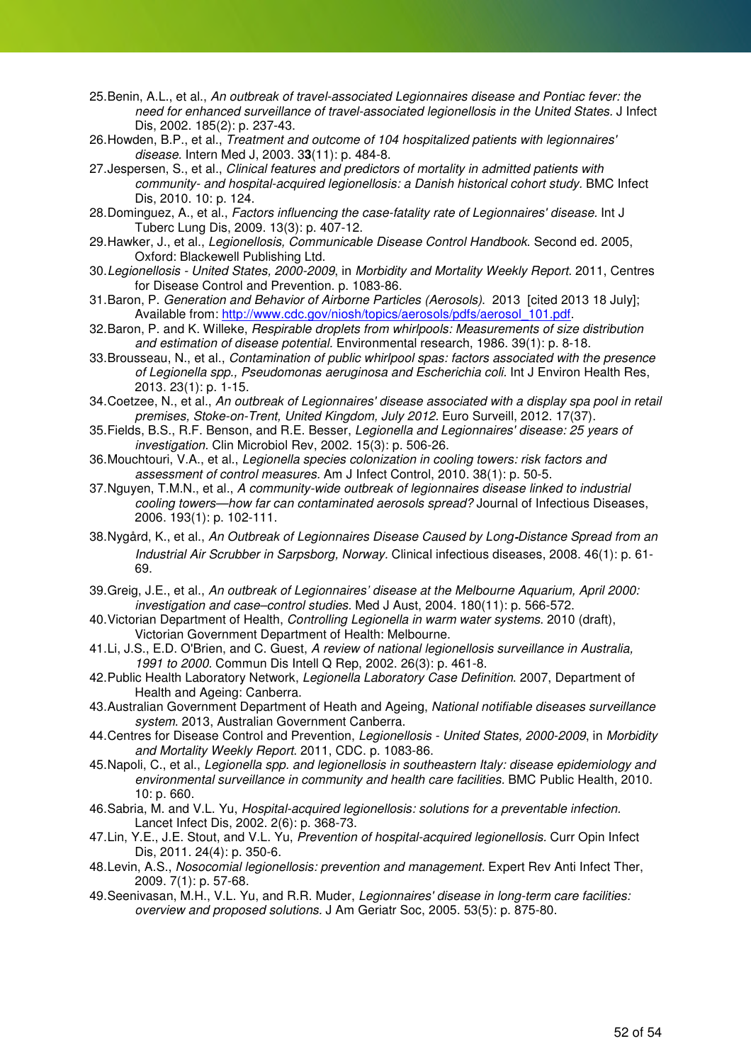25. Benin, A.L., et al., *An outbreak of travel-associated Legionnaires disease and Pontiac fever: the need for enhanced surveillance of travel-associated legionellosis in the United States.* J Infect Dis, 2002. 185(2): p. 237-43.
26. Howden, B.P., et al., *Treatment and outcome of 104 hospitalized patients with legionnaires' disease.* Intern Med J, 2003. 3**3**(11): p. 484-8.
27. Jespersen, S., et al., *Clinical features and predictors of mortality in admitted patients with community- and hospital-acquired legionellosis: a Danish historical cohort study.* BMC Infect Dis, 2010. 10: p. 124.
28. Dominguez, A., et al., *Factors influencing the case-fatality rate of Legionnaires' disease.* Int J Tuberc Lung Dis, 2009. 13(3): p. 407-12.
29. Hawker, J., et al., *Legionellosis, Communicable Disease Control Handbook*. Second ed. 2005, Oxford: Blackewell Publishing Ltd.
30. *Legionellosis - United States, 2000-2009*, in *Morbidity and Mortality Weekly Report*. 2011, Centres for Disease Control and Prevention. p. 1083-86.
31. Baron, P. *Generation and Behavior of Airborne Particles (Aerosols).* 2013 [cited 2013 18 July]; Available from: http://www.cdc.gov/niosh/topics/aerosols/pdfs/aerosol_101.pdf.
32. Baron, P. and K. Willeke, *Respirable droplets from whirlpools: Measurements of size distribution and estimation of disease potential.* Environmental research, 1986. 39(1): p. 8-18.
33. Brousseau, N., et al., *Contamination of public whirlpool spas: factors associated with the presence of Legionella spp., Pseudomonas aeruginosa and Escherichia coli.* Int J Environ Health Res, 2013. 23(1): p. 1-15.
34. Coetzee, N., et al., *An outbreak of Legionnaires' disease associated with a display spa pool in retail premises, Stoke-on-Trent, United Kingdom, July 2012.* Euro Surveill, 2012. 17(37).
35. Fields, B.S., R.F. Benson, and R.E. Besser, *Legionella and Legionnaires' disease: 25 years of investigation.* Clin Microbiol Rev, 2002. 15(3): p. 506-26.
36. Mouchtouri, V.A., et al., *Legionella species colonization in cooling towers: risk factors and assessment of control measures.* Am J Infect Control, 2010. 38(1): p. 50-5.
37. Nguyen, T.M.N., et al., *A community-wide outbreak of legionnaires disease linked to industrial cooling towers—how far can contaminated aerosols spread?* Journal of Infectious Diseases, 2006. 193(1): p. 102-111.
38. Nygård, K., et al., *An Outbreak of Legionnaires Disease Caused by Long-Distance Spread from an Industrial Air Scrubber in Sarpsborg, Norway.* Clinical infectious diseases, 2008. 46(1): p. 61-69.
39. Greig, J.E., et al., *An outbreak of Legionnaires' disease at the Melbourne Aquarium, April 2000: investigation and case–control studies.* Med J Aust, 2004. 180(11): p. 566-572.
40. Victorian Department of Health, *Controlling Legionella in warm water systems*. 2010 (draft), Victorian Government Department of Health: Melbourne.
41. Li, J.S., E.D. O'Brien, and C. Guest, *A review of national legionellosis surveillance in Australia, 1991 to 2000.* Commun Dis Intell Q Rep, 2002. 26(3): p. 461-8.
42. Public Health Laboratory Network, *Legionella Laboratory Case Definition*. 2007, Department of Health and Ageing: Canberra.
43. Australian Government Department of Heath and Ageing, *National notifiable diseases surveillance system*. 2013, Australian Government Canberra.
44. Centres for Disease Control and Prevention, *Legionellosis - United States, 2000-2009*, in *Morbidity and Mortality Weekly Report*. 2011, CDC. p. 1083-86.
45. Napoli, C., et al., *Legionella spp. and legionellosis in southeastern Italy: disease epidemiology and environmental surveillance in community and health care facilities.* BMC Public Health, 2010. 10: p. 660.
46. Sabria, M. and V.L. Yu, *Hospital-acquired legionellosis: solutions for a preventable infection*. Lancet Infect Dis, 2002. 2(6): p. 368-73.
47. Lin, Y.E., J.E. Stout, and V.L. Yu, *Prevention of hospital-acquired legionellosis.* Curr Opin Infect Dis, 2011. 24(4): p. 350-6.
48. Levin, A.S., *Nosocomial legionellosis: prevention and management*. Expert Rev Anti Infect Ther, 2009. 7(1): p. 57-68.
49. Seenivasan, M.H., V.L. Yu, and R.R. Muder, *Legionnaires' disease in long-term care facilities: overview and proposed solutions.* J Am Geriatr Soc, 2005. 53(5): p. 875-80.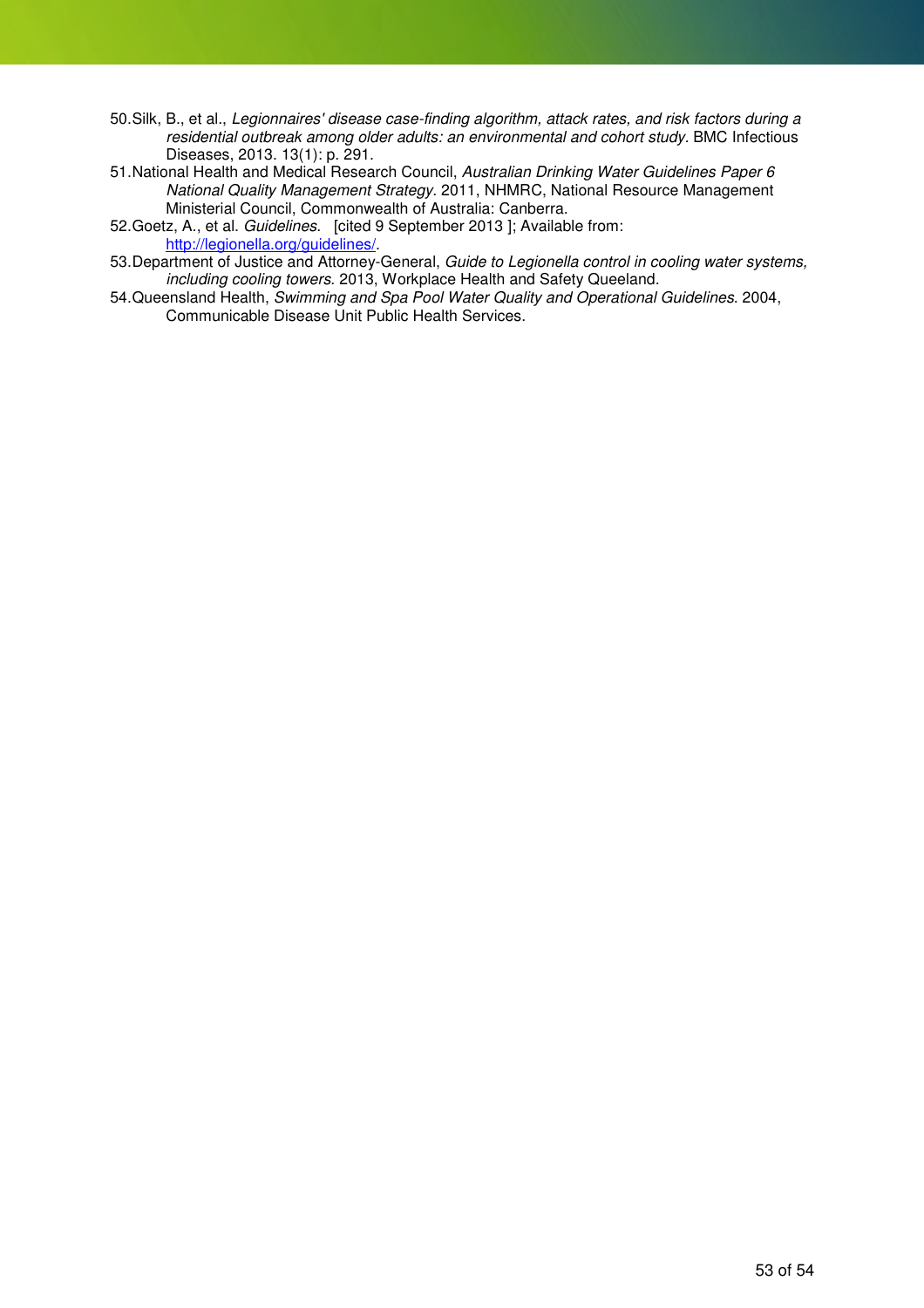50. Silk, B., et al., *Legionnaires' disease case-finding algorithm, attack rates, and risk factors during a residential outbreak among older adults: an environmental and cohort study*. BMC Infectious Diseases, 2013. 13(1): p. 291.
51. National Health and Medical Research Council, *Australian Drinking Water Guidelines Paper 6 National Quality Management Strategy*. 2011, NHMRC, National Resource Management Ministerial Council, Commonwealth of Australia: Canberra.
52. Goetz, A., et al. *Guidelines*. [cited 9 September 2013 ]; Available from: http://legionella.org/guidelines/.
53. Department of Justice and Attorney-General, *Guide to Legionella control in cooling water systems, including cooling towers*. 2013, Workplace Health and Safety Queeland.
54. Queensland Health, *Swimming and Spa Pool Water Quality and Operational Guidelines*. 2004, Communicable Disease Unit Public Health Services.